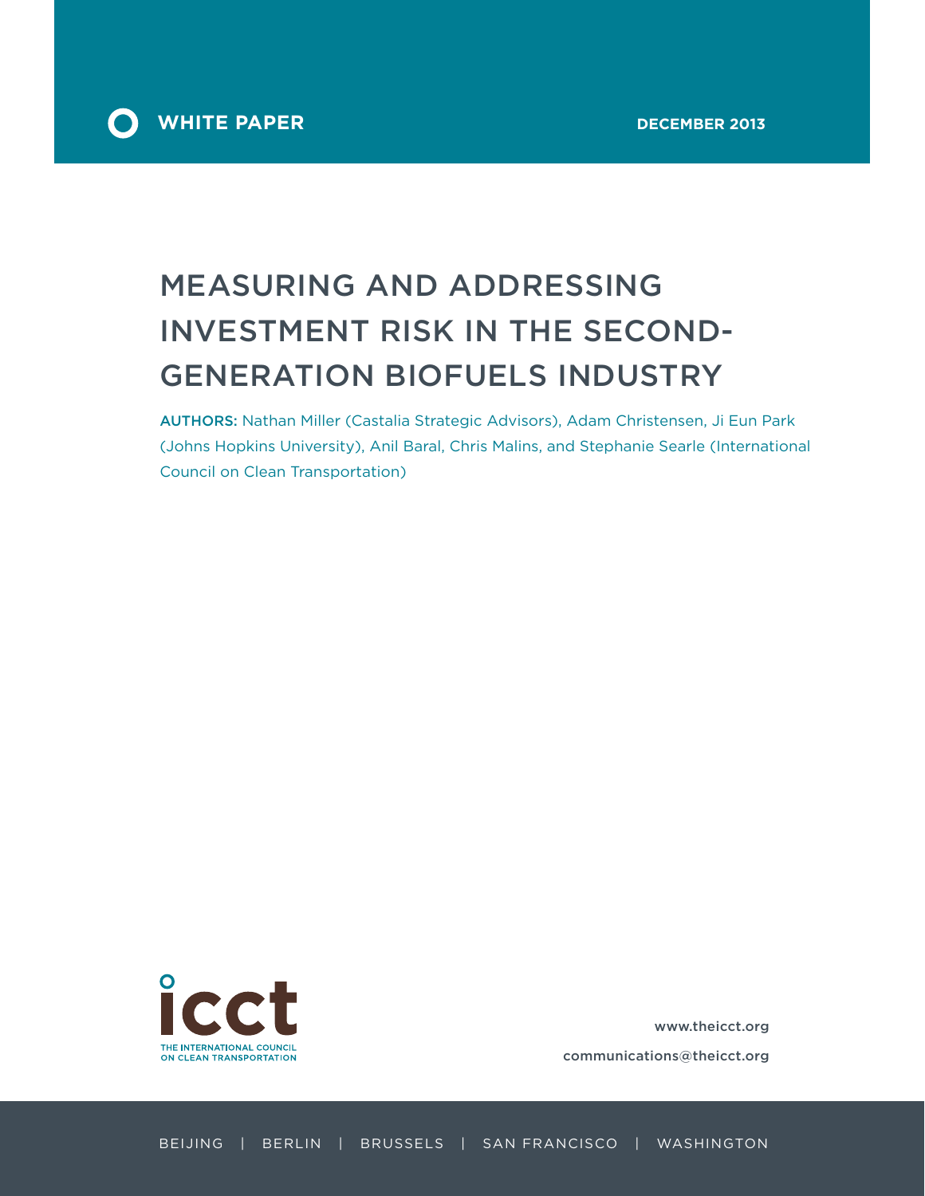WHITE PAPER

DECEMBER 2013

# MEASURING AND ADDRESSING INVESTMENT RISK IN THE SECOND-GENERATION BIOFUELS INDUSTRY

**AUTHORS:** Nathan Miller (Castalia Strategic Advisors), Adam Christensen, Ji Eun Park (Johns Hopkins University), Anil Baral, Chris Malins, and Stephanie Searle (International Council on Clean Transportation)

THE INTERNATIONAL COUNCIL ON CLEAN TRANSPORTATION

www.theicct.org

communications@theicct.org

BEIJING | BERLIN | BRUSSELS | SAN FRANCISCO | WASHINGTON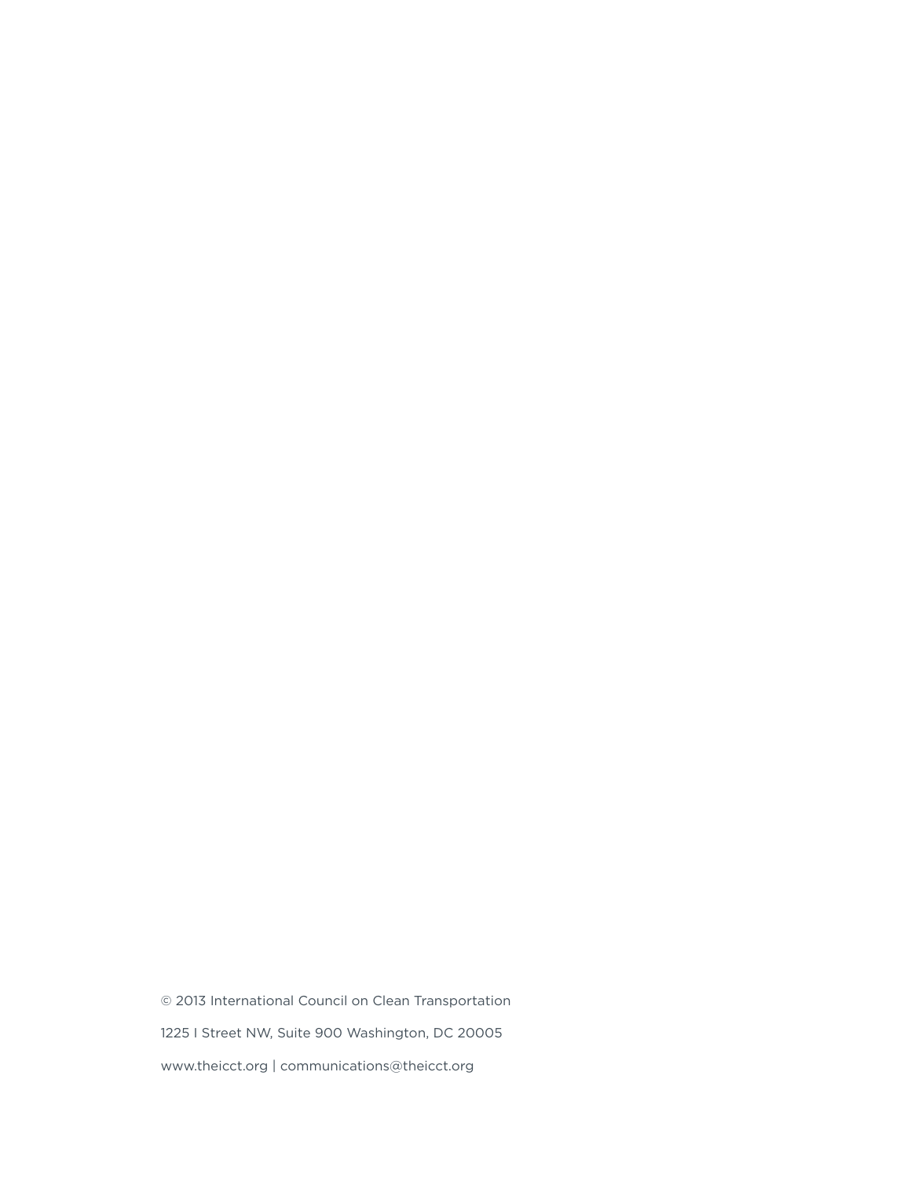© 2013 International Council on Clean Transportation

1225 I Street NW, Suite 900 Washington, DC 20005

www.theicct.org | communications@theicct.org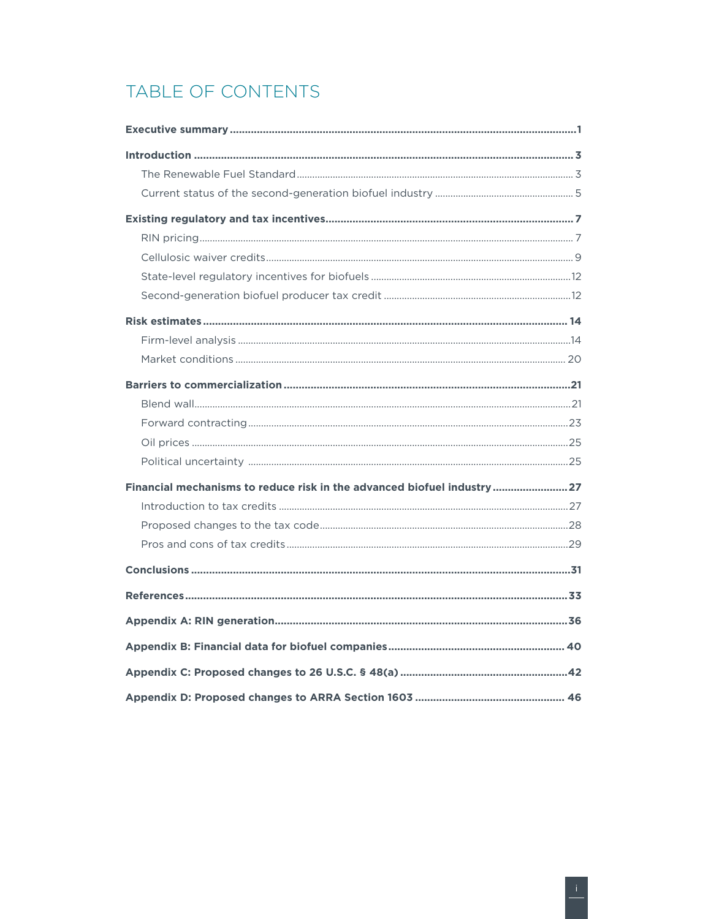# TABLE OF CONTENTS

**Executive summary** ..... 1

**Introduction** ..... 3

- The Renewable Fuel Standard ..... 3
- Current status of the second-generation biofuel industry ..... 5

**Existing regulatory and tax incentives** ..... 7

- RIN pricing ..... 7
- Cellulosic waiver credits ..... 9
- State-level regulatory incentives for biofuels ..... 12
- Second-generation biofuel producer tax credit ..... 12

**Risk estimates** ..... 14

- Firm-level analysis ..... 14
- Market conditions ..... 20

**Barriers to commercialization** ..... 21

- Blend wall ..... 21
- Forward contracting ..... 23
- Oil prices ..... 25
- Political uncertainty ..... 25

**Financial mechanisms to reduce risk in the advanced biofuel industry** ..... 27

- Introduction to tax credits ..... 27
- Proposed changes to the tax code ..... 28
- Pros and cons of tax credits ..... 29

**Conclusions** ..... 31

**References** ..... 33

**Appendix A: RIN generation** ..... 36

**Appendix B: Financial data for biofuel companies** ..... 40

**Appendix C: Proposed changes to 26 U.S.C. § 48(a)** ..... 42

**Appendix D: Proposed changes to ARRA Section 1603** ..... 46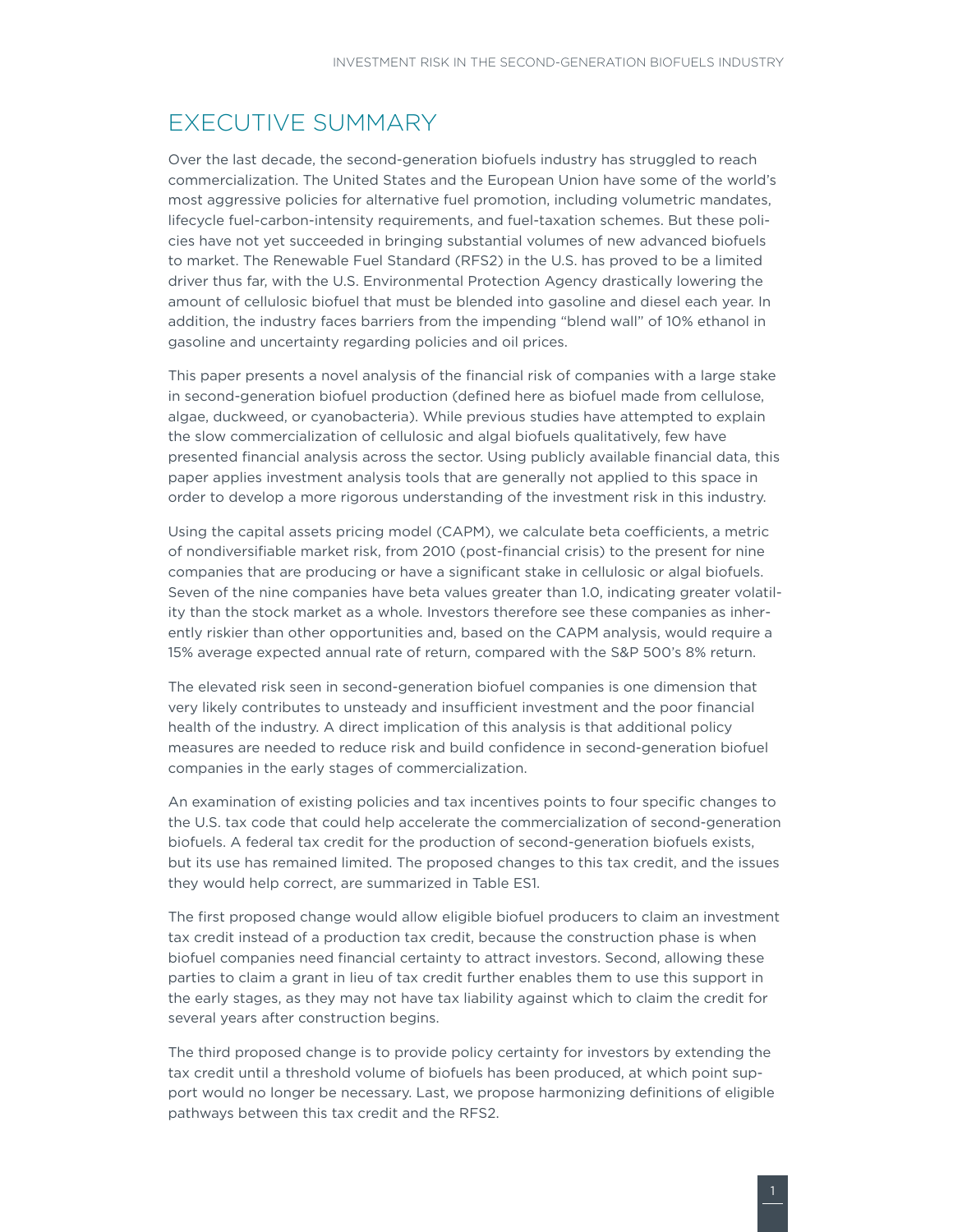# EXECUTIVE SUMMARY

Over the last decade, the second-generation biofuels industry has struggled to reach commercialization. The United States and the European Union have some of the world's most aggressive policies for alternative fuel promotion, including volumetric mandates, lifecycle fuel-carbon-intensity requirements, and fuel-taxation schemes. But these policies have not yet succeeded in bringing substantial volumes of new advanced biofuels to market. The Renewable Fuel Standard (RFS2) in the U.S. has proved to be a limited driver thus far, with the U.S. Environmental Protection Agency drastically lowering the amount of cellulosic biofuel that must be blended into gasoline and diesel each year. In addition, the industry faces barriers from the impending "blend wall" of 10% ethanol in gasoline and uncertainty regarding policies and oil prices.

This paper presents a novel analysis of the financial risk of companies with a large stake in second-generation biofuel production (defined here as biofuel made from cellulose, algae, duckweed, or cyanobacteria). While previous studies have attempted to explain the slow commercialization of cellulosic and algal biofuels qualitatively, few have presented financial analysis across the sector. Using publicly available financial data, this paper applies investment analysis tools that are generally not applied to this space in order to develop a more rigorous understanding of the investment risk in this industry.

Using the capital assets pricing model (CAPM), we calculate beta coefficients, a metric of nondiversifiable market risk, from 2010 (post-financial crisis) to the present for nine companies that are producing or have a significant stake in cellulosic or algal biofuels. Seven of the nine companies have beta values greater than 1.0, indicating greater volatility than the stock market as a whole. Investors therefore see these companies as inherently riskier than other opportunities and, based on the CAPM analysis, would require a 15% average expected annual rate of return, compared with the S&P 500's 8% return.

The elevated risk seen in second-generation biofuel companies is one dimension that very likely contributes to unsteady and insufficient investment and the poor financial health of the industry. A direct implication of this analysis is that additional policy measures are needed to reduce risk and build confidence in second-generation biofuel companies in the early stages of commercialization.

An examination of existing policies and tax incentives points to four specific changes to the U.S. tax code that could help accelerate the commercialization of second-generation biofuels. A federal tax credit for the production of second-generation biofuels exists, but its use has remained limited. The proposed changes to this tax credit, and the issues they would help correct, are summarized in Table ES1.

The first proposed change would allow eligible biofuel producers to claim an investment tax credit instead of a production tax credit, because the construction phase is when biofuel companies need financial certainty to attract investors. Second, allowing these parties to claim a grant in lieu of tax credit further enables them to use this support in the early stages, as they may not have tax liability against which to claim the credit for several years after construction begins.

The third proposed change is to provide policy certainty for investors by extending the tax credit until a threshold volume of biofuels has been produced, at which point support would no longer be necessary. Last, we propose harmonizing definitions of eligible pathways between this tax credit and the RFS2.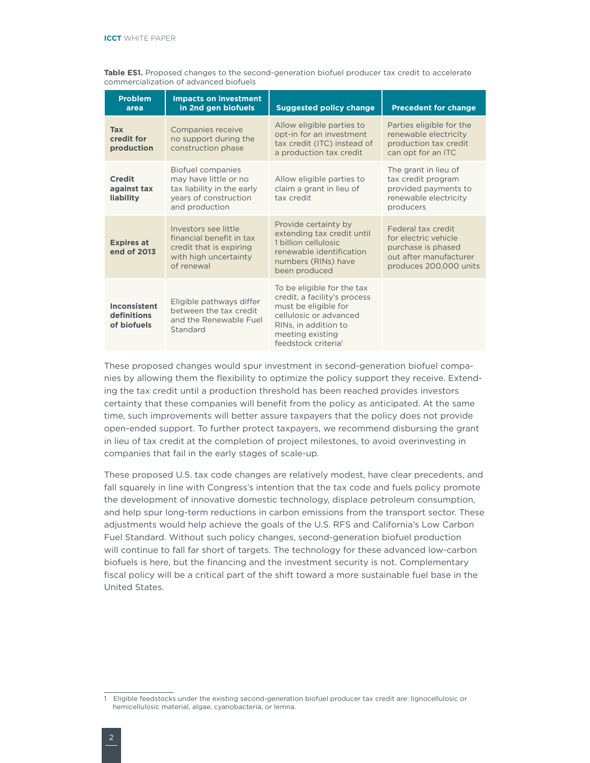**Table ES1.** Proposed changes to the second-generation biofuel producer tax credit to accelerate commercialization of advanced biofuels

| Problem area | Impacts on investment in 2nd gen biofuels | Suggested policy change | Precedent for change |
|---|---|---|---|
| **Tax credit for production** | Companies receive no support during the construction phase | Allow eligible parties to opt-in for an investment tax credit (ITC) instead of a production tax credit | Parties eligible for the renewable electricity production tax credit can opt for an ITC |
| **Credit against tax liability** | Biofuel companies may have little or no tax liability in the early years of construction and production | Allow eligible parties to claim a grant in lieu of tax credit | The grant in lieu of tax credit program provided payments to renewable electricity producers |
| **Expires at end of 2013** | Investors see little financial benefit in tax credit that is expiring with high uncertainty of renewal | Provide certainty by extending tax credit until 1 billion cellulosic renewable identification numbers (RINs) have been produced | Federal tax credit for electric vehicle purchase is phased out after manufacturer produces 200,000 units |
| **Inconsistent definitions of biofuels** | Eligible pathways differ between the tax credit and the Renewable Fuel Standard | To be eligible for the tax credit, a facility's process must be eligible for cellulosic or advanced RINs, in addition to meeting existing feedstock criteria[1] | |

These proposed changes would spur investment in second-generation biofuel companies by allowing them the flexibility to optimize the policy support they receive. Extending the tax credit until a production threshold has been reached provides investors certainty that these companies will benefit from the policy as anticipated. At the same time, such improvements will better assure taxpayers that the policy does not provide open-ended support. To further protect taxpayers, we recommend disbursing the grant in lieu of tax credit at the completion of project milestones, to avoid overinvesting in companies that fail in the early stages of scale-up.

These proposed U.S. tax code changes are relatively modest, have clear precedents, and fall squarely in line with Congress's intention that the tax code and fuels policy promote the development of innovative domestic technology, displace petroleum consumption, and help spur long-term reductions in carbon emissions from the transport sector. These adjustments would help achieve the goals of the U.S. RFS and California's Low Carbon Fuel Standard. Without such policy changes, second-generation biofuel production will continue to fall far short of targets. The technology for these advanced low-carbon biofuels is here, but the financing and the investment security is not. Complementary fiscal policy will be a critical part of the shift toward a more sustainable fuel base in the United States.

1 Eligible feedstocks under the existing second-generation biofuel producer tax credit are: lignocellulosic or hemicellulosic material, algae, cyanobacteria, or lemna.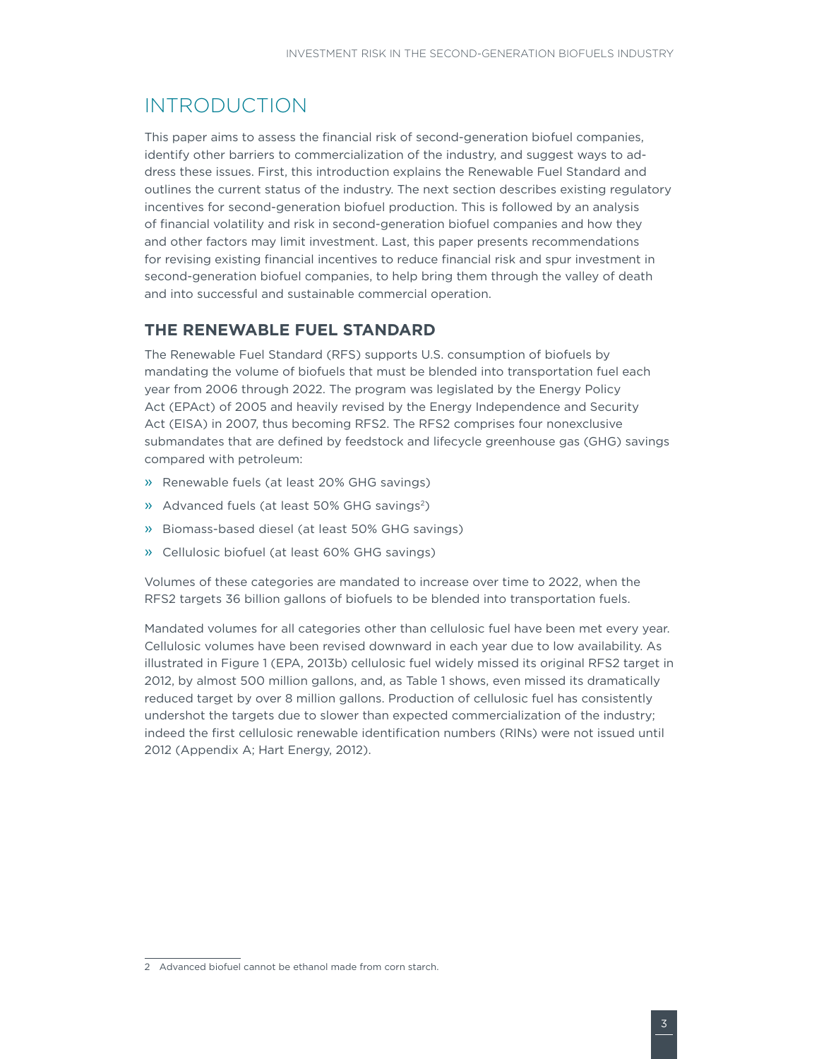# INTRODUCTION

This paper aims to assess the financial risk of second-generation biofuel companies, identify other barriers to commercialization of the industry, and suggest ways to address these issues. First, this introduction explains the Renewable Fuel Standard and outlines the current status of the industry. The next section describes existing regulatory incentives for second-generation biofuel production. This is followed by an analysis of financial volatility and risk in second-generation biofuel companies and how they and other factors may limit investment. Last, this paper presents recommendations for revising existing financial incentives to reduce financial risk and spur investment in second-generation biofuel companies, to help bring them through the valley of death and into successful and sustainable commercial operation.

## THE RENEWABLE FUEL STANDARD

The Renewable Fuel Standard (RFS) supports U.S. consumption of biofuels by mandating the volume of biofuels that must be blended into transportation fuel each year from 2006 through 2022. The program was legislated by the Energy Policy Act (EPAct) of 2005 and heavily revised by the Energy Independence and Security Act (EISA) in 2007, thus becoming RFS2. The RFS2 comprises four nonexclusive submandates that are defined by feedstock and lifecycle greenhouse gas (GHG) savings compared with petroleum:

- Renewable fuels (at least 20% GHG savings)
- Advanced fuels (at least 50% GHG savings[2])
- Biomass-based diesel (at least 50% GHG savings)
- Cellulosic biofuel (at least 60% GHG savings)

Volumes of these categories are mandated to increase over time to 2022, when the RFS2 targets 36 billion gallons of biofuels to be blended into transportation fuels.

Mandated volumes for all categories other than cellulosic fuel have been met every year. Cellulosic volumes have been revised downward in each year due to low availability. As illustrated in Figure 1 (EPA, 2013b) cellulosic fuel widely missed its original RFS2 target in 2012, by almost 500 million gallons, and, as Table 1 shows, even missed its dramatically reduced target by over 8 million gallons. Production of cellulosic fuel has consistently undershot the targets due to slower than expected commercialization of the industry; indeed the first cellulosic renewable identification numbers (RINs) were not issued until 2012 (Appendix A; Hart Energy, 2012).

---

[2] Advanced biofuel cannot be ethanol made from corn starch.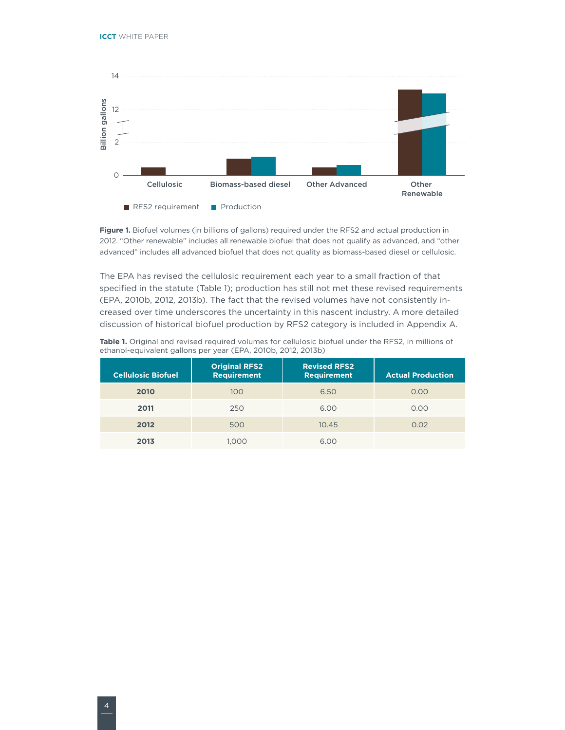**Figure 1.** Biofuel volumes (in billions of gallons) required under the RFS2 and actual production in 2012. "Other renewable" includes all renewable biofuel that does not qualify as advanced, and "other advanced" includes all advanced biofuel that does not quality as biomass-based diesel or cellulosic.

The EPA has revised the cellulosic requirement each year to a small fraction of that specified in the statute (Table 1); production has still not met these revised requirements (EPA, 2010b, 2012, 2013b). The fact that the revised volumes have not consistently increased over time underscores the uncertainty in this nascent industry. A more detailed discussion of historical biofuel production by RFS2 category is included in Appendix A.

**Table 1.** Original and revised required volumes for cellulosic biofuel under the RFS2, in millions of ethanol-equivalent gallons per year (EPA, 2010b, 2012, 2013b)

| Cellulosic Biofuel | Original RFS2 Requirement | Revised RFS2 Requirement | Actual Production |
|---|---|---|---|
| **2010** | 100 | 6.50 | 0.00 |
| **2011** | 250 | 6.00 | 0.00 |
| **2012** | 500 | 10.45 | 0.02 |
| **2013** | 1,000 | 6.00 | |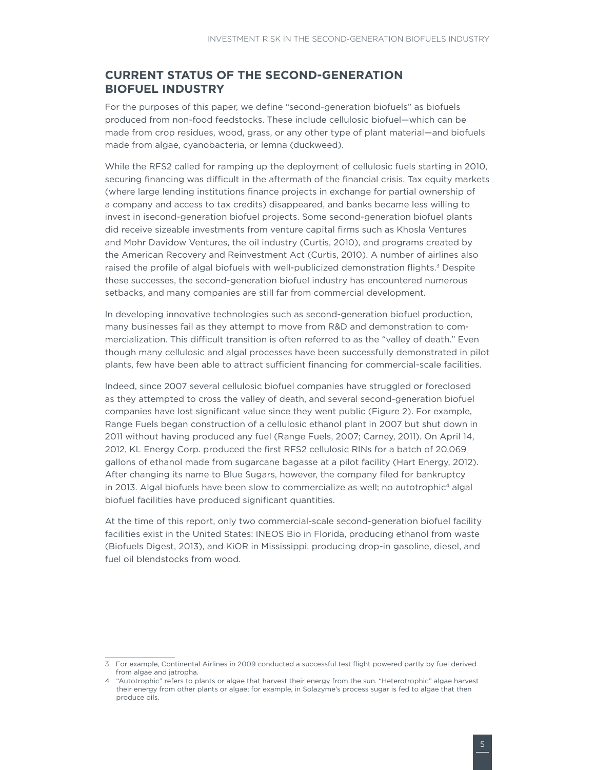## CURRENT STATUS OF THE SECOND-GENERATION BIOFUEL INDUSTRY

For the purposes of this paper, we define "second-generation biofuels" as biofuels produced from non-food feedstocks. These include cellulosic biofuel—which can be made from crop residues, wood, grass, or any other type of plant material—and biofuels made from algae, cyanobacteria, or lemna (duckweed).

While the RFS2 called for ramping up the deployment of cellulosic fuels starting in 2010, securing financing was difficult in the aftermath of the financial crisis. Tax equity markets (where large lending institutions finance projects in exchange for partial ownership of a company and access to tax credits) disappeared, and banks became less willing to invest in isecond-generation biofuel projects. Some second-generation biofuel plants did receive sizeable investments from venture capital firms such as Khosla Ventures and Mohr Davidow Ventures, the oil industry (Curtis, 2010), and programs created by the American Recovery and Reinvestment Act (Curtis, 2010). A number of airlines also raised the profile of algal biofuels with well-publicized demonstration flights.[3] Despite these successes, the second-generation biofuel industry has encountered numerous setbacks, and many companies are still far from commercial development.

In developing innovative technologies such as second-generation biofuel production, many businesses fail as they attempt to move from R&D and demonstration to commercialization. This difficult transition is often referred to as the "valley of death." Even though many cellulosic and algal processes have been successfully demonstrated in pilot plants, few have been able to attract sufficient financing for commercial-scale facilities.

Indeed, since 2007 several cellulosic biofuel companies have struggled or foreclosed as they attempted to cross the valley of death, and several second-generation biofuel companies have lost significant value since they went public (Figure 2). For example, Range Fuels began construction of a cellulosic ethanol plant in 2007 but shut down in 2011 without having produced any fuel (Range Fuels, 2007; Carney, 2011). On April 14, 2012, KL Energy Corp. produced the first RFS2 cellulosic RINs for a batch of 20,069 gallons of ethanol made from sugarcane bagasse at a pilot facility (Hart Energy, 2012). After changing its name to Blue Sugars, however, the company filed for bankruptcy in 2013. Algal biofuels have been slow to commercialize as well; no autotrophic[4] algal biofuel facilities have produced significant quantities.

At the time of this report, only two commercial-scale second-generation biofuel facility facilities exist in the United States: INEOS Bio in Florida, producing ethanol from waste (Biofuels Digest, 2013), and KiOR in Mississippi, producing drop-in gasoline, diesel, and fuel oil blendstocks from wood.

---

3 For example, Continental Airlines in 2009 conducted a successful test flight powered partly by fuel derived from algae and jatropha.

4 "Autotrophic" refers to plants or algae that harvest their energy from the sun. "Heterotrophic" algae harvest their energy from other plants or algae; for example, in Solazyme's process sugar is fed to algae that then produce oils.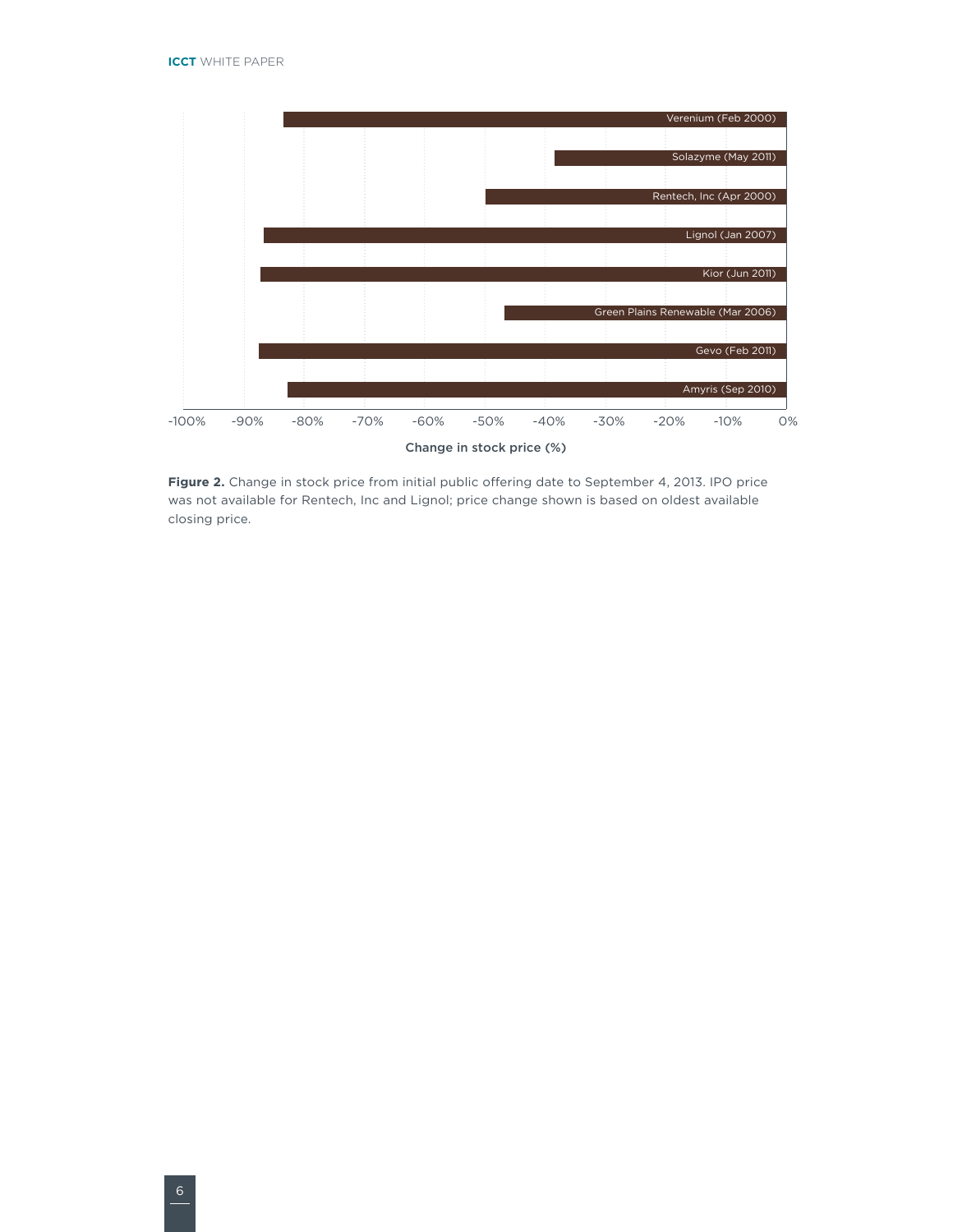**Figure 2.** Change in stock price from initial public offering date to September 4, 2013. IPO price was not available for Rentech, Inc and Lignol; price change shown is based on oldest available closing price.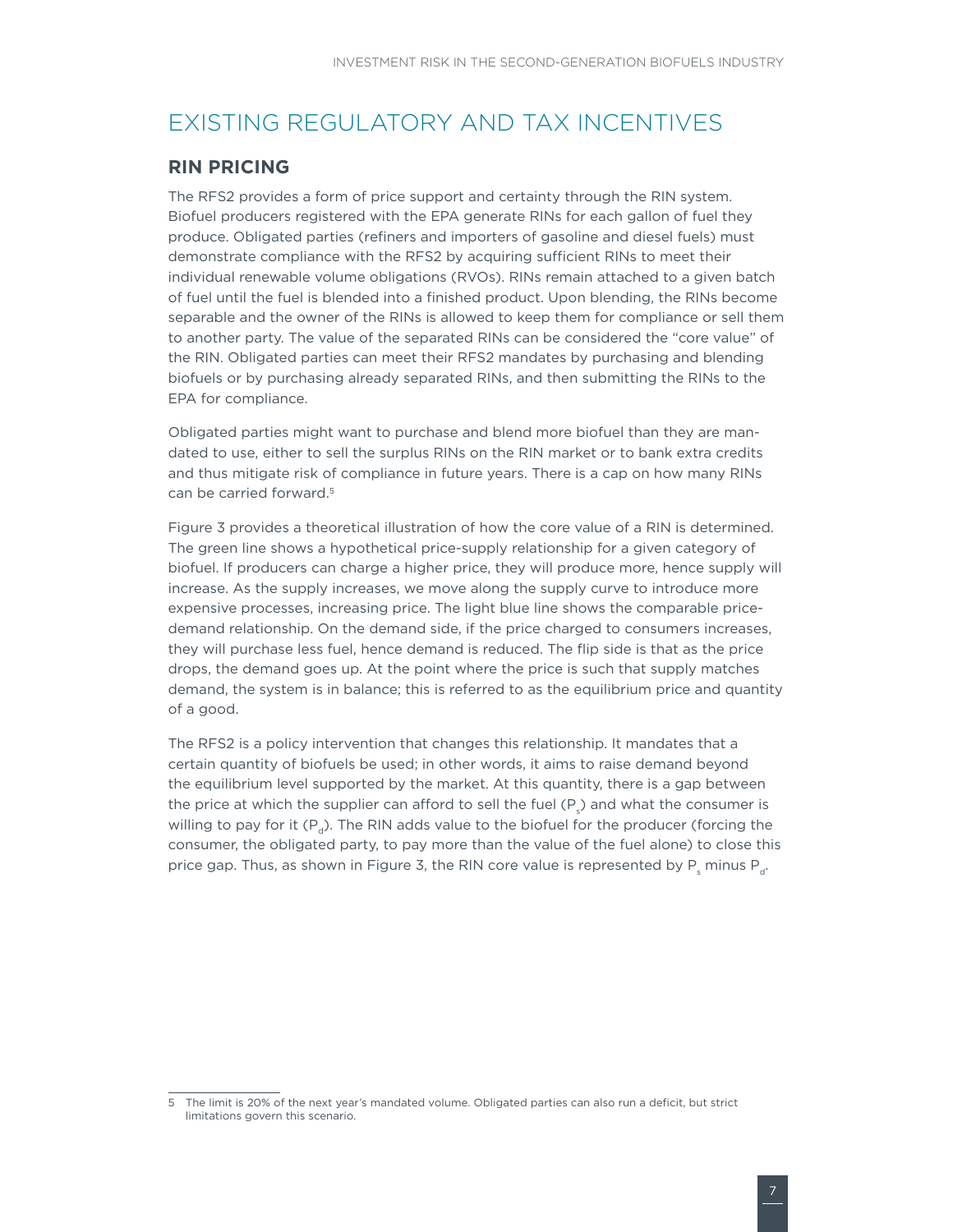# EXISTING REGULATORY AND TAX INCENTIVES

## RIN PRICING

The RFS2 provides a form of price support and certainty through the RIN system. Biofuel producers registered with the EPA generate RINs for each gallon of fuel they produce. Obligated parties (refiners and importers of gasoline and diesel fuels) must demonstrate compliance with the RFS2 by acquiring sufficient RINs to meet their individual renewable volume obligations (RVOs). RINs remain attached to a given batch of fuel until the fuel is blended into a finished product. Upon blending, the RINs become separable and the owner of the RINs is allowed to keep them for compliance or sell them to another party. The value of the separated RINs can be considered the "core value" of the RIN. Obligated parties can meet their RFS2 mandates by purchasing and blending biofuels or by purchasing already separated RINs, and then submitting the RINs to the EPA for compliance.

Obligated parties might want to purchase and blend more biofuel than they are mandated to use, either to sell the surplus RINs on the RIN market or to bank extra credits and thus mitigate risk of compliance in future years. There is a cap on how many RINs can be carried forward.[5]

Figure 3 provides a theoretical illustration of how the core value of a RIN is determined. The green line shows a hypothetical price-supply relationship for a given category of biofuel. If producers can charge a higher price, they will produce more, hence supply will increase. As the supply increases, we move along the supply curve to introduce more expensive processes, increasing price. The light blue line shows the comparable price-demand relationship. On the demand side, if the price charged to consumers increases, they will purchase less fuel, hence demand is reduced. The flip side is that as the price drops, the demand goes up. At the point where the price is such that supply matches demand, the system is in balance; this is referred to as the equilibrium price and quantity of a good.

The RFS2 is a policy intervention that changes this relationship. It mandates that a certain quantity of biofuels be used; in other words, it aims to raise demand beyond the equilibrium level supported by the market. At this quantity, there is a gap between the price at which the supplier can afford to sell the fuel ($P_s$) and what the consumer is willing to pay for it ($P_d$). The RIN adds value to the biofuel for the producer (forcing the consumer, the obligated party, to pay more than the value of the fuel alone) to close this price gap. Thus, as shown in Figure 3, the RIN core value is represented by $P_s$ minus $P_d$.

[5] The limit is 20% of the next year's mandated volume. Obligated parties can also run a deficit, but strict limitations govern this scenario.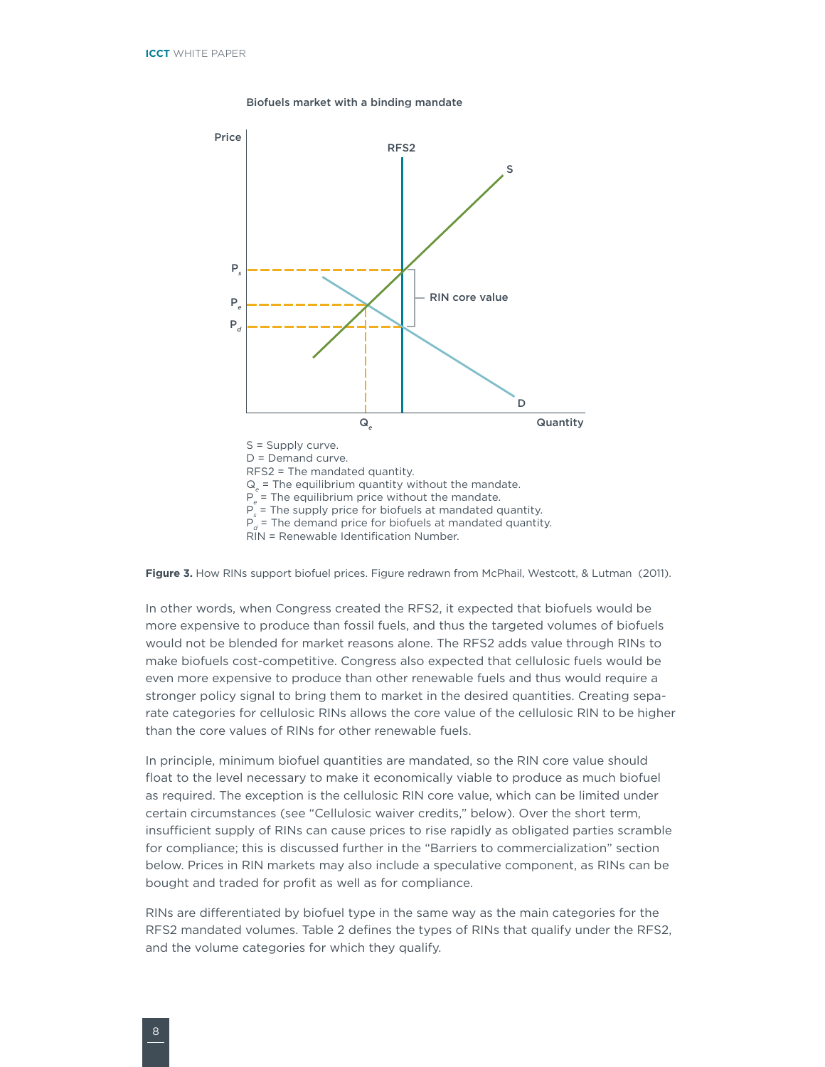Biofuels market with a binding mandate

S = Supply curve.
D = Demand curve.
RFS2 = The mandated quantity.
$Q_e$ = The equilibrium quantity without the mandate.
$P_e$ = The equilibrium price without the mandate.
$P_s$ = The supply price for biofuels at mandated quantity.
$P_d$ = The demand price for biofuels at mandated quantity.
RIN = Renewable Identification Number.

**Figure 3.** How RINs support biofuel prices. Figure redrawn from McPhail, Westcott, & Lutman (2011).

In other words, when Congress created the RFS2, it expected that biofuels would be more expensive to produce than fossil fuels, and thus the targeted volumes of biofuels would not be blended for market reasons alone. The RFS2 adds value through RINs to make biofuels cost-competitive. Congress also expected that cellulosic fuels would be even more expensive to produce than other renewable fuels and thus would require a stronger policy signal to bring them to market in the desired quantities. Creating separate categories for cellulosic RINs allows the core value of the cellulosic RIN to be higher than the core values of RINs for other renewable fuels.

In principle, minimum biofuel quantities are mandated, so the RIN core value should float to the level necessary to make it economically viable to produce as much biofuel as required. The exception is the cellulosic RIN core value, which can be limited under certain circumstances (see "Cellulosic waiver credits," below). Over the short term, insufficient supply of RINs can cause prices to rise rapidly as obligated parties scramble for compliance; this is discussed further in the "Barriers to commercialization" section below. Prices in RIN markets may also include a speculative component, as RINs can be bought and traded for profit as well as for compliance.

RINs are differentiated by biofuel type in the same way as the main categories for the RFS2 mandated volumes. Table 2 defines the types of RINs that qualify under the RFS2, and the volume categories for which they qualify.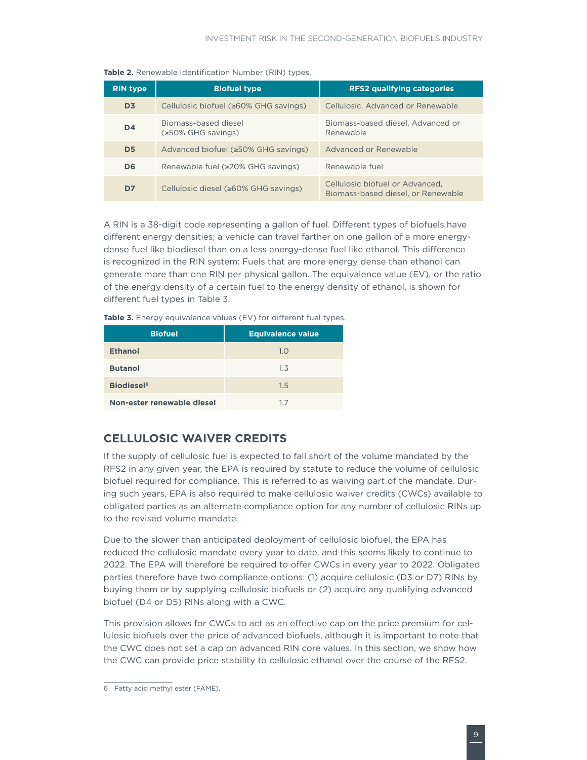**Table 2.** Renewable Identification Number (RIN) types.

| RIN type | Biofuel type | RFS2 qualifying categories |
| --- | --- | --- |
| D3 | Cellulosic biofuel (≥60% GHG savings) | Cellulosic, Advanced or Renewable |
| D4 | Biomass-based diesel (≥50% GHG savings) | Biomass-based diesel, Advanced or Renewable |
| D5 | Advanced biofuel (≥50% GHG savings) | Advanced or Renewable |
| D6 | Renewable fuel (≥20% GHG savings) | Renewable fuel |
| D7 | Cellulosic diesel (≥60% GHG savings) | Cellulosic biofuel or Advanced, Biomass-based diesel, or Renewable |

A RIN is a 38-digit code representing a gallon of fuel. Different types of biofuels have different energy densities; a vehicle can travel farther on one gallon of a more energy-dense fuel like biodiesel than on a less energy-dense fuel like ethanol. This difference is recognized in the RIN system: Fuels that are more energy dense than ethanol can generate more than one RIN per physical gallon. The equivalence value (EV), or the ratio of the energy density of a certain fuel to the energy density of ethanol, is shown for different fuel types in Table 3.

**Table 3.** Energy equivalence values (EV) for different fuel types.

| Biofuel | Equivalence value |
| --- | --- |
| **Ethanol** | 1.0 |
| **Butanol** | 1.3 |
| **Biodiesel**[6] | 1.5 |
| **Non-ester renewable diesel** | 1.7 |

## CELLULOSIC WAIVER CREDITS

If the supply of cellulosic fuel is expected to fall short of the volume mandated by the RFS2 in any given year, the EPA is required by statute to reduce the volume of cellulosic biofuel required for compliance. This is referred to as waiving part of the mandate. During such years, EPA is also required to make cellulosic waiver credits (CWCs) available to obligated parties as an alternate compliance option for any number of cellulosic RINs up to the revised volume mandate.

Due to the slower than anticipated deployment of cellulosic biofuel, the EPA has reduced the cellulosic mandate every year to date, and this seems likely to continue to 2022. The EPA will therefore be required to offer CWCs in every year to 2022. Obligated parties therefore have two compliance options: (1) acquire cellulosic (D3 or D7) RINs by buying them or by supplying cellulosic biofuels or (2) acquire any qualifying advanced biofuel (D4 or D5) RINs along with a CWC.

This provision allows for CWCs to act as an effective cap on the price premium for cellulosic biofuels over the price of advanced biofuels, although it is important to note that the CWC does not set a cap on advanced RIN core values. In this section, we show how the CWC can provide price stability to cellulosic ethanol over the course of the RFS2.

6 Fatty acid methyl ester (FAME).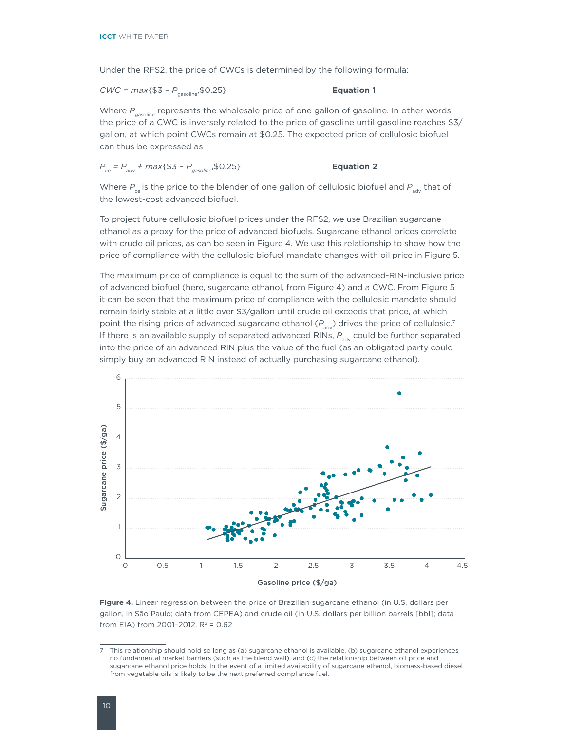Under the RFS2, the price of CWCs is determined by the following formula:

$$CWC = max\{\$3 - P_{gasoline}, \$0.25\} \qquad \textbf{Equation 1}$$

Where $P_{gasoline}$ represents the wholesale price of one gallon of gasoline. In other words, the price of a CWC is inversely related to the price of gasoline until gasoline reaches $3/gallon, at which point CWCs remain at $0.25. The expected price of cellulosic biofuel can thus be expressed as

$$P_{ce} = P_{adv} + max\{\$3 - P_{gasoline}, \$0.25\} \qquad \textbf{Equation 2}$$

Where $P_{ce}$ is the price to the blender of one gallon of cellulosic biofuel and $P_{adv}$ that of the lowest-cost advanced biofuel.

To project future cellulosic biofuel prices under the RFS2, we use Brazilian sugarcane ethanol as a proxy for the price of advanced biofuels. Sugarcane ethanol prices correlate with crude oil prices, as can be seen in Figure 4. We use this relationship to show how the price of compliance with the cellulosic biofuel mandate changes with oil price in Figure 5.

The maximum price of compliance is equal to the sum of the advanced-RIN-inclusive price of advanced biofuel (here, sugarcane ethanol, from Figure 4) and a CWC. From Figure 5 it can be seen that the maximum price of compliance with the cellulosic mandate should remain fairly stable at a little over $3/gallon until crude oil exceeds that price, at which point the rising price of advanced sugarcane ethanol ($P_{adv}$) drives the price of cellulosic.[7] If there is an available supply of separated advanced RINs, $P_{adv}$ could be further separated into the price of an advanced RIN plus the value of the fuel (as an obligated party could simply buy an advanced RIN instead of actually purchasing sugarcane ethanol).

**Figure 4.** Linear regression between the price of Brazilian sugarcane ethanol (in U.S. dollars per gallon, in São Paulo; data from CEPEA) and crude oil (in U.S. dollars per billion barrels [bbl]; data from EIA) from 2001–2012. $R^2 = 0.62$

[7] This relationship should hold so long as (a) sugarcane ethanol is available, (b) sugarcane ethanol experiences no fundamental market barriers (such as the blend wall), and (c) the relationship between oil price and sugarcane ethanol price holds. In the event of a limited availability of sugarcane ethanol, biomass-based diesel from vegetable oils is likely to be the next preferred compliance fuel.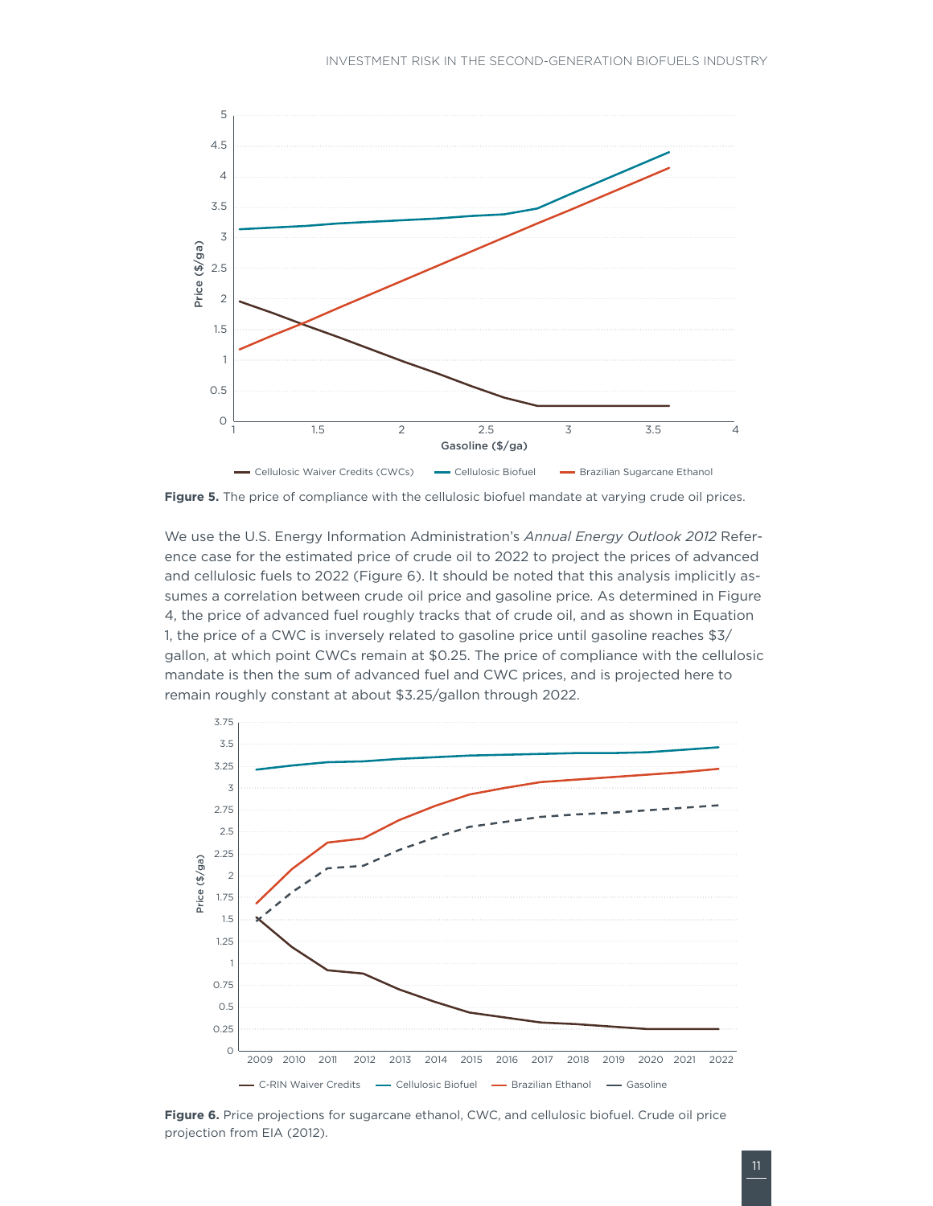**Figure 5.** The price of compliance with the cellulosic biofuel mandate at varying crude oil prices.

We use the U.S. Energy Information Administration's *Annual Energy Outlook 2012* Reference case for the estimated price of crude oil to 2022 to project the prices of advanced and cellulosic fuels to 2022 (Figure 6). It should be noted that this analysis implicitly assumes a correlation between crude oil price and gasoline price. As determined in Figure 4, the price of advanced fuel roughly tracks that of crude oil, and as shown in Equation 1, the price of a CWC is inversely related to gasoline price until gasoline reaches $3/gallon, at which point CWCs remain at $0.25. The price of compliance with the cellulosic mandate is then the sum of advanced fuel and CWC prices, and is projected here to remain roughly constant at about $3.25/gallon through 2022.

**Figure 6.** Price projections for sugarcane ethanol, CWC, and cellulosic biofuel. Crude oil price projection from EIA (2012).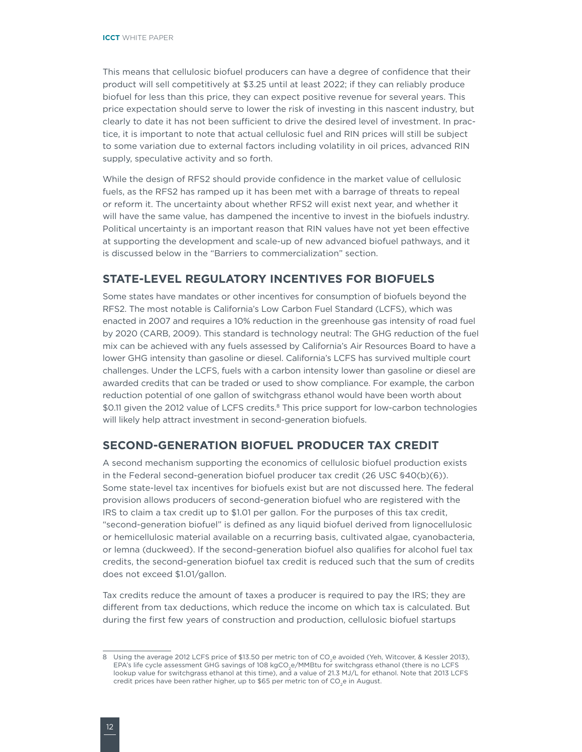This means that cellulosic biofuel producers can have a degree of confidence that their product will sell competitively at \$3.25 until at least 2022; if they can reliably produce biofuel for less than this price, they can expect positive revenue for several years. This price expectation should serve to lower the risk of investing in this nascent industry, but clearly to date it has not been sufficient to drive the desired level of investment. In practice, it is important to note that actual cellulosic fuel and RIN prices will still be subject to some variation due to external factors including volatility in oil prices, advanced RIN supply, speculative activity and so forth.

While the design of RFS2 should provide confidence in the market value of cellulosic fuels, as the RFS2 has ramped up it has been met with a barrage of threats to repeal or reform it. The uncertainty about whether RFS2 will exist next year, and whether it will have the same value, has dampened the incentive to invest in the biofuels industry. Political uncertainty is an important reason that RIN values have not yet been effective at supporting the development and scale-up of new advanced biofuel pathways, and it is discussed below in the "Barriers to commercialization" section.

## STATE-LEVEL REGULATORY INCENTIVES FOR BIOFUELS

Some states have mandates or other incentives for consumption of biofuels beyond the RFS2. The most notable is California's Low Carbon Fuel Standard (LCFS), which was enacted in 2007 and requires a 10% reduction in the greenhouse gas intensity of road fuel by 2020 (CARB, 2009). This standard is technology neutral: The GHG reduction of the fuel mix can be achieved with any fuels assessed by California's Air Resources Board to have a lower GHG intensity than gasoline or diesel. California's LCFS has survived multiple court challenges. Under the LCFS, fuels with a carbon intensity lower than gasoline or diesel are awarded credits that can be traded or used to show compliance. For example, the carbon reduction potential of one gallon of switchgrass ethanol would have been worth about \$0.11 given the 2012 value of LCFS credits.[8] This price support for low-carbon technologies will likely help attract investment in second-generation biofuels.

## SECOND-GENERATION BIOFUEL PRODUCER TAX CREDIT

A second mechanism supporting the economics of cellulosic biofuel production exists in the Federal second-generation biofuel producer tax credit (26 USC §40(b)(6)). Some state-level tax incentives for biofuels exist but are not discussed here. The federal provision allows producers of second-generation biofuel who are registered with the IRS to claim a tax credit up to \$1.01 per gallon. For the purposes of this tax credit, "second-generation biofuel" is defined as any liquid biofuel derived from lignocellulosic or hemicellulosic material available on a recurring basis, cultivated algae, cyanobacteria, or lemna (duckweed). If the second-generation biofuel also qualifies for alcohol fuel tax credits, the second-generation biofuel tax credit is reduced such that the sum of credits does not exceed \$1.01/gallon.

Tax credits reduce the amount of taxes a producer is required to pay the IRS; they are different from tax deductions, which reduce the income on which tax is calculated. But during the first few years of construction and production, cellulosic biofuel startups

---

8 Using the average 2012 LCFS price of \$13.50 per metric ton of $CO_2e$ avoided (Yeh, Witcover, & Kessler 2013), EPA's life cycle assessment GHG savings of 108 $kgCO_2e$/MMBtu for switchgrass ethanol (there is no LCFS lookup value for switchgrass ethanol at this time), and a value of 21.3 MJ/L for ethanol. Note that 2013 LCFS credit prices have been rather higher, up to \$65 per metric ton of $CO_2e$ in August.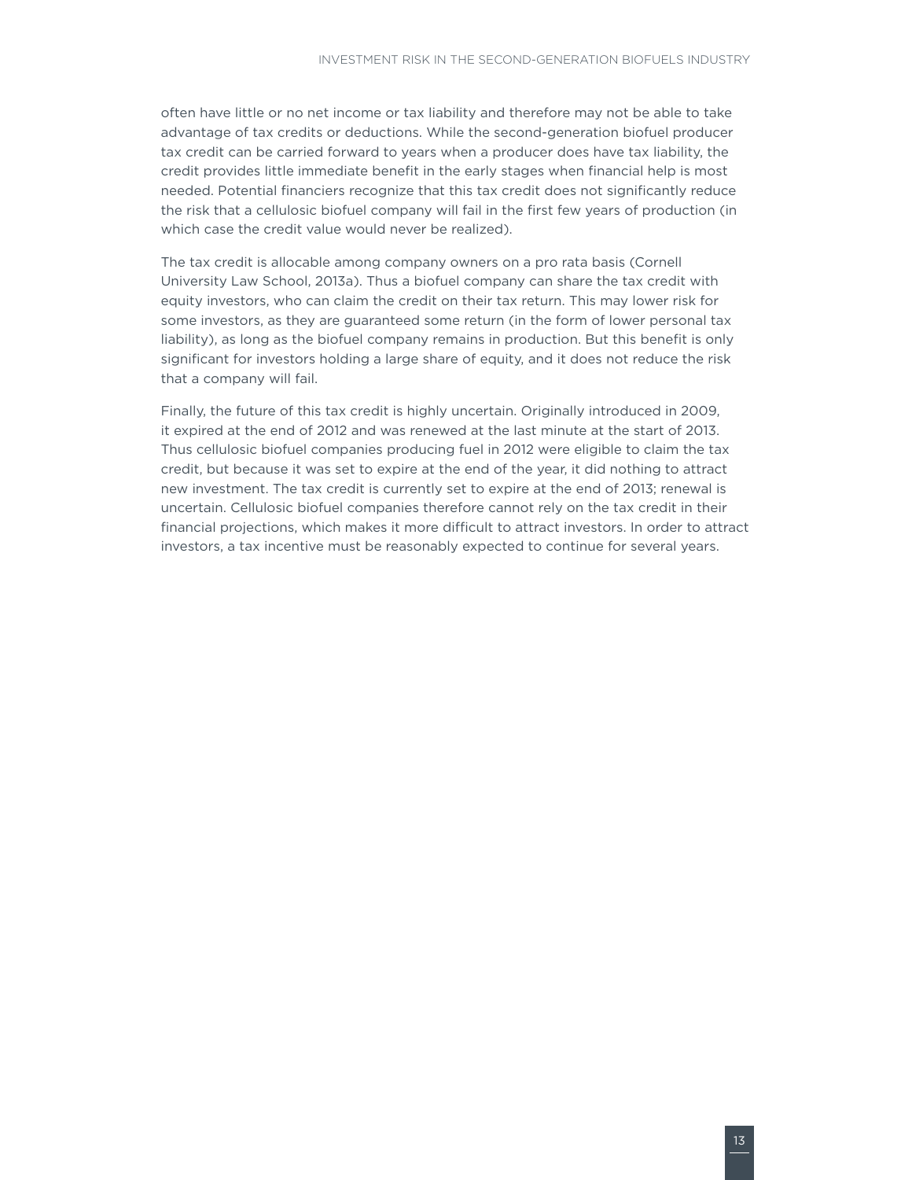often have little or no net income or tax liability and therefore may not be able to take advantage of tax credits or deductions. While the second-generation biofuel producer tax credit can be carried forward to years when a producer does have tax liability, the credit provides little immediate benefit in the early stages when financial help is most needed. Potential financiers recognize that this tax credit does not significantly reduce the risk that a cellulosic biofuel company will fail in the first few years of production (in which case the credit value would never be realized).

The tax credit is allocable among company owners on a pro rata basis (Cornell University Law School, 2013a). Thus a biofuel company can share the tax credit with equity investors, who can claim the credit on their tax return. This may lower risk for some investors, as they are guaranteed some return (in the form of lower personal tax liability), as long as the biofuel company remains in production. But this benefit is only significant for investors holding a large share of equity, and it does not reduce the risk that a company will fail.

Finally, the future of this tax credit is highly uncertain. Originally introduced in 2009, it expired at the end of 2012 and was renewed at the last minute at the start of 2013. Thus cellulosic biofuel companies producing fuel in 2012 were eligible to claim the tax credit, but because it was set to expire at the end of the year, it did nothing to attract new investment. The tax credit is currently set to expire at the end of 2013; renewal is uncertain. Cellulosic biofuel companies therefore cannot rely on the tax credit in their financial projections, which makes it more difficult to attract investors. In order to attract investors, a tax incentive must be reasonably expected to continue for several years.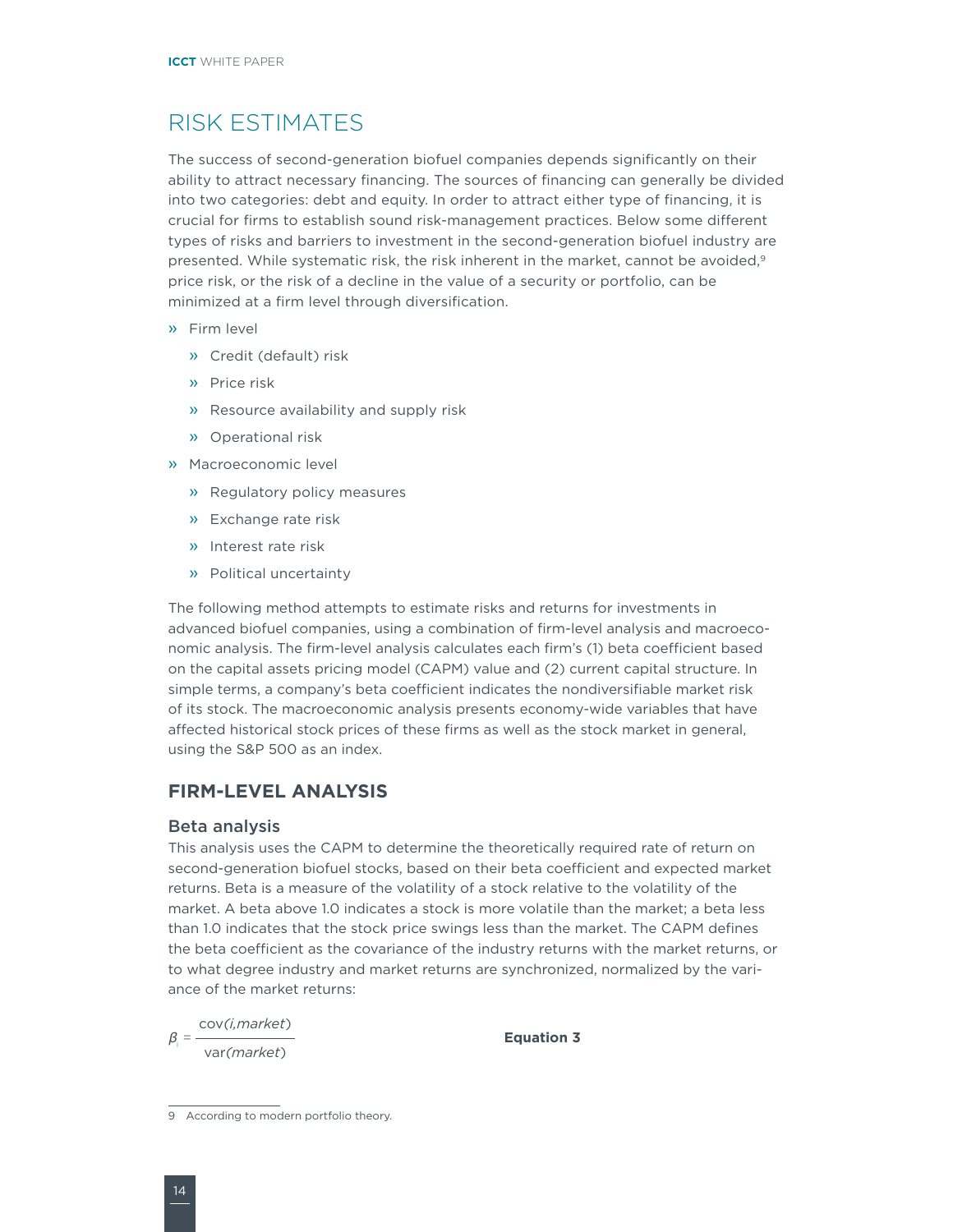# RISK ESTIMATES

The success of second-generation biofuel companies depends significantly on their ability to attract necessary financing. The sources of financing can generally be divided into two categories: debt and equity. In order to attract either type of financing, it is crucial for firms to establish sound risk-management practices. Below some different types of risks and barriers to investment in the second-generation biofuel industry are presented. While systematic risk, the risk inherent in the market, cannot be avoided,[9] price risk, or the risk of a decline in the value of a security or portfolio, can be minimized at a firm level through diversification.

- Firm level
  - Credit (default) risk
  - Price risk
  - Resource availability and supply risk
  - Operational risk
- Macroeconomic level
  - Regulatory policy measures
  - Exchange rate risk
  - Interest rate risk
  - Political uncertainty

The following method attempts to estimate risks and returns for investments in advanced biofuel companies, using a combination of firm-level analysis and macroeconomic analysis. The firm-level analysis calculates each firm's (1) beta coefficient based on the capital assets pricing model (CAPM) value and (2) current capital structure. In simple terms, a company's beta coefficient indicates the nondiversifiable market risk of its stock. The macroeconomic analysis presents economy-wide variables that have affected historical stock prices of these firms as well as the stock market in general, using the S&P 500 as an index.

## FIRM-LEVEL ANALYSIS

### Beta analysis

This analysis uses the CAPM to determine the theoretically required rate of return on second-generation biofuel stocks, based on their beta coefficient and expected market returns. Beta is a measure of the volatility of a stock relative to the volatility of the market. A beta above 1.0 indicates a stock is more volatile than the market; a beta less than 1.0 indicates that the stock price swings less than the market. The CAPM defines the beta coefficient as the covariance of the industry returns with the market returns, or to what degree industry and market returns are synchronized, normalized by the variance of the market returns:

$$\beta_i = \frac{\mathrm{cov}(i, market)}{\mathrm{var}(market)} \qquad \textbf{Equation 3}$$

---

9 According to modern portfolio theory.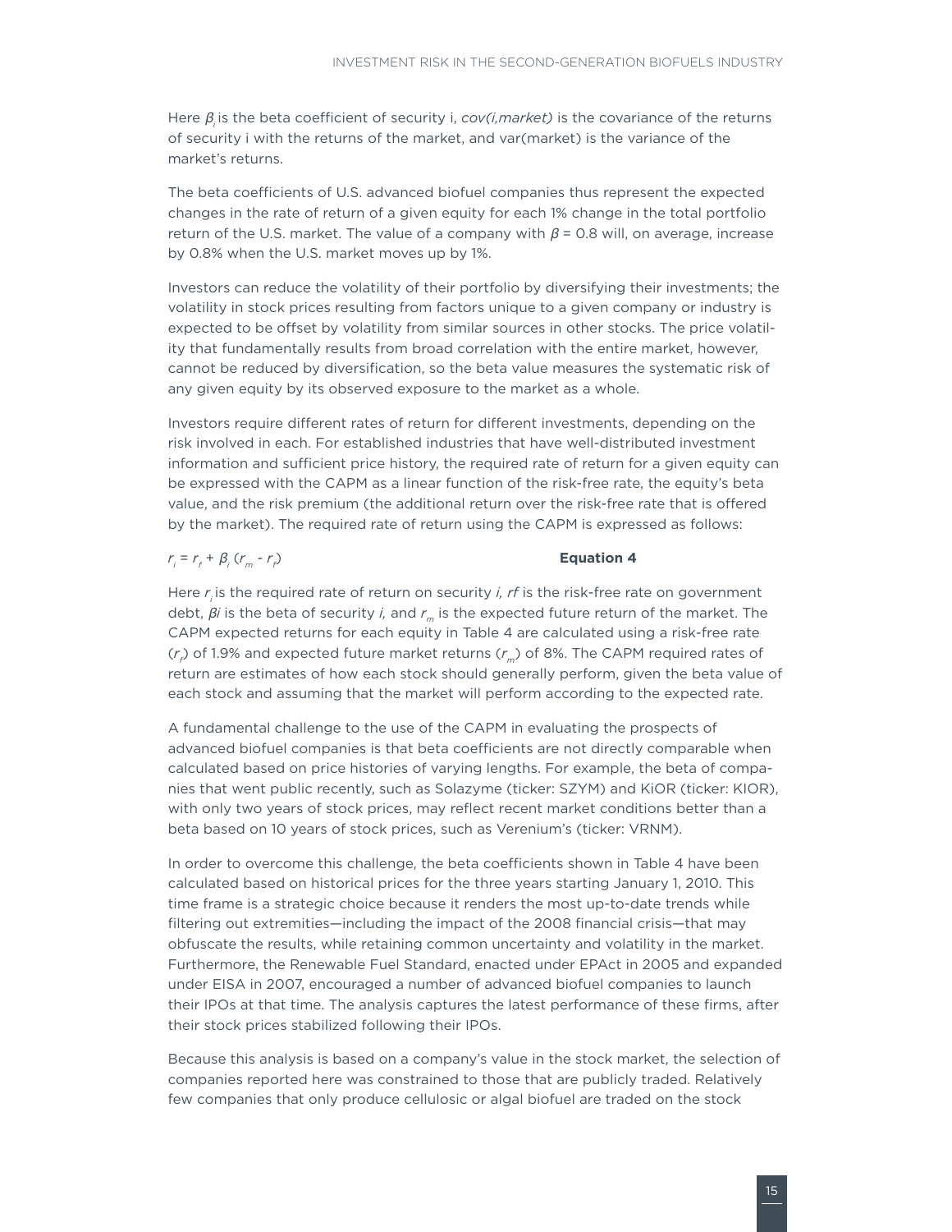Here $\beta_i$ is the beta coefficient of security i, *cov(i,market)* is the covariance of the returns of security i with the returns of the market, and var(market) is the variance of the market's returns.

The beta coefficients of U.S. advanced biofuel companies thus represent the expected changes in the rate of return of a given equity for each 1% change in the total portfolio return of the U.S. market. The value of a company with $\beta$ = 0.8 will, on average, increase by 0.8% when the U.S. market moves up by 1%.

Investors can reduce the volatility of their portfolio by diversifying their investments; the volatility in stock prices resulting from factors unique to a given company or industry is expected to be offset by volatility from similar sources in other stocks. The price volatility that fundamentally results from broad correlation with the entire market, however, cannot be reduced by diversification, so the beta value measures the systematic risk of any given equity by its observed exposure to the market as a whole.

Investors require different rates of return for different investments, depending on the risk involved in each. For established industries that have well-distributed investment information and sufficient price history, the required rate of return for a given equity can be expressed with the CAPM as a linear function of the risk-free rate, the equity's beta value, and the risk premium (the additional return over the risk-free rate that is offered by the market). The required rate of return using the CAPM is expressed as follows:

$$r_i = r_f + \beta_i (r_m - r_f) \qquad \textbf{Equation 4}$$

Here $r_i$ is the required rate of return on security *i, rf* is the risk-free rate on government debt, $\beta i$ is the beta of security *i,* and $r_m$ is the expected future return of the market. The CAPM expected returns for each equity in Table 4 are calculated using a risk-free rate ($r_f$) of 1.9% and expected future market returns ($r_m$) of 8%. The CAPM required rates of return are estimates of how each stock should generally perform, given the beta value of each stock and assuming that the market will perform according to the expected rate.

A fundamental challenge to the use of the CAPM in evaluating the prospects of advanced biofuel companies is that beta coefficients are not directly comparable when calculated based on price histories of varying lengths. For example, the beta of companies that went public recently, such as Solazyme (ticker: SZYM) and KiOR (ticker: KIOR), with only two years of stock prices, may reflect recent market conditions better than a beta based on 10 years of stock prices, such as Verenium's (ticker: VRNM).

In order to overcome this challenge, the beta coefficients shown in Table 4 have been calculated based on historical prices for the three years starting January 1, 2010. This time frame is a strategic choice because it renders the most up-to-date trends while filtering out extremities—including the impact of the 2008 financial crisis—that may obfuscate the results, while retaining common uncertainty and volatility in the market. Furthermore, the Renewable Fuel Standard, enacted under EPAct in 2005 and expanded under EISA in 2007, encouraged a number of advanced biofuel companies to launch their IPOs at that time. The analysis captures the latest performance of these firms, after their stock prices stabilized following their IPOs.

Because this analysis is based on a company's value in the stock market, the selection of companies reported here was constrained to those that are publicly traded. Relatively few companies that only produce cellulosic or algal biofuel are traded on the stock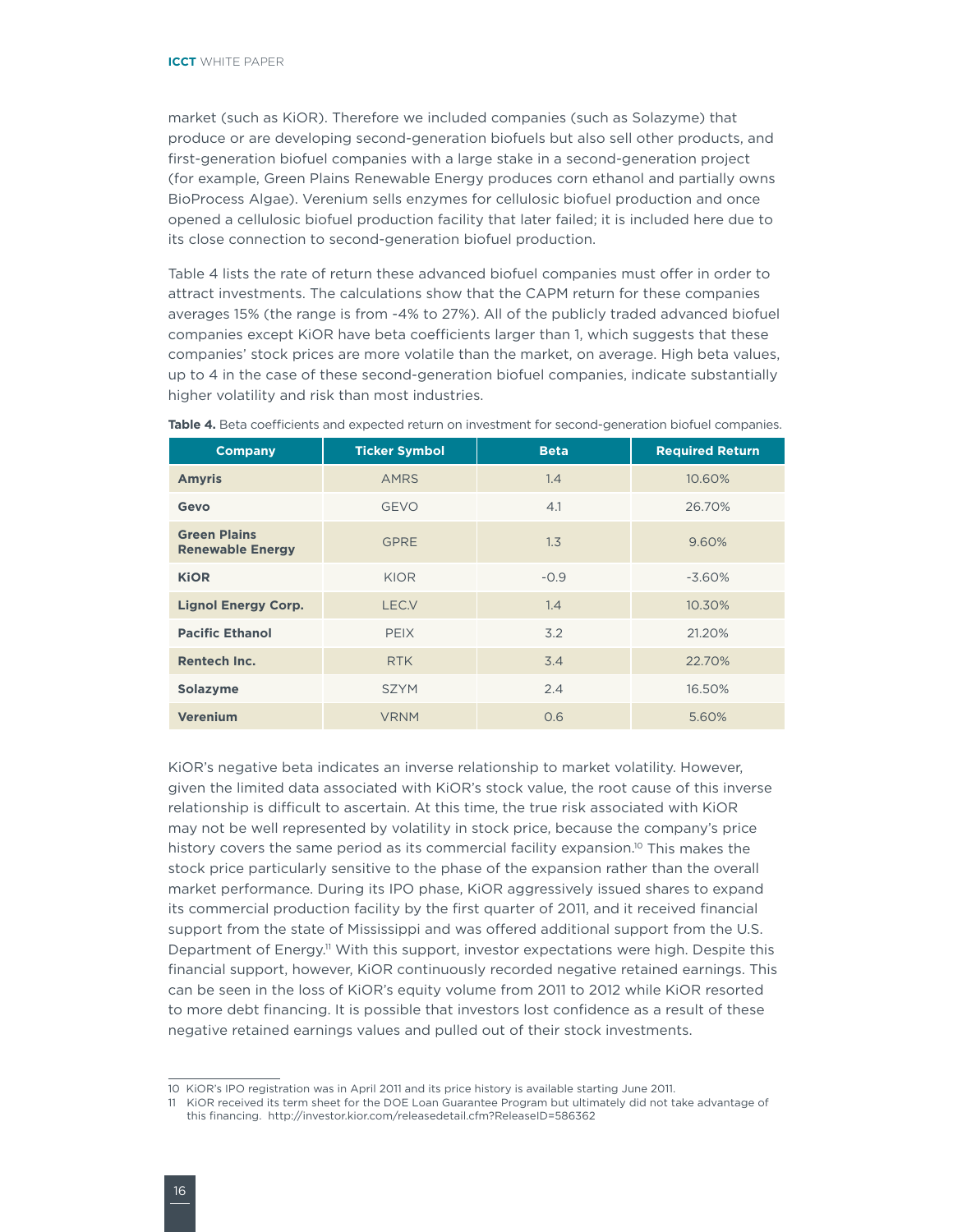market (such as KiOR). Therefore we included companies (such as Solazyme) that produce or are developing second-generation biofuels but also sell other products, and first-generation biofuel companies with a large stake in a second-generation project (for example, Green Plains Renewable Energy produces corn ethanol and partially owns BioProcess Algae). Verenium sells enzymes for cellulosic biofuel production and once opened a cellulosic biofuel production facility that later failed; it is included here due to its close connection to second-generation biofuel production.

Table 4 lists the rate of return these advanced biofuel companies must offer in order to attract investments. The calculations show that the CAPM return for these companies averages 15% (the range is from -4% to 27%). All of the publicly traded advanced biofuel companies except KiOR have beta coefficients larger than 1, which suggests that these companies' stock prices are more volatile than the market, on average. High beta values, up to 4 in the case of these second-generation biofuel companies, indicate substantially higher volatility and risk than most industries.

**Table 4.** Beta coefficients and expected return on investment for second-generation biofuel companies.

| Company | Ticker Symbol | Beta | Required Return |
|---|---|---|---|
| **Amyris** | AMRS | 1.4 | 10.60% |
| **Gevo** | GEVO | 4.1 | 26.70% |
| **Green Plains Renewable Energy** | GPRE | 1.3 | 9.60% |
| **KiOR** | KIOR | -0.9 | -3.60% |
| **Lignol Energy Corp.** | LEC.V | 1.4 | 10.30% |
| **Pacific Ethanol** | PEIX | 3.2 | 21.20% |
| **Rentech Inc.** | RTK | 3.4 | 22.70% |
| **Solazyme** | SZYM | 2.4 | 16.50% |
| **Verenium** | VRNM | 0.6 | 5.60% |

KiOR's negative beta indicates an inverse relationship to market volatility. However, given the limited data associated with KiOR's stock value, the root cause of this inverse relationship is difficult to ascertain. At this time, the true risk associated with KiOR may not be well represented by volatility in stock price, because the company's price history covers the same period as its commercial facility expansion.[10] This makes the stock price particularly sensitive to the phase of the expansion rather than the overall market performance. During its IPO phase, KiOR aggressively issued shares to expand its commercial production facility by the first quarter of 2011, and it received financial support from the state of Mississippi and was offered additional support from the U.S. Department of Energy.[11] With this support, investor expectations were high. Despite this financial support, however, KiOR continuously recorded negative retained earnings. This can be seen in the loss of KiOR's equity volume from 2011 to 2012 while KiOR resorted to more debt financing. It is possible that investors lost confidence as a result of these negative retained earnings values and pulled out of their stock investments.

---

10 KiOR's IPO registration was in April 2011 and its price history is available starting June 2011.

11 KiOR received its term sheet for the DOE Loan Guarantee Program but ultimately did not take advantage of this financing. http://investor.kior.com/releasedetail.cfm?ReleaseID=586362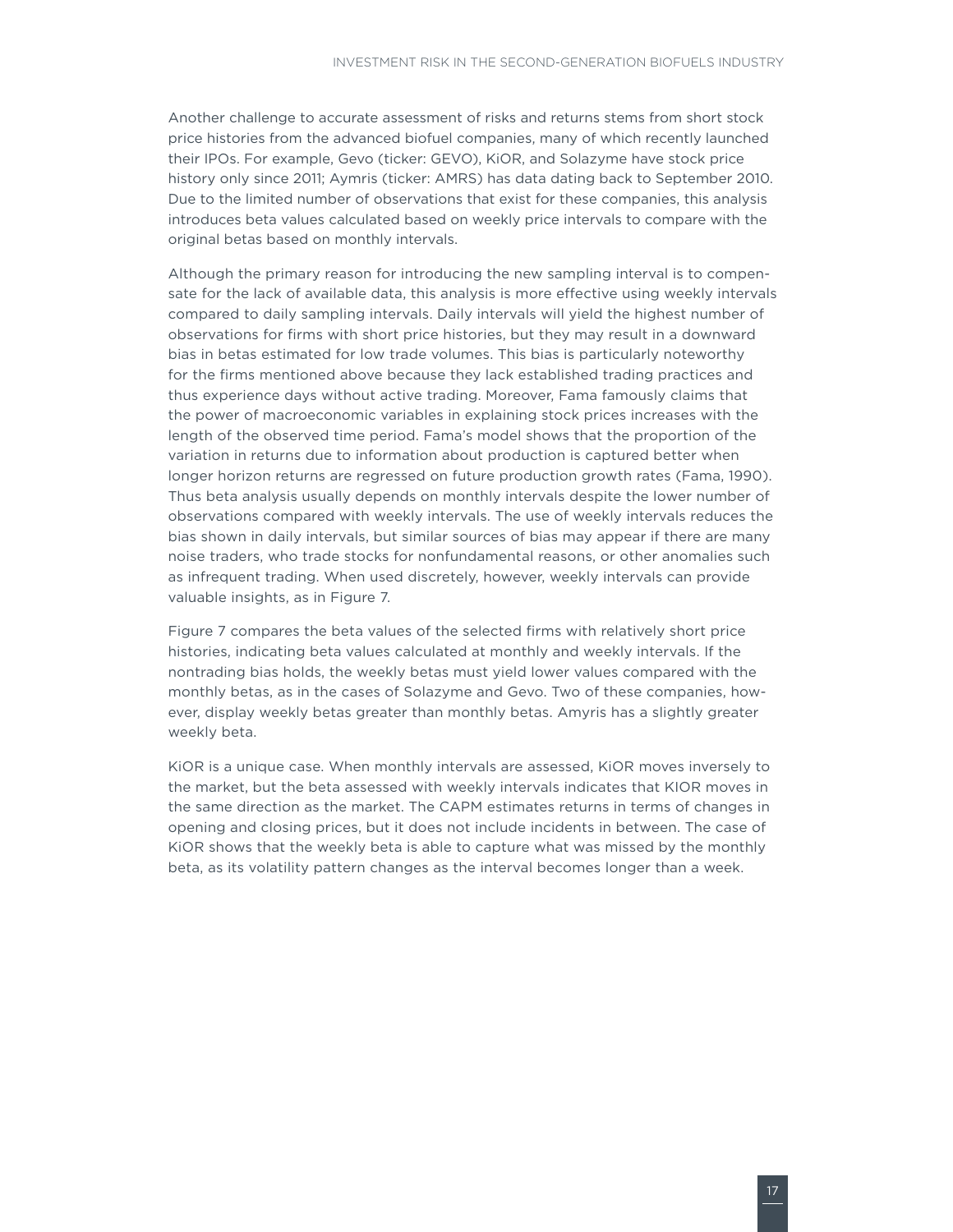Another challenge to accurate assessment of risks and returns stems from short stock price histories from the advanced biofuel companies, many of which recently launched their IPOs. For example, Gevo (ticker: GEVO), KiOR, and Solazyme have stock price history only since 2011; Aymris (ticker: AMRS) has data dating back to September 2010. Due to the limited number of observations that exist for these companies, this analysis introduces beta values calculated based on weekly price intervals to compare with the original betas based on monthly intervals.

Although the primary reason for introducing the new sampling interval is to compensate for the lack of available data, this analysis is more effective using weekly intervals compared to daily sampling intervals. Daily intervals will yield the highest number of observations for firms with short price histories, but they may result in a downward bias in betas estimated for low trade volumes. This bias is particularly noteworthy for the firms mentioned above because they lack established trading practices and thus experience days without active trading. Moreover, Fama famously claims that the power of macroeconomic variables in explaining stock prices increases with the length of the observed time period. Fama's model shows that the proportion of the variation in returns due to information about production is captured better when longer horizon returns are regressed on future production growth rates (Fama, 1990). Thus beta analysis usually depends on monthly intervals despite the lower number of observations compared with weekly intervals. The use of weekly intervals reduces the bias shown in daily intervals, but similar sources of bias may appear if there are many noise traders, who trade stocks for nonfundamental reasons, or other anomalies such as infrequent trading. When used discretely, however, weekly intervals can provide valuable insights, as in Figure 7.

Figure 7 compares the beta values of the selected firms with relatively short price histories, indicating beta values calculated at monthly and weekly intervals. If the nontrading bias holds, the weekly betas must yield lower values compared with the monthly betas, as in the cases of Solazyme and Gevo. Two of these companies, however, display weekly betas greater than monthly betas. Amyris has a slightly greater weekly beta.

KiOR is a unique case. When monthly intervals are assessed, KiOR moves inversely to the market, but the beta assessed with weekly intervals indicates that KIOR moves in the same direction as the market. The CAPM estimates returns in terms of changes in opening and closing prices, but it does not include incidents in between. The case of KiOR shows that the weekly beta is able to capture what was missed by the monthly beta, as its volatility pattern changes as the interval becomes longer than a week.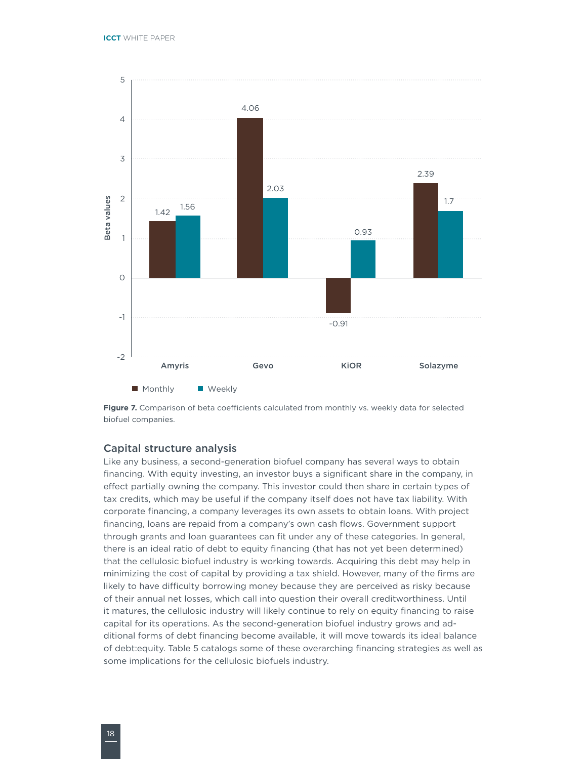**Figure 7.** Comparison of beta coefficients calculated from monthly vs. weekly data for selected biofuel companies.

### Capital structure analysis

Like any business, a second-generation biofuel company has several ways to obtain financing. With equity investing, an investor buys a significant share in the company, in effect partially owning the company. This investor could then share in certain types of tax credits, which may be useful if the company itself does not have tax liability. With corporate financing, a company leverages its own assets to obtain loans. With project financing, loans are repaid from a company's own cash flows. Government support through grants and loan guarantees can fit under any of these categories. In general, there is an ideal ratio of debt to equity financing (that has not yet been determined) that the cellulosic biofuel industry is working towards. Acquiring this debt may help in minimizing the cost of capital by providing a tax shield. However, many of the firms are likely to have difficulty borrowing money because they are perceived as risky because of their annual net losses, which call into question their overall creditworthiness. Until it matures, the cellulosic industry will likely continue to rely on equity financing to raise capital for its operations. As the second-generation biofuel industry grows and additional forms of debt financing become available, it will move towards its ideal balance of debt:equity. Table 5 catalogs some of these overarching financing strategies as well as some implications for the cellulosic biofuels industry.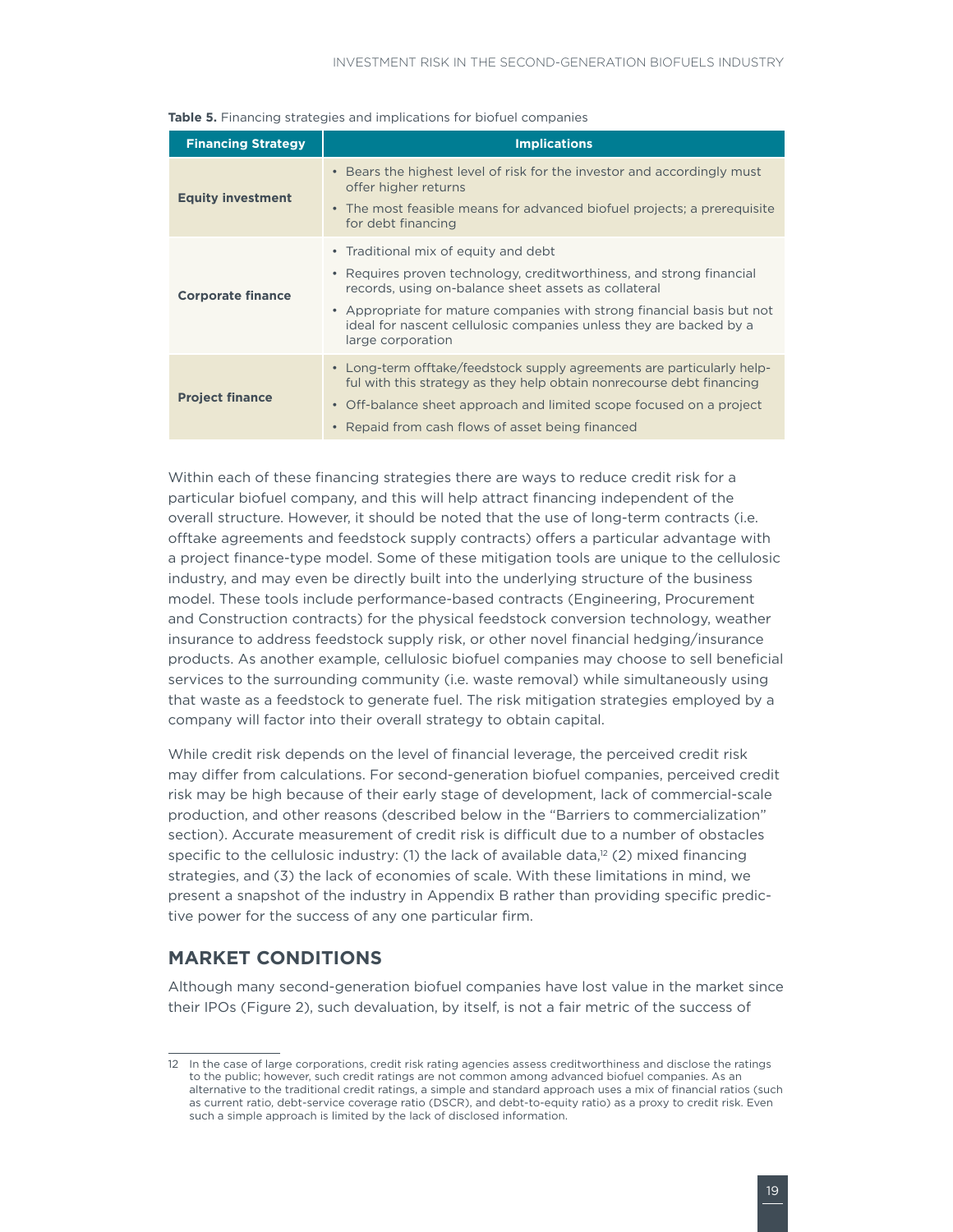**Table 5.** Financing strategies and implications for biofuel companies

| Financing Strategy | Implications |
|---|---|
| **Equity investment** | • Bears the highest level of risk for the investor and accordingly must offer higher returns<br>• The most feasible means for advanced biofuel projects; a prerequisite for debt financing |
| **Corporate finance** | • Traditional mix of equity and debt<br>• Requires proven technology, creditworthiness, and strong financial records, using on-balance sheet assets as collateral<br>• Appropriate for mature companies with strong financial basis but not ideal for nascent cellulosic companies unless they are backed by a large corporation |
| **Project finance** | • Long-term offtake/feedstock supply agreements are particularly helpful with this strategy as they help obtain nonrecourse debt financing<br>• Off-balance sheet approach and limited scope focused on a project<br>• Repaid from cash flows of asset being financed |

Within each of these financing strategies there are ways to reduce credit risk for a particular biofuel company, and this will help attract financing independent of the overall structure. However, it should be noted that the use of long-term contracts (i.e. offtake agreements and feedstock supply contracts) offers a particular advantage with a project finance-type model. Some of these mitigation tools are unique to the cellulosic industry, and may even be directly built into the underlying structure of the business model. These tools include performance-based contracts (Engineering, Procurement and Construction contracts) for the physical feedstock conversion technology, weather insurance to address feedstock supply risk, or other novel financial hedging/insurance products. As another example, cellulosic biofuel companies may choose to sell beneficial services to the surrounding community (i.e. waste removal) while simultaneously using that waste as a feedstock to generate fuel. The risk mitigation strategies employed by a company will factor into their overall strategy to obtain capital.

While credit risk depends on the level of financial leverage, the perceived credit risk may differ from calculations. For second-generation biofuel companies, perceived credit risk may be high because of their early stage of development, lack of commercial-scale production, and other reasons (described below in the "Barriers to commercialization" section). Accurate measurement of credit risk is difficult due to a number of obstacles specific to the cellulosic industry: (1) the lack of available data,[12] (2) mixed financing strategies, and (3) the lack of economies of scale. With these limitations in mind, we present a snapshot of the industry in Appendix B rather than providing specific predictive power for the success of any one particular firm.

## MARKET CONDITIONS

Although many second-generation biofuel companies have lost value in the market since their IPOs (Figure 2), such devaluation, by itself, is not a fair metric of the success of

---

12 In the case of large corporations, credit risk rating agencies assess creditworthiness and disclose the ratings to the public; however, such credit ratings are not common among advanced biofuel companies. As an alternative to the traditional credit ratings, a simple and standard approach uses a mix of financial ratios (such as current ratio, debt-service coverage ratio (DSCR), and debt-to-equity ratio) as a proxy to credit risk. Even such a simple approach is limited by the lack of disclosed information.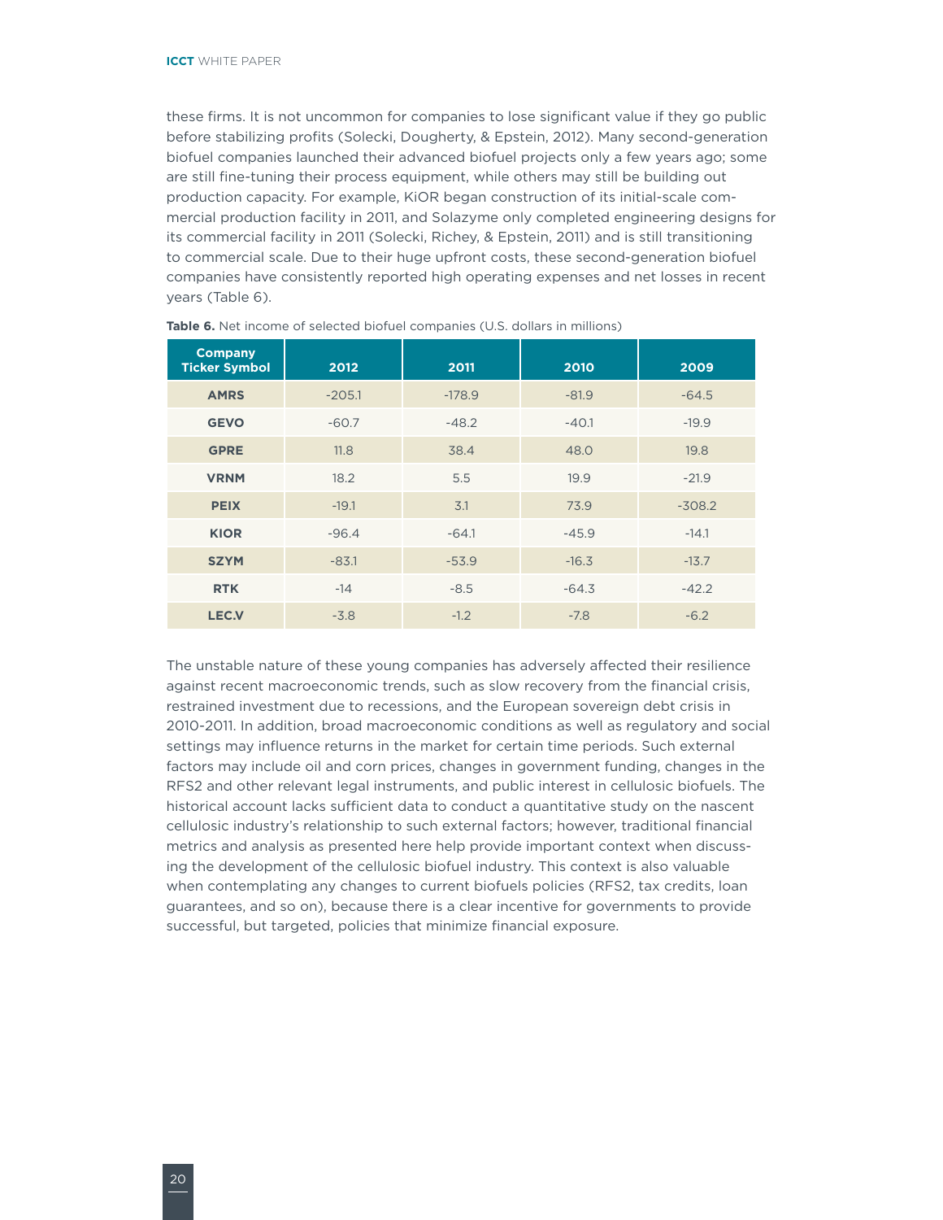these firms. It is not uncommon for companies to lose significant value if they go public before stabilizing profits (Solecki, Dougherty, & Epstein, 2012). Many second-generation biofuel companies launched their advanced biofuel projects only a few years ago; some are still fine-tuning their process equipment, while others may still be building out production capacity. For example, KiOR began construction of its initial-scale commercial production facility in 2011, and Solazyme only completed engineering designs for its commercial facility in 2011 (Solecki, Richey, & Epstein, 2011) and is still transitioning to commercial scale. Due to their huge upfront costs, these second-generation biofuel companies have consistently reported high operating expenses and net losses in recent years (Table 6).

**Table 6.** Net income of selected biofuel companies (U.S. dollars in millions)

| Company Ticker Symbol | 2012 | 2011 | 2010 | 2009 |
|---|---|---|---|---|
| **AMRS** | -205.1 | -178.9 | -81.9 | -64.5 |
| **GEVO** | -60.7 | -48.2 | -40.1 | -19.9 |
| **GPRE** | 11.8 | 38.4 | 48.0 | 19.8 |
| **VRNM** | 18.2 | 5.5 | 19.9 | -21.9 |
| **PEIX** | -19.1 | 3.1 | 73.9 | -308.2 |
| **KIOR** | -96.4 | -64.1 | -45.9 | -14.1 |
| **SZYM** | -83.1 | -53.9 | -16.3 | -13.7 |
| **RTK** | -14 | -8.5 | -64.3 | -42.2 |
| **LEC.V** | -3.8 | -1.2 | -7.8 | -6.2 |

The unstable nature of these young companies has adversely affected their resilience against recent macroeconomic trends, such as slow recovery from the financial crisis, restrained investment due to recessions, and the European sovereign debt crisis in 2010-2011. In addition, broad macroeconomic conditions as well as regulatory and social settings may influence returns in the market for certain time periods. Such external factors may include oil and corn prices, changes in government funding, changes in the RFS2 and other relevant legal instruments, and public interest in cellulosic biofuels. The historical account lacks sufficient data to conduct a quantitative study on the nascent cellulosic industry's relationship to such external factors; however, traditional financial metrics and analysis as presented here help provide important context when discussing the development of the cellulosic biofuel industry. This context is also valuable when contemplating any changes to current biofuels policies (RFS2, tax credits, loan guarantees, and so on), because there is a clear incentive for governments to provide successful, but targeted, policies that minimize financial exposure.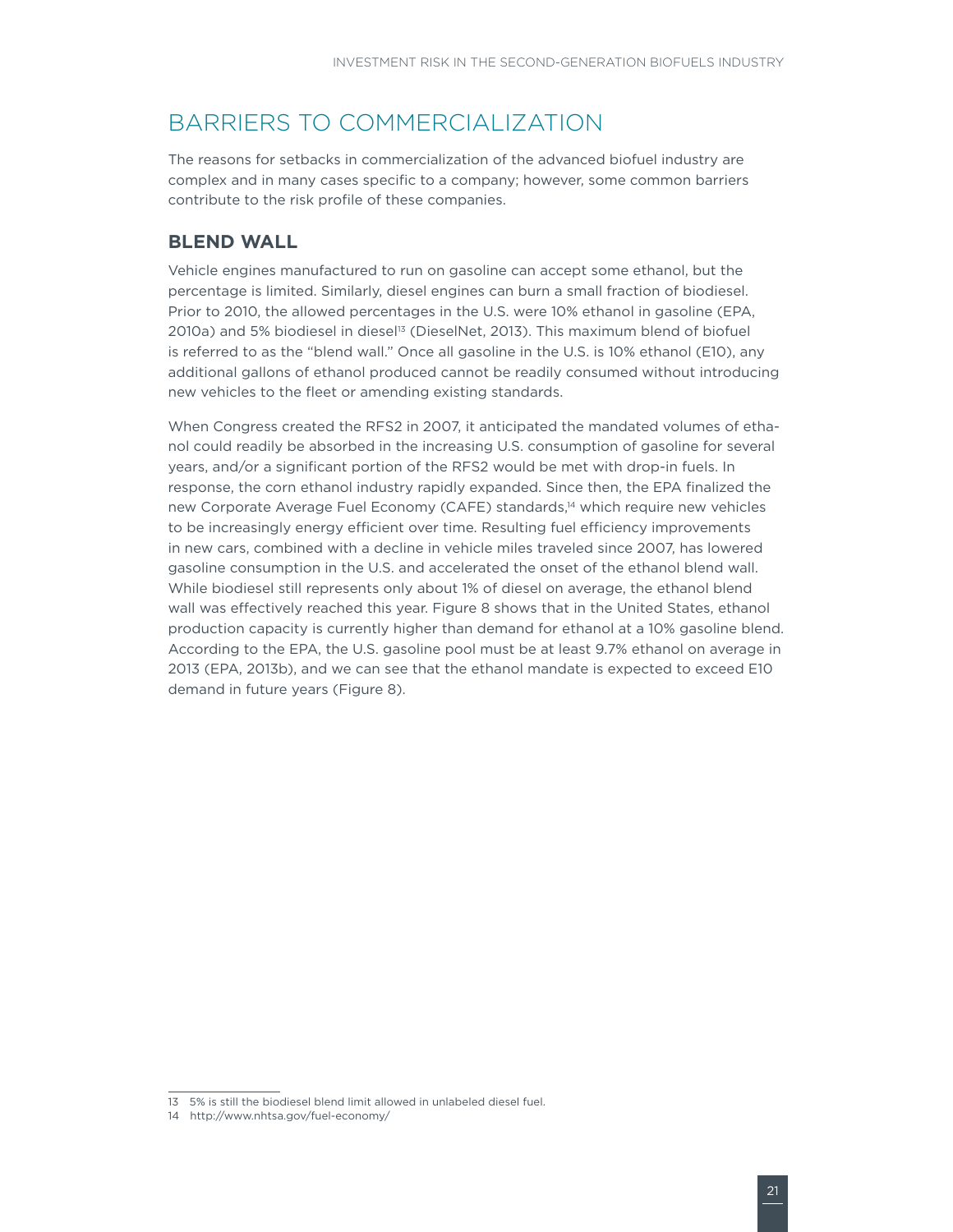## BARRIERS TO COMMERCIALIZATION

The reasons for setbacks in commercialization of the advanced biofuel industry are complex and in many cases specific to a company; however, some common barriers contribute to the risk profile of these companies.

### BLEND WALL

Vehicle engines manufactured to run on gasoline can accept some ethanol, but the percentage is limited. Similarly, diesel engines can burn a small fraction of biodiesel. Prior to 2010, the allowed percentages in the U.S. were 10% ethanol in gasoline (EPA, 2010a) and 5% biodiesel in diesel[13] (DieselNet, 2013). This maximum blend of biofuel is referred to as the "blend wall." Once all gasoline in the U.S. is 10% ethanol (E10), any additional gallons of ethanol produced cannot be readily consumed without introducing new vehicles to the fleet or amending existing standards.

When Congress created the RFS2 in 2007, it anticipated the mandated volumes of ethanol could readily be absorbed in the increasing U.S. consumption of gasoline for several years, and/or a significant portion of the RFS2 would be met with drop-in fuels. In response, the corn ethanol industry rapidly expanded. Since then, the EPA finalized the new Corporate Average Fuel Economy (CAFE) standards,[14] which require new vehicles to be increasingly energy efficient over time. Resulting fuel efficiency improvements in new cars, combined with a decline in vehicle miles traveled since 2007, has lowered gasoline consumption in the U.S. and accelerated the onset of the ethanol blend wall. While biodiesel still represents only about 1% of diesel on average, the ethanol blend wall was effectively reached this year. Figure 8 shows that in the United States, ethanol production capacity is currently higher than demand for ethanol at a 10% gasoline blend. According to the EPA, the U.S. gasoline pool must be at least 9.7% ethanol on average in 2013 (EPA, 2013b), and we can see that the ethanol mandate is expected to exceed E10 demand in future years (Figure 8).

---

13 5% is still the biodiesel blend limit allowed in unlabeled diesel fuel.

14 http://www.nhtsa.gov/fuel-economy/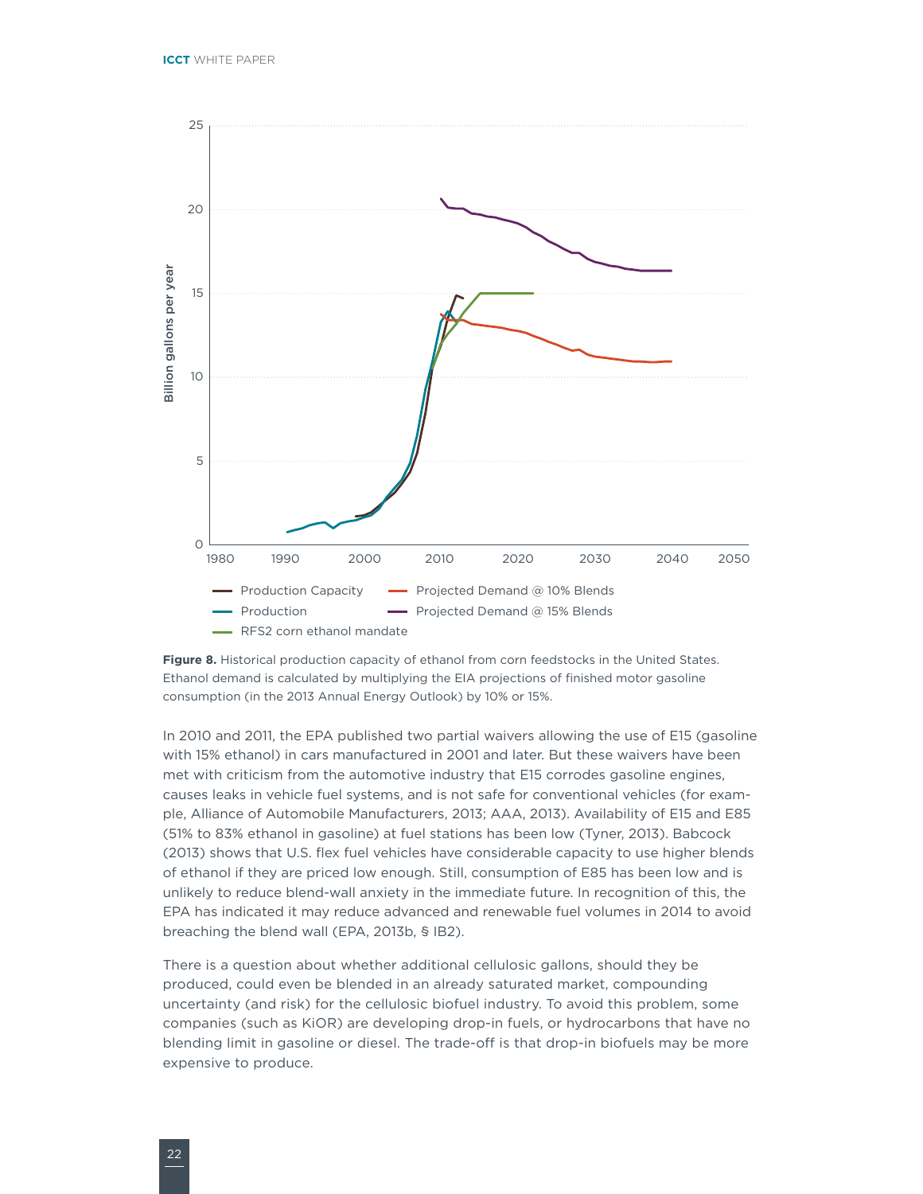**Figure 8.** Historical production capacity of ethanol from corn feedstocks in the United States. Ethanol demand is calculated by multiplying the EIA projections of finished motor gasoline consumption (in the 2013 Annual Energy Outlook) by 10% or 15%.

In 2010 and 2011, the EPA published two partial waivers allowing the use of E15 (gasoline with 15% ethanol) in cars manufactured in 2001 and later. But these waivers have been met with criticism from the automotive industry that E15 corrodes gasoline engines, causes leaks in vehicle fuel systems, and is not safe for conventional vehicles (for example, Alliance of Automobile Manufacturers, 2013; AAA, 2013). Availability of E15 and E85 (51% to 83% ethanol in gasoline) at fuel stations has been low (Tyner, 2013). Babcock (2013) shows that U.S. flex fuel vehicles have considerable capacity to use higher blends of ethanol if they are priced low enough. Still, consumption of E85 has been low and is unlikely to reduce blend-wall anxiety in the immediate future. In recognition of this, the EPA has indicated it may reduce advanced and renewable fuel volumes in 2014 to avoid breaching the blend wall (EPA, 2013b, § IB2).

There is a question about whether additional cellulosic gallons, should they be produced, could even be blended in an already saturated market, compounding uncertainty (and risk) for the cellulosic biofuel industry. To avoid this problem, some companies (such as KiOR) are developing drop-in fuels, or hydrocarbons that have no blending limit in gasoline or diesel. The trade-off is that drop-in biofuels may be more expensive to produce.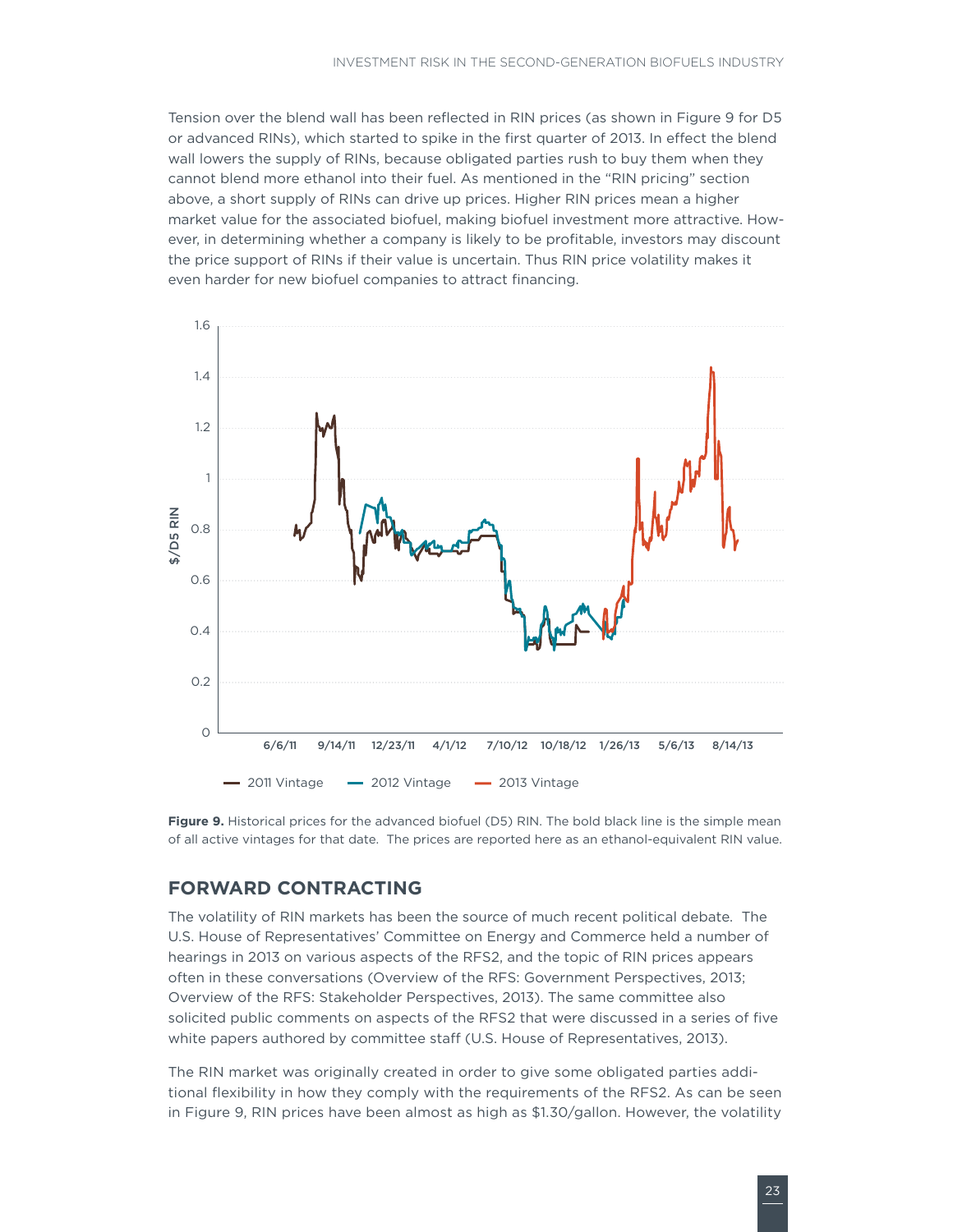Tension over the blend wall has been reflected in RIN prices (as shown in Figure 9 for D5 or advanced RINs), which started to spike in the first quarter of 2013. In effect the blend wall lowers the supply of RINs, because obligated parties rush to buy them when they cannot blend more ethanol into their fuel. As mentioned in the "RIN pricing" section above, a short supply of RINs can drive up prices. Higher RIN prices mean a higher market value for the associated biofuel, making biofuel investment more attractive. However, in determining whether a company is likely to be profitable, investors may discount the price support of RINs if their value is uncertain. Thus RIN price volatility makes it even harder for new biofuel companies to attract financing.

**Figure 9.** Historical prices for the advanced biofuel (D5) RIN. The bold black line is the simple mean of all active vintages for that date. The prices are reported here as an ethanol-equivalent RIN value.

## FORWARD CONTRACTING

The volatility of RIN markets has been the source of much recent political debate. The U.S. House of Representatives' Committee on Energy and Commerce held a number of hearings in 2013 on various aspects of the RFS2, and the topic of RIN prices appears often in these conversations (Overview of the RFS: Government Perspectives, 2013; Overview of the RFS: Stakeholder Perspectives, 2013). The same committee also solicited public comments on aspects of the RFS2 that were discussed in a series of five white papers authored by committee staff (U.S. House of Representatives, 2013).

The RIN market was originally created in order to give some obligated parties additional flexibility in how they comply with the requirements of the RFS2. As can be seen in Figure 9, RIN prices have been almost as high as $1.30/gallon. However, the volatility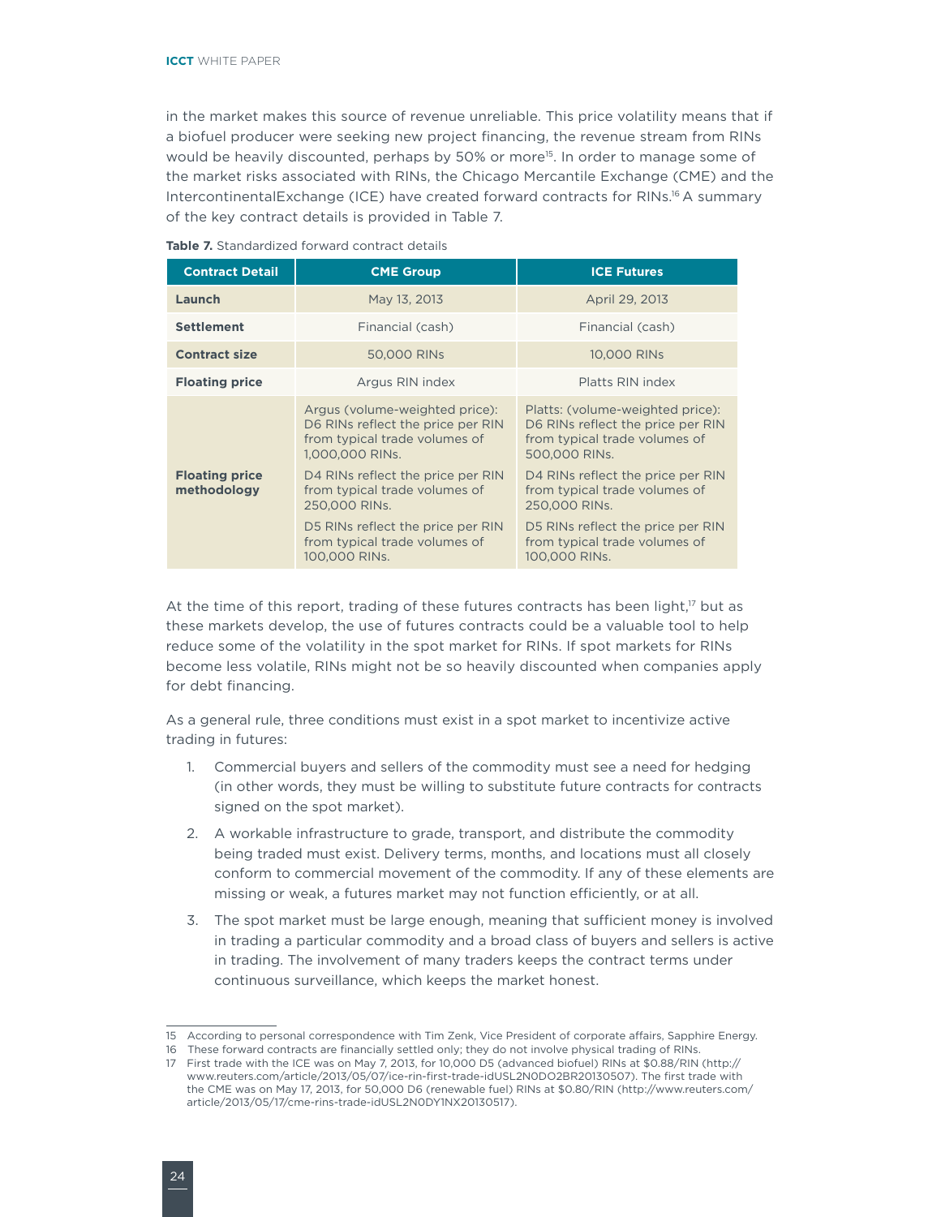in the market makes this source of revenue unreliable. This price volatility means that if a biofuel producer were seeking new project financing, the revenue stream from RINs would be heavily discounted, perhaps by 50% or more[15]. In order to manage some of the market risks associated with RINs, the Chicago Mercantile Exchange (CME) and the IntercontinentalExchange (ICE) have created forward contracts for RINs.[16] A summary of the key contract details is provided in Table 7.

**Table 7.** Standardized forward contract details

| Contract Detail | CME Group | ICE Futures |
|---|---|---|
| **Launch** | May 13, 2013 | April 29, 2013 |
| **Settlement** | Financial (cash) | Financial (cash) |
| **Contract size** | 50,000 RINs | 10,000 RINs |
| **Floating price** | Argus RIN index | Platts RIN index |
| **Floating price methodology** | Argus (volume-weighted price): D6 RINs reflect the price per RIN from typical trade volumes of 1,000,000 RINs. D4 RINs reflect the price per RIN from typical trade volumes of 250,000 RINs. D5 RINs reflect the price per RIN from typical trade volumes of 100,000 RINs. | Platts: (volume-weighted price): D6 RINs reflect the price per RIN from typical trade volumes of 500,000 RINs. D4 RINs reflect the price per RIN from typical trade volumes of 250,000 RINs. D5 RINs reflect the price per RIN from typical trade volumes of 100,000 RINs. |

At the time of this report, trading of these futures contracts has been light,[17] but as these markets develop, the use of futures contracts could be a valuable tool to help reduce some of the volatility in the spot market for RINs. If spot markets for RINs become less volatile, RINs might not be so heavily discounted when companies apply for debt financing.

As a general rule, three conditions must exist in a spot market to incentivize active trading in futures:

1. Commercial buyers and sellers of the commodity must see a need for hedging (in other words, they must be willing to substitute future contracts for contracts signed on the spot market).
2. A workable infrastructure to grade, transport, and distribute the commodity being traded must exist. Delivery terms, months, and locations must all closely conform to commercial movement of the commodity. If any of these elements are missing or weak, a futures market may not function efficiently, or at all.
3. The spot market must be large enough, meaning that sufficient money is involved in trading a particular commodity and a broad class of buyers and sellers is active in trading. The involvement of many traders keeps the contract terms under continuous surveillance, which keeps the market honest.

---

15 According to personal correspondence with Tim Zenk, Vice President of corporate affairs, Sapphire Energy.

16 These forward contracts are financially settled only; they do not involve physical trading of RINs.

17 First trade with the ICE was on May 7, 2013, for 10,000 D5 (advanced biofuel) RINs at $0.88/RIN (http://www.reuters.com/article/2013/05/07/ice-rin-first-trade-idUSL2N0DO2BR20130507). The first trade with the CME was on May 17, 2013, for 50,000 D6 (renewable fuel) RINs at $0.80/RIN (http://www.reuters.com/article/2013/05/17/cme-rins-trade-idUSL2N0DY1NX20130517).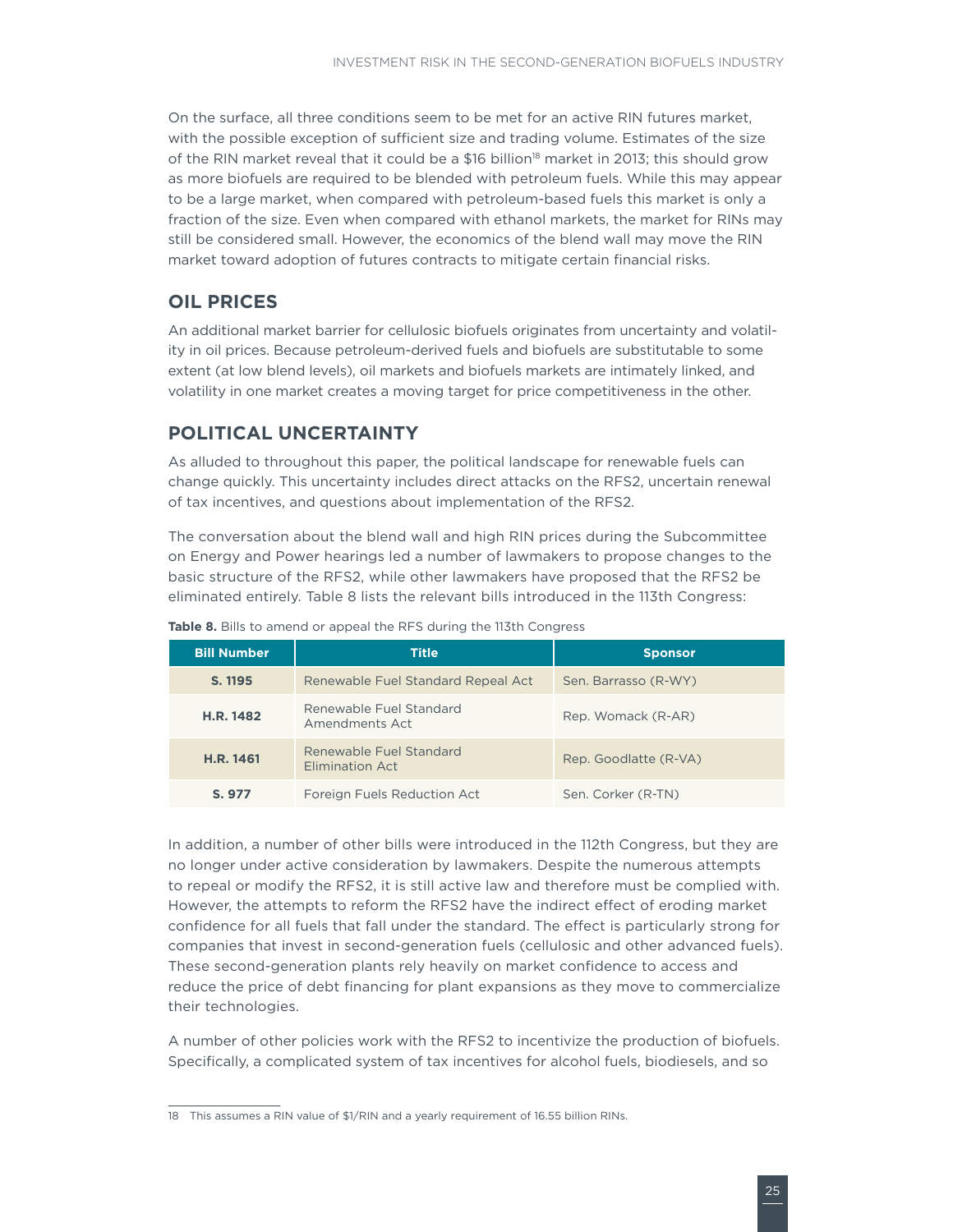On the surface, all three conditions seem to be met for an active RIN futures market, with the possible exception of sufficient size and trading volume. Estimates of the size of the RIN market reveal that it could be a $16 billion[18] market in 2013; this should grow as more biofuels are required to be blended with petroleum fuels. While this may appear to be a large market, when compared with petroleum-based fuels this market is only a fraction of the size. Even when compared with ethanol markets, the market for RINs may still be considered small. However, the economics of the blend wall may move the RIN market toward adoption of futures contracts to mitigate certain financial risks.

## OIL PRICES

An additional market barrier for cellulosic biofuels originates from uncertainty and volatility in oil prices. Because petroleum-derived fuels and biofuels are substitutable to some extent (at low blend levels), oil markets and biofuels markets are intimately linked, and volatility in one market creates a moving target for price competitiveness in the other.

## POLITICAL UNCERTAINTY

As alluded to throughout this paper, the political landscape for renewable fuels can change quickly. This uncertainty includes direct attacks on the RFS2, uncertain renewal of tax incentives, and questions about implementation of the RFS2.

The conversation about the blend wall and high RIN prices during the Subcommittee on Energy and Power hearings led a number of lawmakers to propose changes to the basic structure of the RFS2, while other lawmakers have proposed that the RFS2 be eliminated entirely. Table 8 lists the relevant bills introduced in the 113th Congress:

**Table 8.** Bills to amend or appeal the RFS during the 113th Congress

| Bill Number | Title | Sponsor |
|---|---|---|
| **S. 1195** | Renewable Fuel Standard Repeal Act | Sen. Barrasso (R-WY) |
| **H.R. 1482** | Renewable Fuel Standard Amendments Act | Rep. Womack (R-AR) |
| **H.R. 1461** | Renewable Fuel Standard Elimination Act | Rep. Goodlatte (R-VA) |
| **S. 977** | Foreign Fuels Reduction Act | Sen. Corker (R-TN) |

In addition, a number of other bills were introduced in the 112th Congress, but they are no longer under active consideration by lawmakers. Despite the numerous attempts to repeal or modify the RFS2, it is still active law and therefore must be complied with. However, the attempts to reform the RFS2 have the indirect effect of eroding market confidence for all fuels that fall under the standard. The effect is particularly strong for companies that invest in second-generation fuels (cellulosic and other advanced fuels). These second-generation plants rely heavily on market confidence to access and reduce the price of debt financing for plant expansions as they move to commercialize their technologies.

A number of other policies work with the RFS2 to incentivize the production of biofuels. Specifically, a complicated system of tax incentives for alcohol fuels, biodiesels, and so

---

18 This assumes a RIN value of $1/RIN and a yearly requirement of 16.55 billion RINs.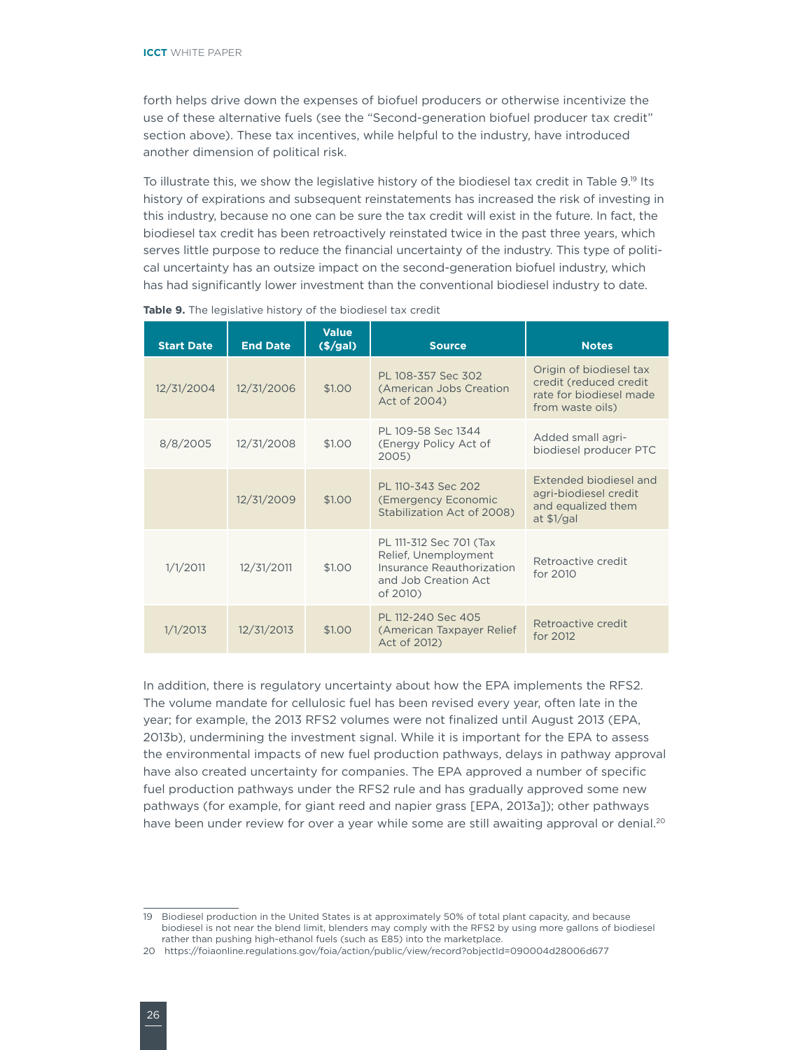forth helps drive down the expenses of biofuel producers or otherwise incentivize the use of these alternative fuels (see the "Second-generation biofuel producer tax credit" section above). These tax incentives, while helpful to the industry, have introduced another dimension of political risk.

To illustrate this, we show the legislative history of the biodiesel tax credit in Table 9.[19] Its history of expirations and subsequent reinstatements has increased the risk of investing in this industry, because no one can be sure the tax credit will exist in the future. In fact, the biodiesel tax credit has been retroactively reinstated twice in the past three years, which serves little purpose to reduce the financial uncertainty of the industry. This type of political uncertainty has an outsize impact on the second-generation biofuel industry, which has had significantly lower investment than the conventional biodiesel industry to date.

**Table 9.** The legislative history of the biodiesel tax credit

| Start Date | End Date | Value ($/gal) | Source | Notes |
|---|---|---|---|---|
| 12/31/2004 | 12/31/2006 | $1.00 | PL 108-357 Sec 302 (American Jobs Creation Act of 2004) | Origin of biodiesel tax credit (reduced credit rate for biodiesel made from waste oils) |
| 8/8/2005 | 12/31/2008 | $1.00 | PL 109-58 Sec 1344 (Energy Policy Act of 2005) | Added small agri-biodiesel producer PTC |
| | 12/31/2009 | $1.00 | PL 110-343 Sec 202 (Emergency Economic Stabilization Act of 2008) | Extended biodiesel and agri-biodiesel credit and equalized them at $1/gal |
| 1/1/2011 | 12/31/2011 | $1.00 | PL 111-312 Sec 701 (Tax Relief, Unemployment Insurance Reauthorization and Job Creation Act of 2010) | Retroactive credit for 2010 |
| 1/1/2013 | 12/31/2013 | $1.00 | PL 112-240 Sec 405 (American Taxpayer Relief Act of 2012) | Retroactive credit for 2012 |

In addition, there is regulatory uncertainty about how the EPA implements the RFS2. The volume mandate for cellulosic fuel has been revised every year, often late in the year; for example, the 2013 RFS2 volumes were not finalized until August 2013 (EPA, 2013b), undermining the investment signal. While it is important for the EPA to assess the environmental impacts of new fuel production pathways, delays in pathway approval have also created uncertainty for companies. The EPA approved a number of specific fuel production pathways under the RFS2 rule and has gradually approved some new pathways (for example, for giant reed and napier grass [EPA, 2013a]); other pathways have been under review for over a year while some are still awaiting approval or denial.[20]

---

19 Biodiesel production in the United States is at approximately 50% of total plant capacity, and because biodiesel is not near the blend limit, blenders may comply with the RFS2 by using more gallons of biodiesel rather than pushing high-ethanol fuels (such as E85) into the marketplace.

20 https://foiaonline.regulations.gov/foia/action/public/view/record?objectId=090004d28006d677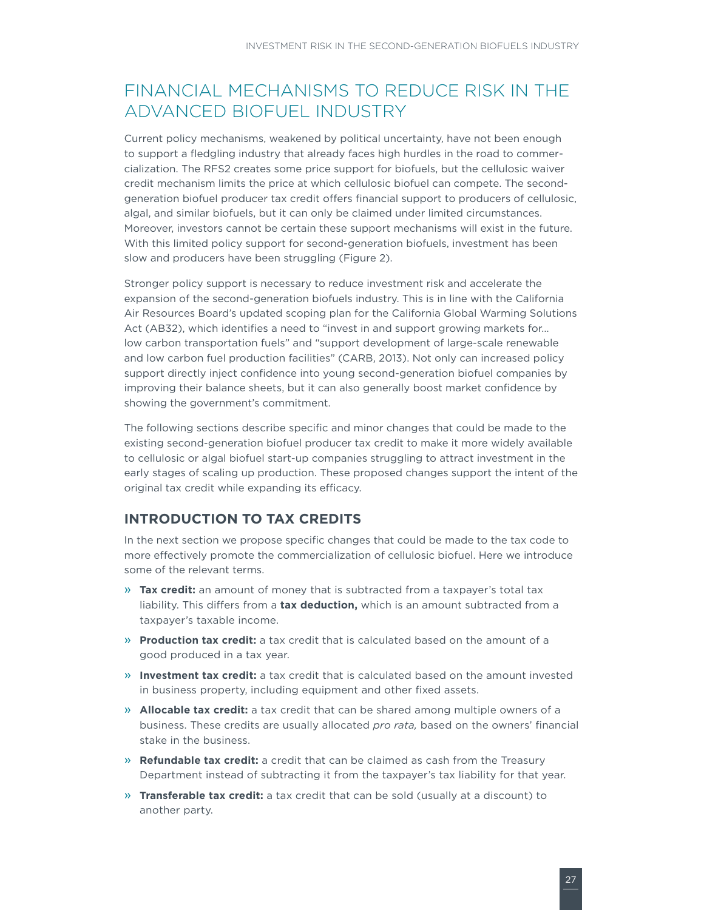# FINANCIAL MECHANISMS TO REDUCE RISK IN THE ADVANCED BIOFUEL INDUSTRY

Current policy mechanisms, weakened by political uncertainty, have not been enough to support a fledgling industry that already faces high hurdles in the road to commercialization. The RFS2 creates some price support for biofuels, but the cellulosic waiver credit mechanism limits the price at which cellulosic biofuel can compete. The second-generation biofuel producer tax credit offers financial support to producers of cellulosic, algal, and similar biofuels, but it can only be claimed under limited circumstances. Moreover, investors cannot be certain these support mechanisms will exist in the future. With this limited policy support for second-generation biofuels, investment has been slow and producers have been struggling (Figure 2).

Stronger policy support is necessary to reduce investment risk and accelerate the expansion of the second-generation biofuels industry. This is in line with the California Air Resources Board's updated scoping plan for the California Global Warming Solutions Act (AB32), which identifies a need to "invest in and support growing markets for… low carbon transportation fuels" and "support development of large-scale renewable and low carbon fuel production facilities" (CARB, 2013). Not only can increased policy support directly inject confidence into young second-generation biofuel companies by improving their balance sheets, but it can also generally boost market confidence by showing the government's commitment.

The following sections describe specific and minor changes that could be made to the existing second-generation biofuel producer tax credit to make it more widely available to cellulosic or algal biofuel start-up companies struggling to attract investment in the early stages of scaling up production. These proposed changes support the intent of the original tax credit while expanding its efficacy.

## INTRODUCTION TO TAX CREDITS

In the next section we propose specific changes that could be made to the tax code to more effectively promote the commercialization of cellulosic biofuel. Here we introduce some of the relevant terms.

- **Tax credit:** an amount of money that is subtracted from a taxpayer's total tax liability. This differs from a **tax deduction,** which is an amount subtracted from a taxpayer's taxable income.
- **Production tax credit:** a tax credit that is calculated based on the amount of a good produced in a tax year.
- **Investment tax credit:** a tax credit that is calculated based on the amount invested in business property, including equipment and other fixed assets.
- **Allocable tax credit:** a tax credit that can be shared among multiple owners of a business. These credits are usually allocated *pro rata,* based on the owners' financial stake in the business.
- **Refundable tax credit:** a credit that can be claimed as cash from the Treasury Department instead of subtracting it from the taxpayer's tax liability for that year.
- **Transferable tax credit:** a tax credit that can be sold (usually at a discount) to another party.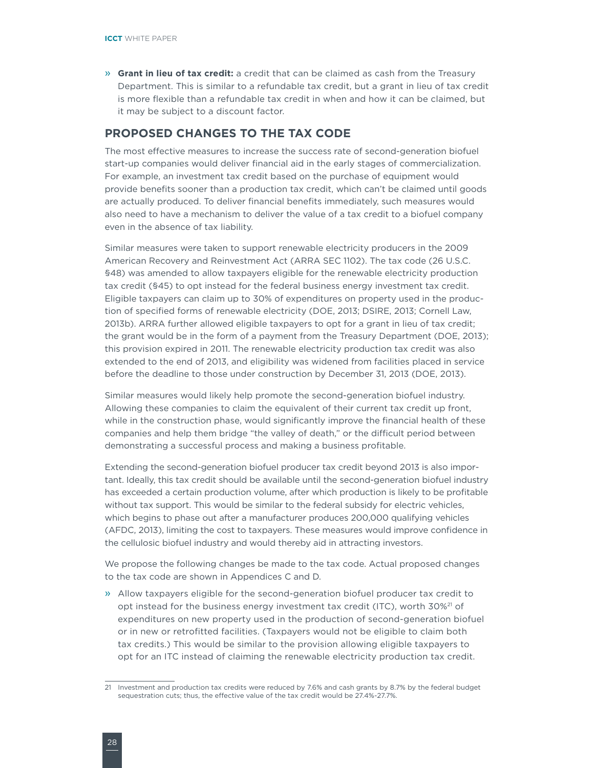- **Grant in lieu of tax credit:** a credit that can be claimed as cash from the Treasury Department. This is similar to a refundable tax credit, but a grant in lieu of tax credit is more flexible than a refundable tax credit in when and how it can be claimed, but it may be subject to a discount factor.

## PROPOSED CHANGES TO THE TAX CODE

The most effective measures to increase the success rate of second-generation biofuel start-up companies would deliver financial aid in the early stages of commercialization. For example, an investment tax credit based on the purchase of equipment would provide benefits sooner than a production tax credit, which can't be claimed until goods are actually produced. To deliver financial benefits immediately, such measures would also need to have a mechanism to deliver the value of a tax credit to a biofuel company even in the absence of tax liability.

Similar measures were taken to support renewable electricity producers in the 2009 American Recovery and Reinvestment Act (ARRA SEC 1102). The tax code (26 U.S.C. §48) was amended to allow taxpayers eligible for the renewable electricity production tax credit (§45) to opt instead for the federal business energy investment tax credit. Eligible taxpayers can claim up to 30% of expenditures on property used in the production of specified forms of renewable electricity (DOE, 2013; DSIRE, 2013; Cornell Law, 2013b). ARRA further allowed eligible taxpayers to opt for a grant in lieu of tax credit; the grant would be in the form of a payment from the Treasury Department (DOE, 2013); this provision expired in 2011. The renewable electricity production tax credit was also extended to the end of 2013, and eligibility was widened from facilities placed in service before the deadline to those under construction by December 31, 2013 (DOE, 2013).

Similar measures would likely help promote the second-generation biofuel industry. Allowing these companies to claim the equivalent of their current tax credit up front, while in the construction phase, would significantly improve the financial health of these companies and help them bridge "the valley of death," or the difficult period between demonstrating a successful process and making a business profitable.

Extending the second-generation biofuel producer tax credit beyond 2013 is also important. Ideally, this tax credit should be available until the second-generation biofuel industry has exceeded a certain production volume, after which production is likely to be profitable without tax support. This would be similar to the federal subsidy for electric vehicles, which begins to phase out after a manufacturer produces 200,000 qualifying vehicles (AFDC, 2013), limiting the cost to taxpayers. These measures would improve confidence in the cellulosic biofuel industry and would thereby aid in attracting investors.

We propose the following changes be made to the tax code. Actual proposed changes to the tax code are shown in Appendices C and D.

- Allow taxpayers eligible for the second-generation biofuel producer tax credit to opt instead for the business energy investment tax credit (ITC), worth 30%[21] of expenditures on new property used in the production of second-generation biofuel or in new or retrofitted facilities. (Taxpayers would not be eligible to claim both tax credits.) This would be similar to the provision allowing eligible taxpayers to opt for an ITC instead of claiming the renewable electricity production tax credit.

[21] Investment and production tax credits were reduced by 7.6% and cash grants by 8.7% by the federal budget sequestration cuts; thus, the effective value of the tax credit would be 27.4%-27.7%.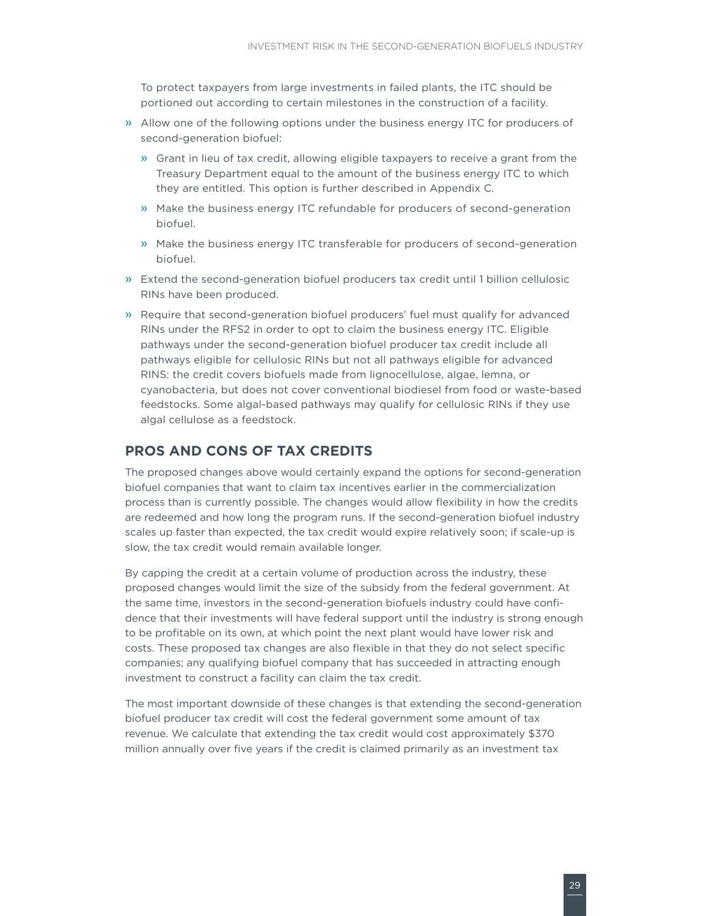To protect taxpayers from large investments in failed plants, the ITC should be portioned out according to certain milestones in the construction of a facility.

- Allow one of the following options under the business energy ITC for producers of second-generation biofuel:
  - Grant in lieu of tax credit, allowing eligible taxpayers to receive a grant from the Treasury Department equal to the amount of the business energy ITC to which they are entitled. This option is further described in Appendix C.
  - Make the business energy ITC refundable for producers of second-generation biofuel.
  - Make the business energy ITC transferable for producers of second-generation biofuel.
- Extend the second-generation biofuel producers tax credit until 1 billion cellulosic RINs have been produced.
- Require that second-generation biofuel producers' fuel must qualify for advanced RINs under the RFS2 in order to opt to claim the business energy ITC. Eligible pathways under the second-generation biofuel producer tax credit include all pathways eligible for cellulosic RINs but not all pathways eligible for advanced RINS: the credit covers biofuels made from lignocellulose, algae, lemna, or cyanobacteria, but does not cover conventional biodiesel from food or waste-based feedstocks. Some algal-based pathways may qualify for cellulosic RINs if they use algal cellulose as a feedstock.

## PROS AND CONS OF TAX CREDITS

The proposed changes above would certainly expand the options for second-generation biofuel companies that want to claim tax incentives earlier in the commercialization process than is currently possible. The changes would allow flexibility in how the credits are redeemed and how long the program runs. If the second-generation biofuel industry scales up faster than expected, the tax credit would expire relatively soon; if scale-up is slow, the tax credit would remain available longer.

By capping the credit at a certain volume of production across the industry, these proposed changes would limit the size of the subsidy from the federal government. At the same time, investors in the second-generation biofuels industry could have confidence that their investments will have federal support until the industry is strong enough to be profitable on its own, at which point the next plant would have lower risk and costs. These proposed tax changes are also flexible in that they do not select specific companies; any qualifying biofuel company that has succeeded in attracting enough investment to construct a facility can claim the tax credit.

The most important downside of these changes is that extending the second-generation biofuel producer tax credit will cost the federal government some amount of tax revenue. We calculate that extending the tax credit would cost approximately $370 million annually over five years if the credit is claimed primarily as an investment tax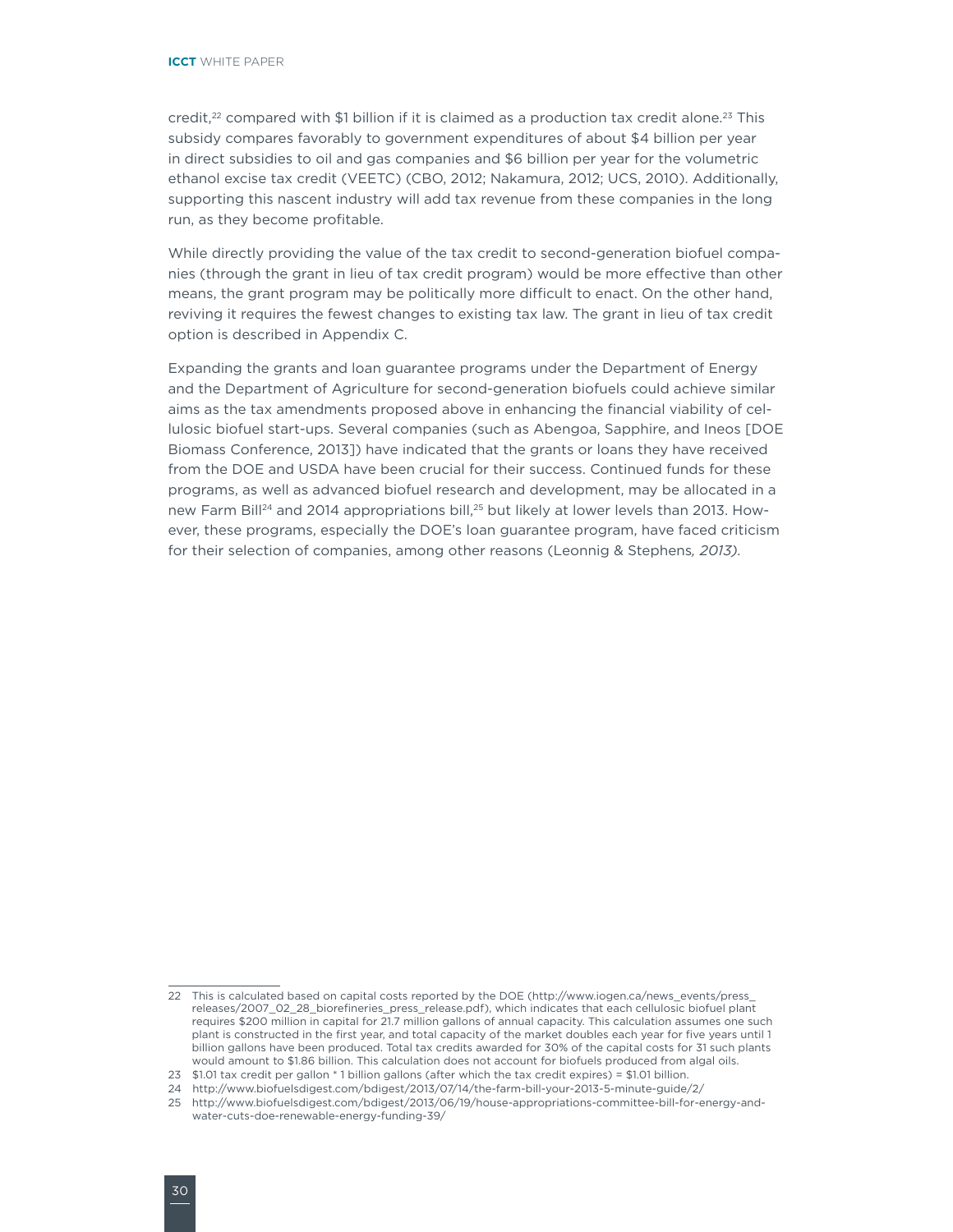credit,[22] compared with $1 billion if it is claimed as a production tax credit alone.[23] This subsidy compares favorably to government expenditures of about $4 billion per year in direct subsidies to oil and gas companies and $6 billion per year for the volumetric ethanol excise tax credit (VEETC) (CBO, 2012; Nakamura, 2012; UCS, 2010). Additionally, supporting this nascent industry will add tax revenue from these companies in the long run, as they become profitable.

While directly providing the value of the tax credit to second-generation biofuel companies (through the grant in lieu of tax credit program) would be more effective than other means, the grant program may be politically more difficult to enact. On the other hand, reviving it requires the fewest changes to existing tax law. The grant in lieu of tax credit option is described in Appendix C.

Expanding the grants and loan guarantee programs under the Department of Energy and the Department of Agriculture for second-generation biofuels could achieve similar aims as the tax amendments proposed above in enhancing the financial viability of cellulosic biofuel start-ups. Several companies (such as Abengoa, Sapphire, and Ineos [DOE Biomass Conference, 2013]) have indicated that the grants or loans they have received from the DOE and USDA have been crucial for their success. Continued funds for these programs, as well as advanced biofuel research and development, may be allocated in a new Farm Bill[24] and 2014 appropriations bill,[25] but likely at lower levels than 2013. However, these programs, especially the DOE's loan guarantee program, have faced criticism for their selection of companies, among other reasons (Leonnig & Stephens*, 2013).*

---

22 This is calculated based on capital costs reported by the DOE (http://www.iogen.ca/news_events/press_releases/2007_02_28_biorefineries_press_release.pdf), which indicates that each cellulosic biofuel plant requires $200 million in capital for 21.7 million gallons of annual capacity. This calculation assumes one such plant is constructed in the first year, and total capacity of the market doubles each year for five years until 1 billion gallons have been produced. Total tax credits awarded for 30% of the capital costs for 31 such plants would amount to $1.86 billion. This calculation does not account for biofuels produced from algal oils.

23 $1.01 tax credit per gallon * 1 billion gallons (after which the tax credit expires) = $1.01 billion.

24 http://www.biofuelsdigest.com/bdigest/2013/07/14/the-farm-bill-your-2013-5-minute-guide/2/

25 http://www.biofuelsdigest.com/bdigest/2013/06/19/house-appropriations-committee-bill-for-energy-and-water-cuts-doe-renewable-energy-funding-39/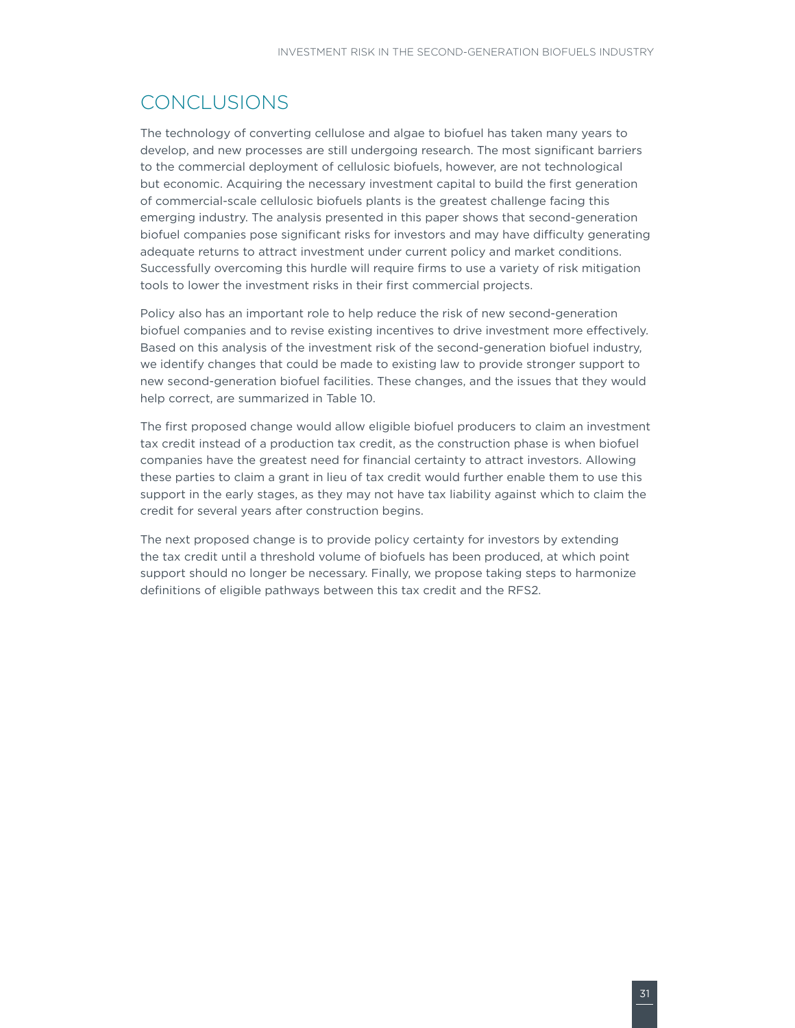## CONCLUSIONS

The technology of converting cellulose and algae to biofuel has taken many years to develop, and new processes are still undergoing research. The most significant barriers to the commercial deployment of cellulosic biofuels, however, are not technological but economic. Acquiring the necessary investment capital to build the first generation of commercial-scale cellulosic biofuels plants is the greatest challenge facing this emerging industry. The analysis presented in this paper shows that second-generation biofuel companies pose significant risks for investors and may have difficulty generating adequate returns to attract investment under current policy and market conditions. Successfully overcoming this hurdle will require firms to use a variety of risk mitigation tools to lower the investment risks in their first commercial projects.

Policy also has an important role to help reduce the risk of new second-generation biofuel companies and to revise existing incentives to drive investment more effectively. Based on this analysis of the investment risk of the second-generation biofuel industry, we identify changes that could be made to existing law to provide stronger support to new second-generation biofuel facilities. These changes, and the issues that they would help correct, are summarized in Table 10.

The first proposed change would allow eligible biofuel producers to claim an investment tax credit instead of a production tax credit, as the construction phase is when biofuel companies have the greatest need for financial certainty to attract investors. Allowing these parties to claim a grant in lieu of tax credit would further enable them to use this support in the early stages, as they may not have tax liability against which to claim the credit for several years after construction begins.

The next proposed change is to provide policy certainty for investors by extending the tax credit until a threshold volume of biofuels has been produced, at which point support should no longer be necessary. Finally, we propose taking steps to harmonize definitions of eligible pathways between this tax credit and the RFS2.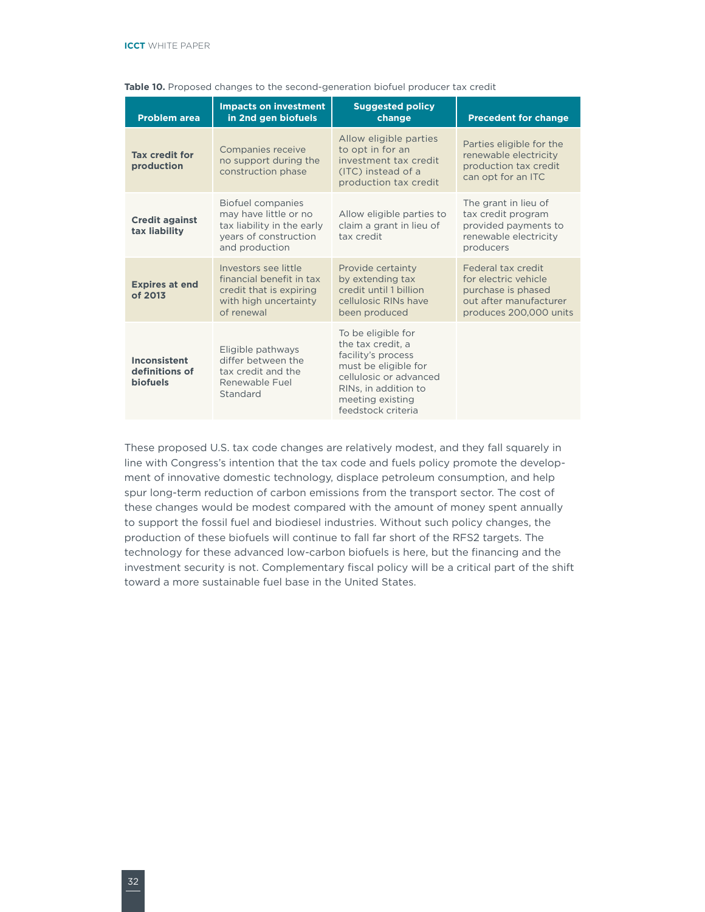**Table 10.** Proposed changes to the second-generation biofuel producer tax credit

| Problem area | Impacts on investment in 2nd gen biofuels | Suggested policy change | Precedent for change |
|---|---|---|---|
| **Tax credit for production** | Companies receive no support during the construction phase | Allow eligible parties to opt in for an investment tax credit (ITC) instead of a production tax credit | Parties eligible for the renewable electricity production tax credit can opt for an ITC |
| **Credit against tax liability** | Biofuel companies may have little or no tax liability in the early years of construction and production | Allow eligible parties to claim a grant in lieu of tax credit | The grant in lieu of tax credit program provided payments to renewable electricity producers |
| **Expires at end of 2013** | Investors see little financial benefit in tax credit that is expiring with high uncertainty of renewal | Provide certainty by extending tax credit until 1 billion cellulosic RINs have been produced | Federal tax credit for electric vehicle purchase is phased out after manufacturer produces 200,000 units |
| **Inconsistent definitions of biofuels** | Eligible pathways differ between the tax credit and the Renewable Fuel Standard | To be eligible for the tax credit, a facility's process must be eligible for cellulosic or advanced RINs, in addition to meeting existing feedstock criteria | |

These proposed U.S. tax code changes are relatively modest, and they fall squarely in line with Congress's intention that the tax code and fuels policy promote the development of innovative domestic technology, displace petroleum consumption, and help spur long-term reduction of carbon emissions from the transport sector. The cost of these changes would be modest compared with the amount of money spent annually to support the fossil fuel and biodiesel industries. Without such policy changes, the production of these biofuels will continue to fall far short of the RFS2 targets. The technology for these advanced low-carbon biofuels is here, but the financing and the investment security is not. Complementary fiscal policy will be a critical part of the shift toward a more sustainable fuel base in the United States.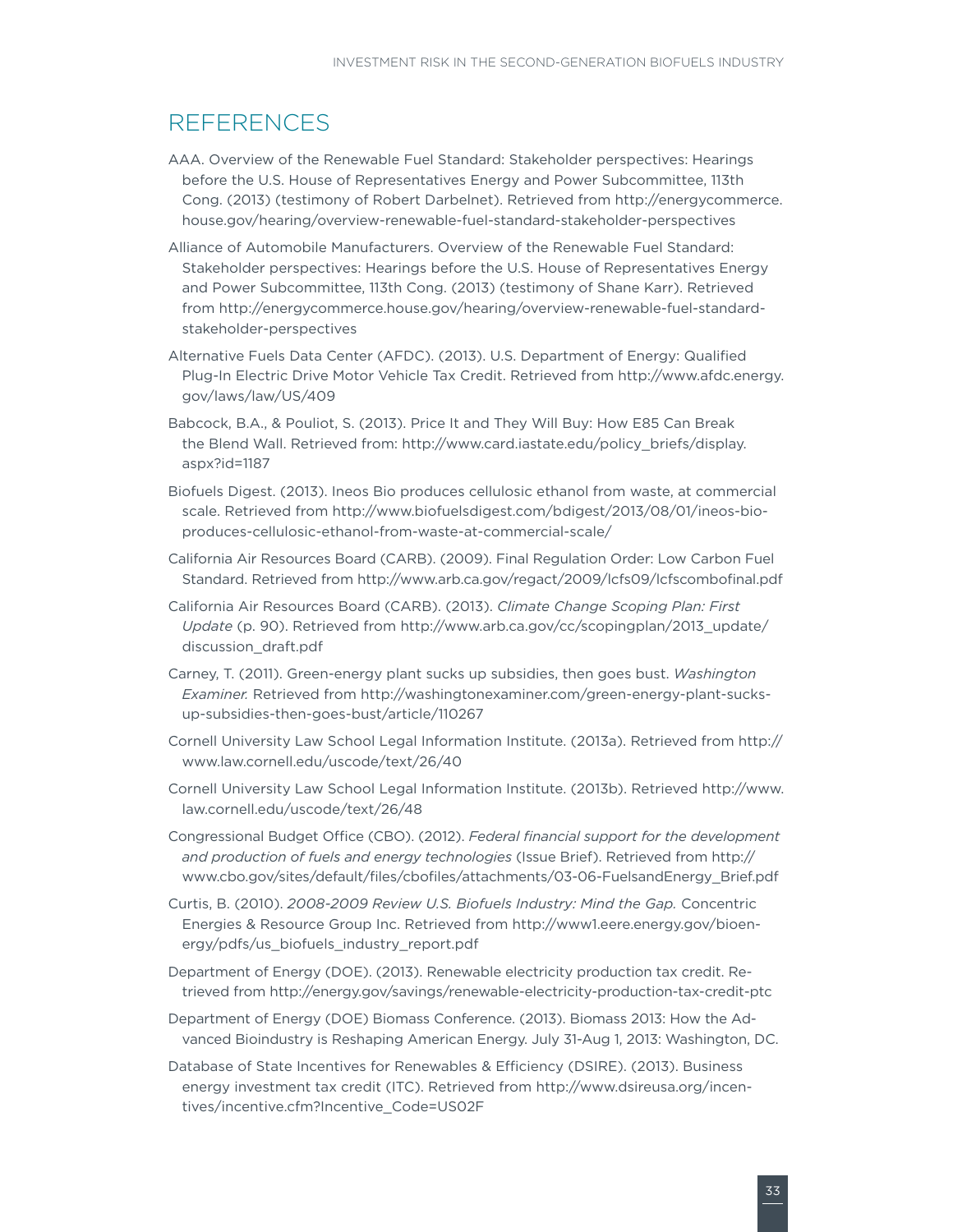# REFERENCES

AAA. Overview of the Renewable Fuel Standard: Stakeholder perspectives: Hearings before the U.S. House of Representatives Energy and Power Subcommittee, 113th Cong. (2013) (testimony of Robert Darbelnet). Retrieved from http://energycommerce.house.gov/hearing/overview-renewable-fuel-standard-stakeholder-perspectives

Alliance of Automobile Manufacturers. Overview of the Renewable Fuel Standard: Stakeholder perspectives: Hearings before the U.S. House of Representatives Energy and Power Subcommittee, 113th Cong. (2013) (testimony of Shane Karr). Retrieved from http://energycommerce.house.gov/hearing/overview-renewable-fuel-standard-stakeholder-perspectives

Alternative Fuels Data Center (AFDC). (2013). U.S. Department of Energy: Qualified Plug-In Electric Drive Motor Vehicle Tax Credit. Retrieved from http://www.afdc.energy.gov/laws/law/US/409

Babcock, B.A., & Pouliot, S. (2013). Price It and They Will Buy: How E85 Can Break the Blend Wall. Retrieved from: http://www.card.iastate.edu/policy_briefs/display.aspx?id=1187

Biofuels Digest. (2013). Ineos Bio produces cellulosic ethanol from waste, at commercial scale. Retrieved from http://www.biofuelsdigest.com/bdigest/2013/08/01/ineos-bio-produces-cellulosic-ethanol-from-waste-at-commercial-scale/

California Air Resources Board (CARB). (2009). Final Regulation Order: Low Carbon Fuel Standard. Retrieved from http://www.arb.ca.gov/regact/2009/lcfs09/lcfscombofinal.pdf

California Air Resources Board (CARB). (2013). *Climate Change Scoping Plan: First Update* (p. 90). Retrieved from http://www.arb.ca.gov/cc/scopingplan/2013_update/discussion_draft.pdf

Carney, T. (2011). Green-energy plant sucks up subsidies, then goes bust. *Washington Examiner.* Retrieved from http://washingtonexaminer.com/green-energy-plant-sucks-up-subsidies-then-goes-bust/article/110267

Cornell University Law School Legal Information Institute. (2013a). Retrieved from http://www.law.cornell.edu/uscode/text/26/40

Cornell University Law School Legal Information Institute. (2013b). Retrieved http://www.law.cornell.edu/uscode/text/26/48

Congressional Budget Office (CBO). (2012). *Federal financial support for the development and production of fuels and energy technologies* (Issue Brief). Retrieved from http://www.cbo.gov/sites/default/files/cbofiles/attachments/03-06-FuelsandEnergy_Brief.pdf

Curtis, B. (2010). *2008-2009 Review U.S. Biofuels Industry: Mind the Gap.* Concentric Energies & Resource Group Inc. Retrieved from http://www1.eere.energy.gov/bioenergy/pdfs/us_biofuels_industry_report.pdf

Department of Energy (DOE). (2013). Renewable electricity production tax credit. Retrieved from http://energy.gov/savings/renewable-electricity-production-tax-credit-ptc

Department of Energy (DOE) Biomass Conference. (2013). Biomass 2013: How the Advanced Bioindustry is Reshaping American Energy. July 31-Aug 1, 2013: Washington, DC.

Database of State Incentives for Renewables & Efficiency (DSIRE). (2013). Business energy investment tax credit (ITC). Retrieved from http://www.dsireusa.org/incentives/incentive.cfm?Incentive_Code=US02F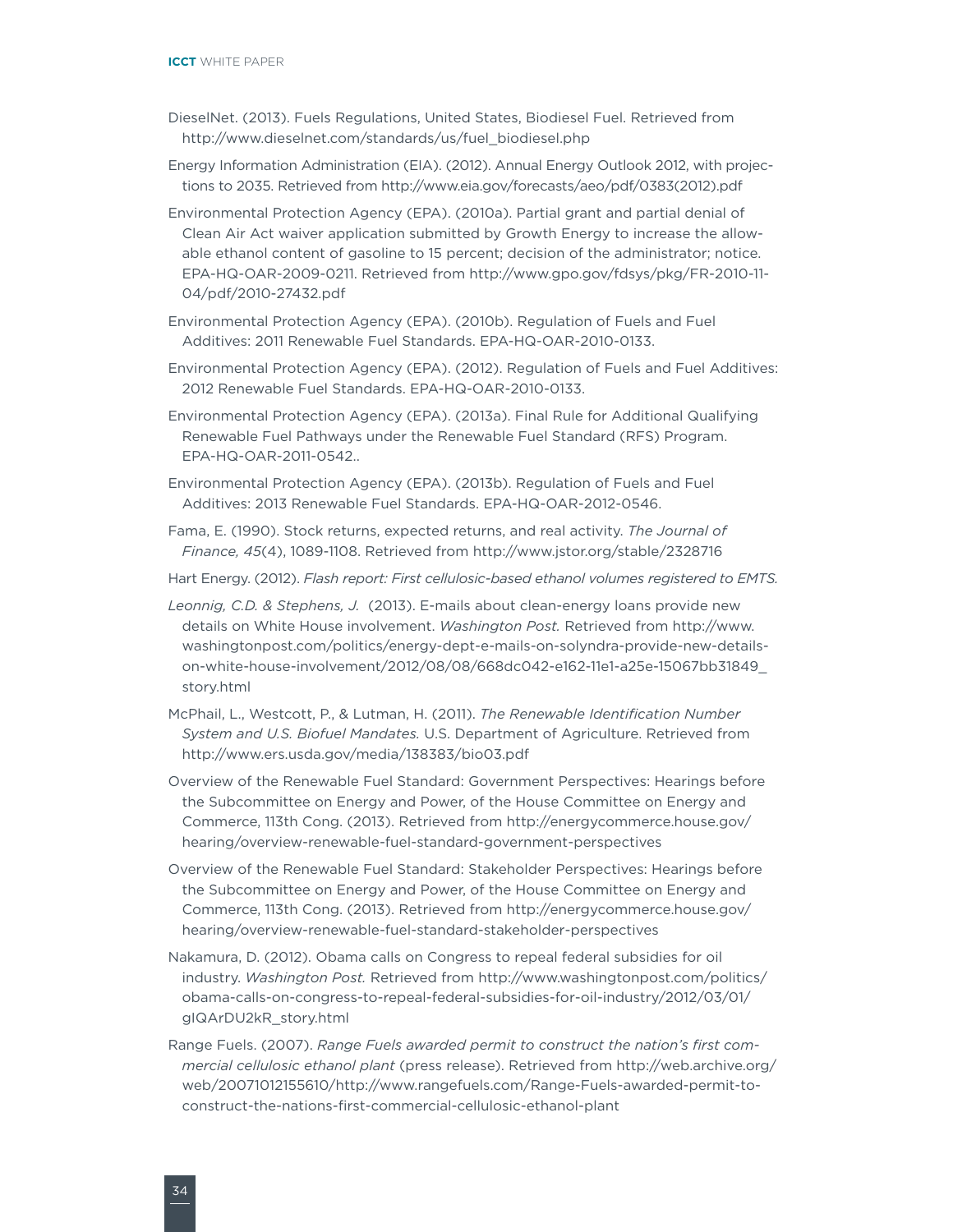DieselNet. (2013). Fuels Regulations, United States, Biodiesel Fuel. Retrieved from http://www.dieselnet.com/standards/us/fuel_biodiesel.php

Energy Information Administration (EIA). (2012). Annual Energy Outlook 2012, with projections to 2035. Retrieved from http://www.eia.gov/forecasts/aeo/pdf/0383(2012).pdf

Environmental Protection Agency (EPA). (2010a). Partial grant and partial denial of Clean Air Act waiver application submitted by Growth Energy to increase the allowable ethanol content of gasoline to 15 percent; decision of the administrator; notice. EPA-HQ-OAR-2009-0211. Retrieved from http://www.gpo.gov/fdsys/pkg/FR-2010-11-04/pdf/2010-27432.pdf

Environmental Protection Agency (EPA). (2010b). Regulation of Fuels and Fuel Additives: 2011 Renewable Fuel Standards. EPA-HQ-OAR-2010-0133.

Environmental Protection Agency (EPA). (2012). Regulation of Fuels and Fuel Additives: 2012 Renewable Fuel Standards. EPA-HQ-OAR-2010-0133.

Environmental Protection Agency (EPA). (2013a). Final Rule for Additional Qualifying Renewable Fuel Pathways under the Renewable Fuel Standard (RFS) Program. EPA-HQ-OAR-2011-0542..

Environmental Protection Agency (EPA). (2013b). Regulation of Fuels and Fuel Additives: 2013 Renewable Fuel Standards. EPA-HQ-OAR-2012-0546.

Fama, E. (1990). Stock returns, expected returns, and real activity. *The Journal of Finance, 45*(4), 1089-1108. Retrieved from http://www.jstor.org/stable/2328716

Hart Energy. (2012). *Flash report: First cellulosic-based ethanol volumes registered to EMTS.*

*Leonnig, C.D. & Stephens, J.* (2013). E-mails about clean-energy loans provide new details on White House involvement. *Washington Post.* Retrieved from http://www.washingtonpost.com/politics/energy-dept-e-mails-on-solyndra-provide-new-details-on-white-house-involvement/2012/08/08/668dc042-e162-11e1-a25e-15067bb31849_story.html

McPhail, L., Westcott, P., & Lutman, H. (2011). *The Renewable Identification Number System and U.S. Biofuel Mandates.* U.S. Department of Agriculture. Retrieved from http://www.ers.usda.gov/media/138383/bio03.pdf

Overview of the Renewable Fuel Standard: Government Perspectives: Hearings before the Subcommittee on Energy and Power, of the House Committee on Energy and Commerce, 113th Cong. (2013). Retrieved from http://energycommerce.house.gov/hearing/overview-renewable-fuel-standard-government-perspectives

Overview of the Renewable Fuel Standard: Stakeholder Perspectives: Hearings before the Subcommittee on Energy and Power, of the House Committee on Energy and Commerce, 113th Cong. (2013). Retrieved from http://energycommerce.house.gov/hearing/overview-renewable-fuel-standard-stakeholder-perspectives

Nakamura, D. (2012). Obama calls on Congress to repeal federal subsidies for oil industry. *Washington Post.* Retrieved from http://www.washingtonpost.com/politics/obama-calls-on-congress-to-repeal-federal-subsidies-for-oil-industry/2012/03/01/gIQArDU2kR_story.html

Range Fuels. (2007). *Range Fuels awarded permit to construct the nation's first commercial cellulosic ethanol plant* (press release). Retrieved from http://web.archive.org/web/20071012155610/http://www.rangefuels.com/Range-Fuels-awarded-permit-to-construct-the-nations-first-commercial-cellulosic-ethanol-plant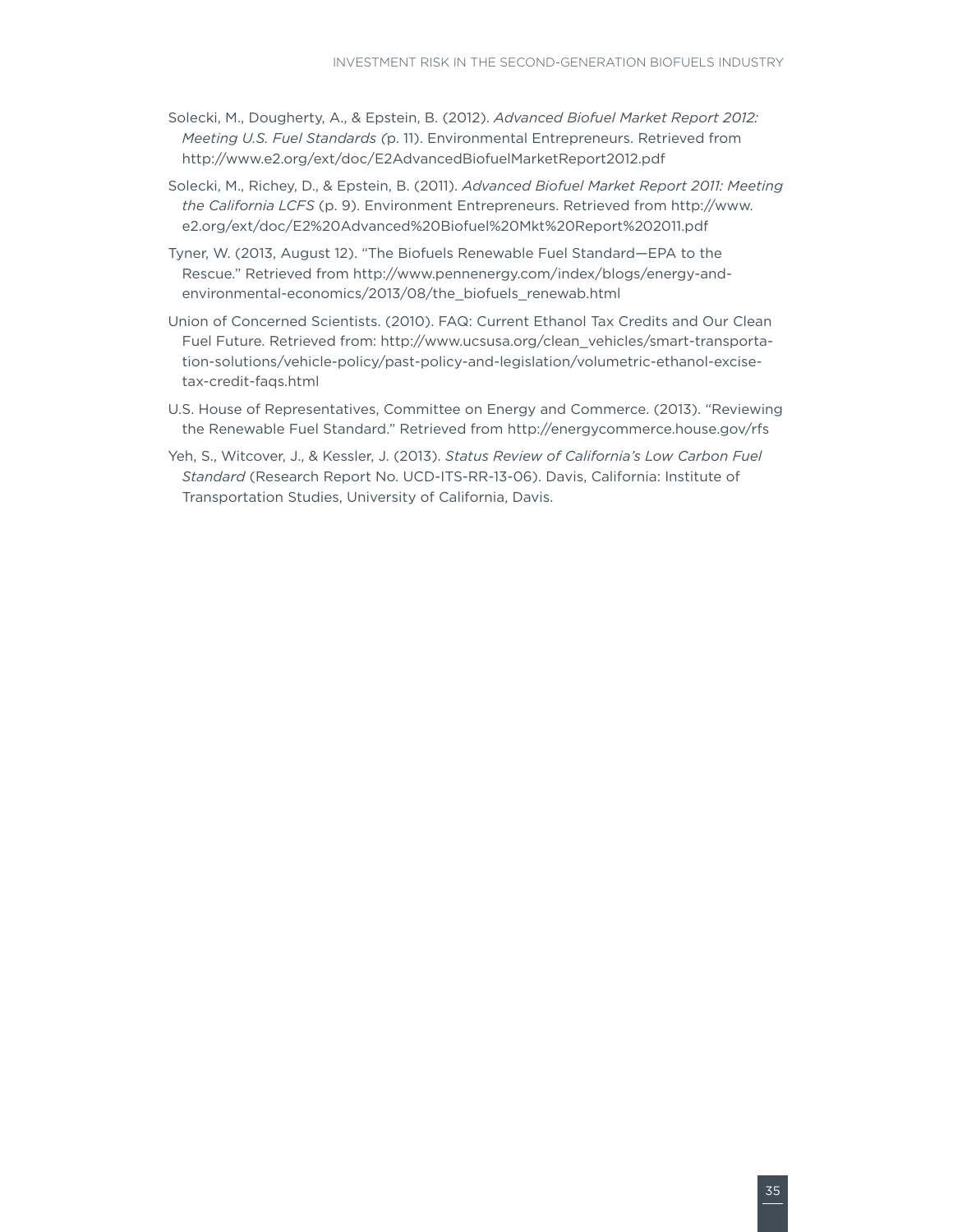Solecki, M., Dougherty, A., & Epstein, B. (2012). *Advanced Biofuel Market Report 2012: Meeting U.S. Fuel Standards (*p. 11). Environmental Entrepreneurs. Retrieved from http://www.e2.org/ext/doc/E2AdvancedBiofuelMarketReport2012.pdf

Solecki, M., Richey, D., & Epstein, B. (2011). *Advanced Biofuel Market Report 2011: Meeting the California LCFS* (p. 9). Environment Entrepreneurs. Retrieved from http://www.e2.org/ext/doc/E2%20Advanced%20Biofuel%20Mkt%20Report%202011.pdf

Tyner, W. (2013, August 12). "The Biofuels Renewable Fuel Standard—EPA to the Rescue." Retrieved from http://www.pennenergy.com/index/blogs/energy-and-environmental-economics/2013/08/the_biofuels_renewab.html

Union of Concerned Scientists. (2010). FAQ: Current Ethanol Tax Credits and Our Clean Fuel Future. Retrieved from: http://www.ucsusa.org/clean_vehicles/smart-transportation-solutions/vehicle-policy/past-policy-and-legislation/volumetric-ethanol-excise-tax-credit-faqs.html

U.S. House of Representatives, Committee on Energy and Commerce. (2013). "Reviewing the Renewable Fuel Standard." Retrieved from http://energycommerce.house.gov/rfs

Yeh, S., Witcover, J., & Kessler, J. (2013). *Status Review of California's Low Carbon Fuel Standard* (Research Report No. UCD-ITS-RR-13-06). Davis, California: Institute of Transportation Studies, University of California, Davis.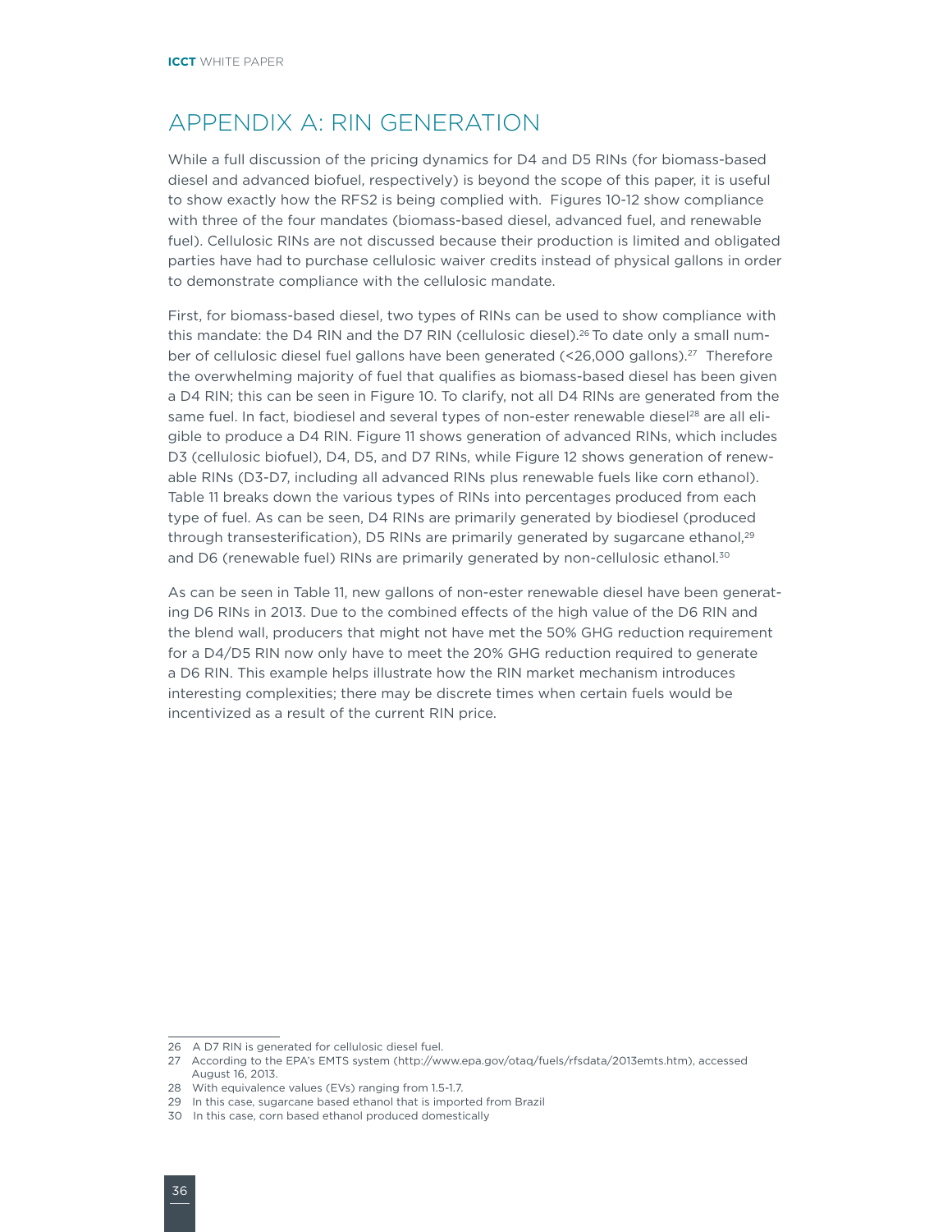## APPENDIX A: RIN GENERATION

While a full discussion of the pricing dynamics for D4 and D5 RINs (for biomass-based diesel and advanced biofuel, respectively) is beyond the scope of this paper, it is useful to show exactly how the RFS2 is being complied with. Figures 10-12 show compliance with three of the four mandates (biomass-based diesel, advanced fuel, and renewable fuel). Cellulosic RINs are not discussed because their production is limited and obligated parties have had to purchase cellulosic waiver credits instead of physical gallons in order to demonstrate compliance with the cellulosic mandate.

First, for biomass-based diesel, two types of RINs can be used to show compliance with this mandate: the D4 RIN and the D7 RIN (cellulosic diesel).[26] To date only a small number of cellulosic diesel fuel gallons have been generated (<26,000 gallons).[27] Therefore the overwhelming majority of fuel that qualifies as biomass-based diesel has been given a D4 RIN; this can be seen in Figure 10. To clarify, not all D4 RINs are generated from the same fuel. In fact, biodiesel and several types of non-ester renewable diesel[28] are all eligible to produce a D4 RIN. Figure 11 shows generation of advanced RINs, which includes D3 (cellulosic biofuel), D4, D5, and D7 RINs, while Figure 12 shows generation of renewable RINs (D3-D7, including all advanced RINs plus renewable fuels like corn ethanol). Table 11 breaks down the various types of RINs into percentages produced from each type of fuel. As can be seen, D4 RINs are primarily generated by biodiesel (produced through transesterification), D5 RINs are primarily generated by sugarcane ethanol,[29] and D6 (renewable fuel) RINs are primarily generated by non-cellulosic ethanol.[30]

As can be seen in Table 11, new gallons of non-ester renewable diesel have been generating D6 RINs in 2013. Due to the combined effects of the high value of the D6 RIN and the blend wall, producers that might not have met the 50% GHG reduction requirement for a D4/D5 RIN now only have to meet the 20% GHG reduction required to generate a D6 RIN. This example helps illustrate how the RIN market mechanism introduces interesting complexities; there may be discrete times when certain fuels would be incentivized as a result of the current RIN price.

---

26 A D7 RIN is generated for cellulosic diesel fuel.

27 According to the EPA's EMTS system (http://www.epa.gov/otaq/fuels/rfsdata/2013emts.htm), accessed August 16, 2013.

28 With equivalence values (EVs) ranging from 1.5-1.7.

29 In this case, sugarcane based ethanol that is imported from Brazil

30 In this case, corn based ethanol produced domestically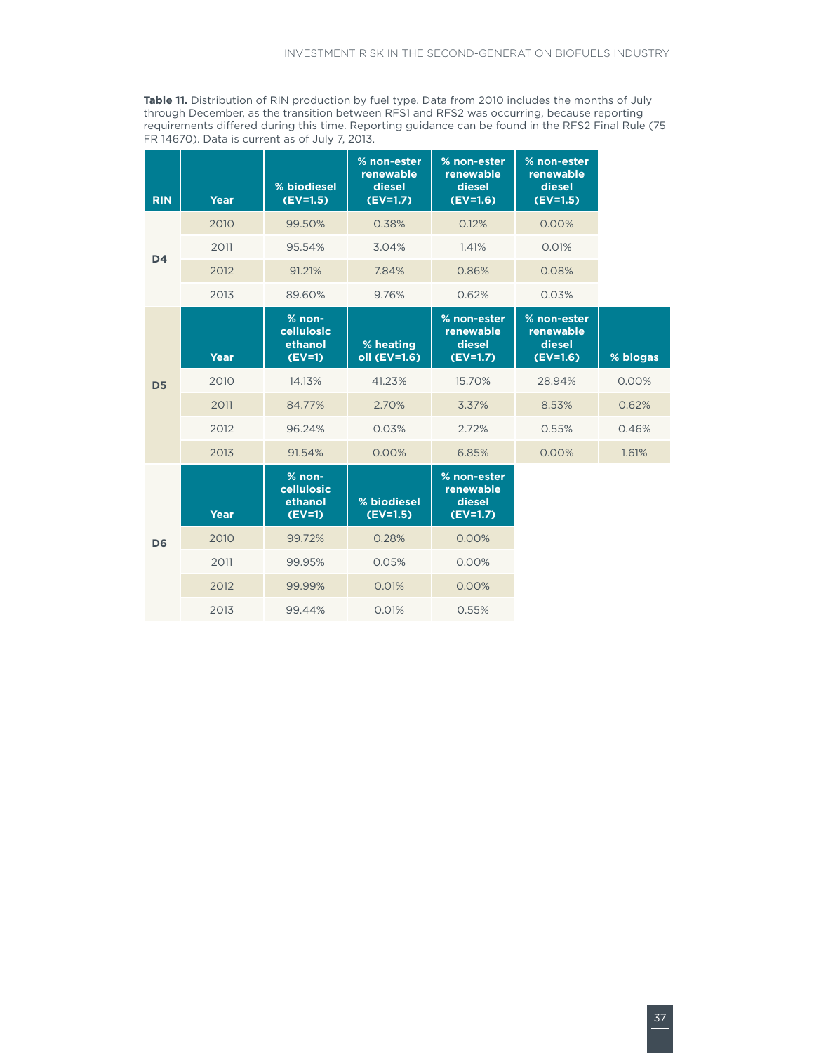**Table 11.** Distribution of RIN production by fuel type. Data from 2010 includes the months of July through December, as the transition between RFS1 and RFS2 was occurring, because reporting requirements differed during this time. Reporting guidance can be found in the RFS2 Final Rule (75 FR 14670). Data is current as of July 7, 2013.

| RIN | Year | % biodiesel (EV=1.5) | % non-ester renewable diesel (EV=1.7) | % non-ester renewable diesel (EV=1.6) | % non-ester renewable diesel (EV=1.5) | |
|---|---|---|---|---|---|---|
| D4 | 2010 | 99.50% | 0.38% | 0.12% | 0.00% | |
| | 2011 | 95.54% | 3.04% | 1.41% | 0.01% | |
| | 2012 | 91.21% | 7.84% | 0.86% | 0.08% | |
| | 2013 | 89.60% | 9.76% | 0.62% | 0.03% | |
| D5 | **Year** | **% non-cellulosic ethanol (EV=1)** | **% heating oil (EV=1.6)** | **% non-ester renewable diesel (EV=1.7)** | **% non-ester renewable diesel (EV=1.6)** | **% biogas** |
| | 2010 | 14.13% | 41.23% | 15.70% | 28.94% | 0.00% |
| | 2011 | 84.77% | 2.70% | 3.37% | 8.53% | 0.62% |
| | 2012 | 96.24% | 0.03% | 2.72% | 0.55% | 0.46% |
| | 2013 | 91.54% | 0.00% | 6.85% | 0.00% | 1.61% |
| D6 | **Year** | **% non-cellulosic ethanol (EV=1)** | **% biodiesel (EV=1.5)** | **% non-ester renewable diesel (EV=1.7)** | | |
| | 2010 | 99.72% | 0.28% | 0.00% | | |
| | 2011 | 99.95% | 0.05% | 0.00% | | |
| | 2012 | 99.99% | 0.01% | 0.00% | | |
| | 2013 | 99.44% | 0.01% | 0.55% | | |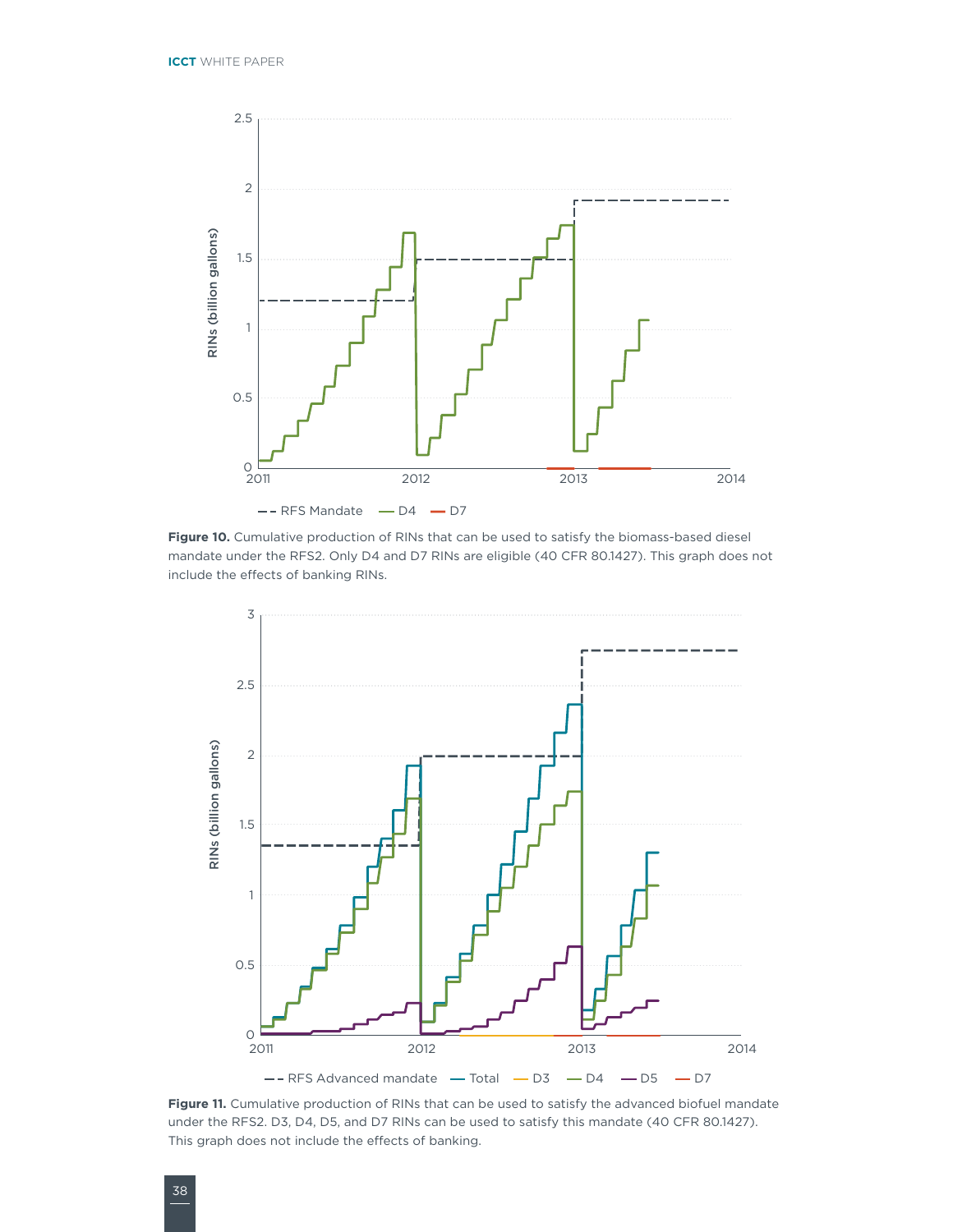**Figure 10.** Cumulative production of RINs that can be used to satisfy the biomass-based diesel mandate under the RFS2. Only D4 and D7 RINs are eligible (40 CFR 80.1427). This graph does not include the effects of banking RINs.

**Figure 11.** Cumulative production of RINs that can be used to satisfy the advanced biofuel mandate under the RFS2. D3, D4, D5, and D7 RINs can be used to satisfy this mandate (40 CFR 80.1427). This graph does not include the effects of banking.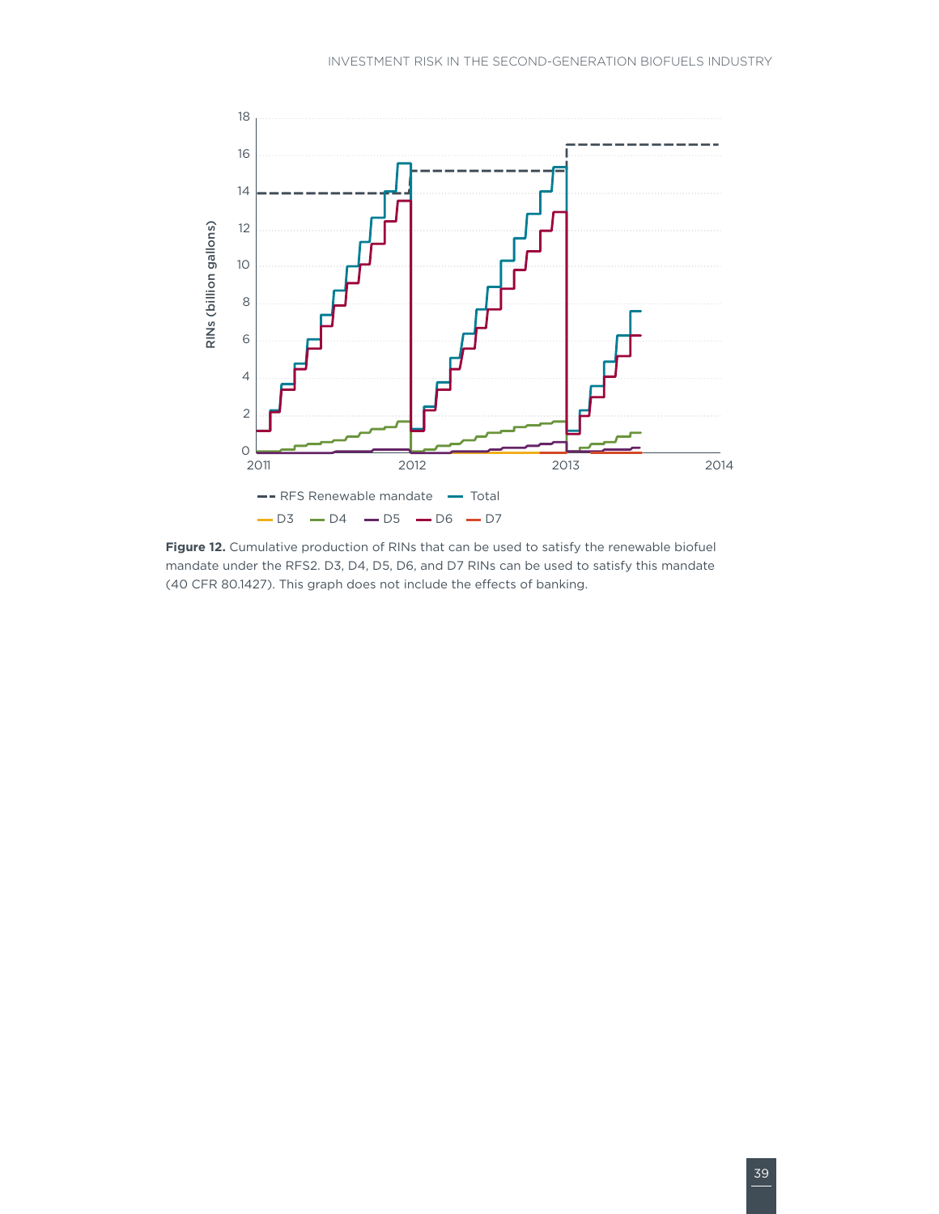**Figure 12.** Cumulative production of RINs that can be used to satisfy the renewable biofuel mandate under the RFS2. D3, D4, D5, D6, and D7 RINs can be used to satisfy this mandate (40 CFR 80.1427). This graph does not include the effects of banking.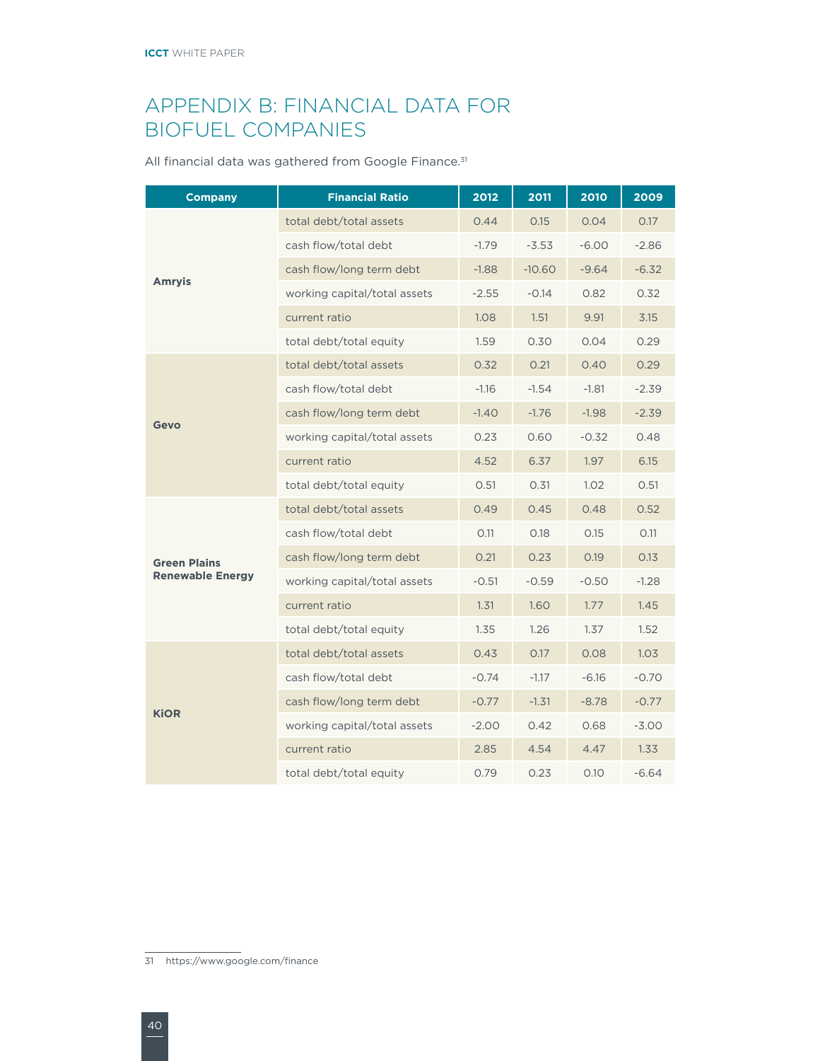# APPENDIX B: FINANCIAL DATA FOR BIOFUEL COMPANIES

All financial data was gathered from Google Finance.[31]

| Company | Financial Ratio | 2012 | 2011 | 2010 | 2009 |
|---|---|---|---|---|---|
| Amryis | total debt/total assets | 0.44 | 0.15 | 0.04 | 0.17 |
| | cash flow/total debt | -1.79 | -3.53 | -6.00 | -2.86 |
| | cash flow/long term debt | -1.88 | -10.60 | -9.64 | -6.32 |
| | working capital/total assets | -2.55 | -0.14 | 0.82 | 0.32 |
| | current ratio | 1.08 | 1.51 | 9.91 | 3.15 |
| | total debt/total equity | 1.59 | 0.30 | 0.04 | 0.29 |
| Gevo | total debt/total assets | 0.32 | 0.21 | 0.40 | 0.29 |
| | cash flow/total debt | -1.16 | -1.54 | -1.81 | -2.39 |
| | cash flow/long term debt | -1.40 | -1.76 | -1.98 | -2.39 |
| | working capital/total assets | 0.23 | 0.60 | -0.32 | 0.48 |
| | current ratio | 4.52 | 6.37 | 1.97 | 6.15 |
| | total debt/total equity | 0.51 | 0.31 | 1.02 | 0.51 |
| Green Plains Renewable Energy | total debt/total assets | 0.49 | 0.45 | 0.48 | 0.52 |
| | cash flow/total debt | 0.11 | 0.18 | 0.15 | 0.11 |
| | cash flow/long term debt | 0.21 | 0.23 | 0.19 | 0.13 |
| | working capital/total assets | -0.51 | -0.59 | -0.50 | -1.28 |
| | current ratio | 1.31 | 1.60 | 1.77 | 1.45 |
| | total debt/total equity | 1.35 | 1.26 | 1.37 | 1.52 |
| KiOR | total debt/total assets | 0.43 | 0.17 | 0.08 | 1.03 |
| | cash flow/total debt | -0.74 | -1.17 | -6.16 | -0.70 |
| | cash flow/long term debt | -0.77 | -1.31 | -8.78 | -0.77 |
| | working capital/total assets | -2.00 | 0.42 | 0.68 | -3.00 |
| | current ratio | 2.85 | 4.54 | 4.47 | 1.33 |
| | total debt/total equity | 0.79 | 0.23 | 0.10 | -6.64 |

31 https://www.google.com/finance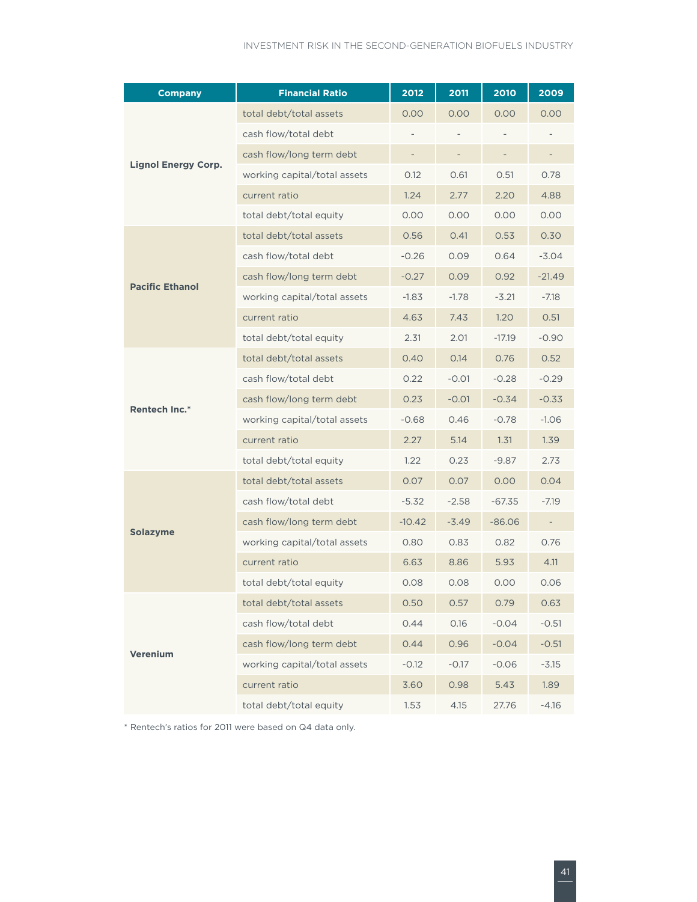| Company | Financial Ratio | 2012 | 2011 | 2010 | 2009 |
|---|---|---|---|---|---|
| Lignol Energy Corp. | total debt/total assets | 0.00 | 0.00 | 0.00 | 0.00 |
| | cash flow/total debt | - | - | - | - |
| | cash flow/long term debt | - | - | - | - |
| | working capital/total assets | 0.12 | 0.61 | 0.51 | 0.78 |
| | current ratio | 1.24 | 2.77 | 2.20 | 4.88 |
| | total debt/total equity | 0.00 | 0.00 | 0.00 | 0.00 |
| Pacific Ethanol | total debt/total assets | 0.56 | 0.41 | 0.53 | 0.30 |
| | cash flow/total debt | -0.26 | 0.09 | 0.64 | -3.04 |
| | cash flow/long term debt | -0.27 | 0.09 | 0.92 | -21.49 |
| | working capital/total assets | -1.83 | -1.78 | -3.21 | -7.18 |
| | current ratio | 4.63 | 7.43 | 1.20 | 0.51 |
| | total debt/total equity | 2.31 | 2.01 | -17.19 | -0.90 |
| Rentech Inc.* | total debt/total assets | 0.40 | 0.14 | 0.76 | 0.52 |
| | cash flow/total debt | 0.22 | -0.01 | -0.28 | -0.29 |
| | cash flow/long term debt | 0.23 | -0.01 | -0.34 | -0.33 |
| | working capital/total assets | -0.68 | 0.46 | -0.78 | -1.06 |
| | current ratio | 2.27 | 5.14 | 1.31 | 1.39 |
| | total debt/total equity | 1.22 | 0.23 | -9.87 | 2.73 |
| Solazyme | total debt/total assets | 0.07 | 0.07 | 0.00 | 0.04 |
| | cash flow/total debt | -5.32 | -2.58 | -67.35 | -7.19 |
| | cash flow/long term debt | -10.42 | -3.49 | -86.06 | - |
| | working capital/total assets | 0.80 | 0.83 | 0.82 | 0.76 |
| | current ratio | 6.63 | 8.86 | 5.93 | 4.11 |
| | total debt/total equity | 0.08 | 0.08 | 0.00 | 0.06 |
| Verenium | total debt/total assets | 0.50 | 0.57 | 0.79 | 0.63 |
| | cash flow/total debt | 0.44 | 0.16 | -0.04 | -0.51 |
| | cash flow/long term debt | 0.44 | 0.96 | -0.04 | -0.51 |
| | working capital/total assets | -0.12 | -0.17 | -0.06 | -3.15 |
| | current ratio | 3.60 | 0.98 | 5.43 | 1.89 |
| | total debt/total equity | 1.53 | 4.15 | 27.76 | -4.16 |

* Rentech's ratios for 2011 were based on Q4 data only.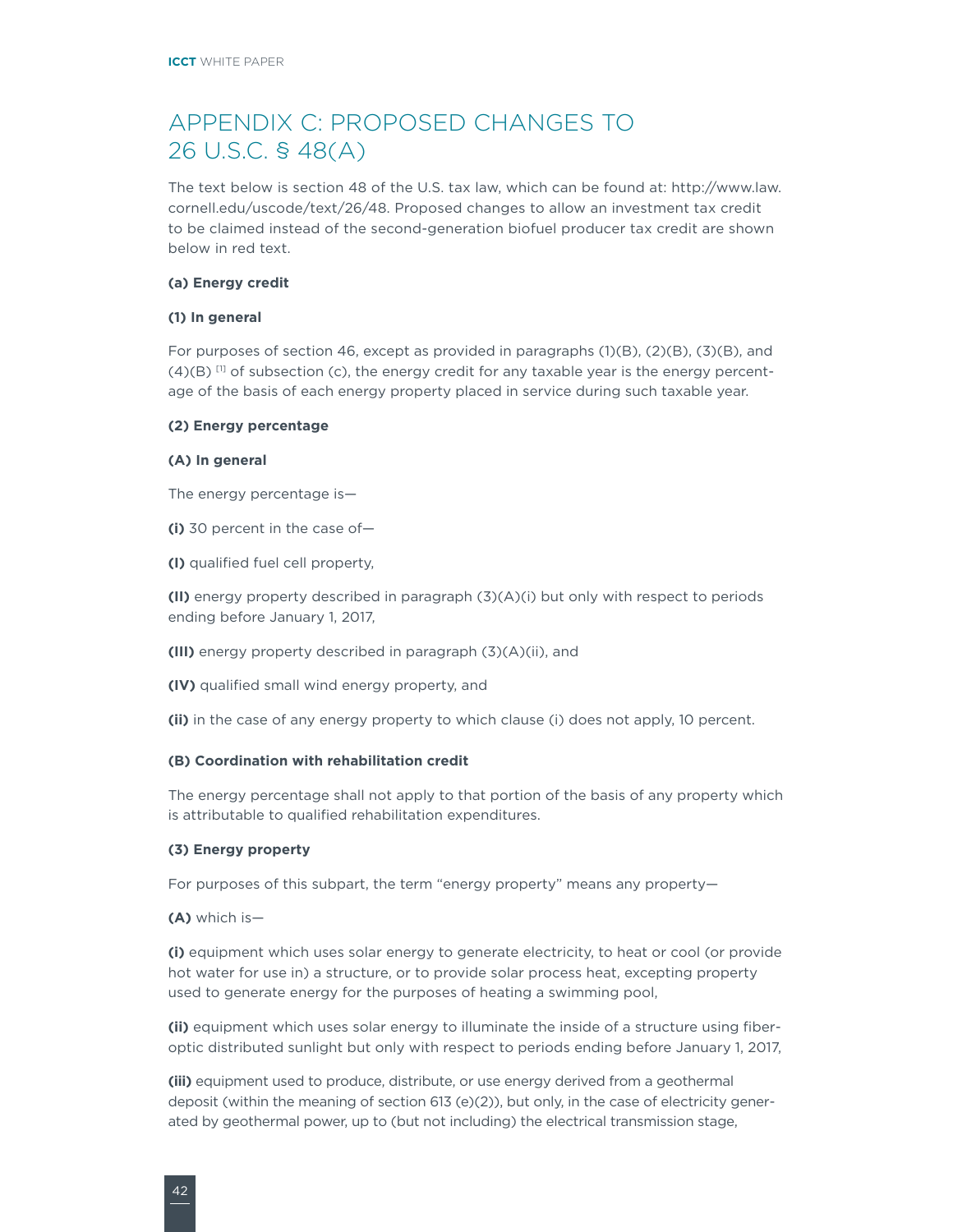# APPENDIX C: PROPOSED CHANGES TO 26 U.S.C. § 48(A)

The text below is section 48 of the U.S. tax law, which can be found at: http://www.law.cornell.edu/uscode/text/26/48. Proposed changes to allow an investment tax credit to be claimed instead of the second-generation biofuel producer tax credit are shown below in red text.

**(a) Energy credit**

**(1) In general**

For purposes of section 46, except as provided in paragraphs (1)(B), (2)(B), (3)(B), and (4)(B) [1] of subsection (c), the energy credit for any taxable year is the energy percentage of the basis of each energy property placed in service during such taxable year.

**(2) Energy percentage**

**(A) In general**

The energy percentage is—

**(i)** 30 percent in the case of—

**(I)** qualified fuel cell property,

**(II)** energy property described in paragraph (3)(A)(i) but only with respect to periods ending before January 1, 2017,

**(III)** energy property described in paragraph (3)(A)(ii), and

**(IV)** qualified small wind energy property, and

**(ii)** in the case of any energy property to which clause (i) does not apply, 10 percent.

**(B) Coordination with rehabilitation credit**

The energy percentage shall not apply to that portion of the basis of any property which is attributable to qualified rehabilitation expenditures.

**(3) Energy property**

For purposes of this subpart, the term "energy property" means any property—

**(A)** which is—

**(i)** equipment which uses solar energy to generate electricity, to heat or cool (or provide hot water for use in) a structure, or to provide solar process heat, excepting property used to generate energy for the purposes of heating a swimming pool,

**(ii)** equipment which uses solar energy to illuminate the inside of a structure using fiber-optic distributed sunlight but only with respect to periods ending before January 1, 2017,

**(iii)** equipment used to produce, distribute, or use energy derived from a geothermal deposit (within the meaning of section 613 (e)(2)), but only, in the case of electricity generated by geothermal power, up to (but not including) the electrical transmission stage,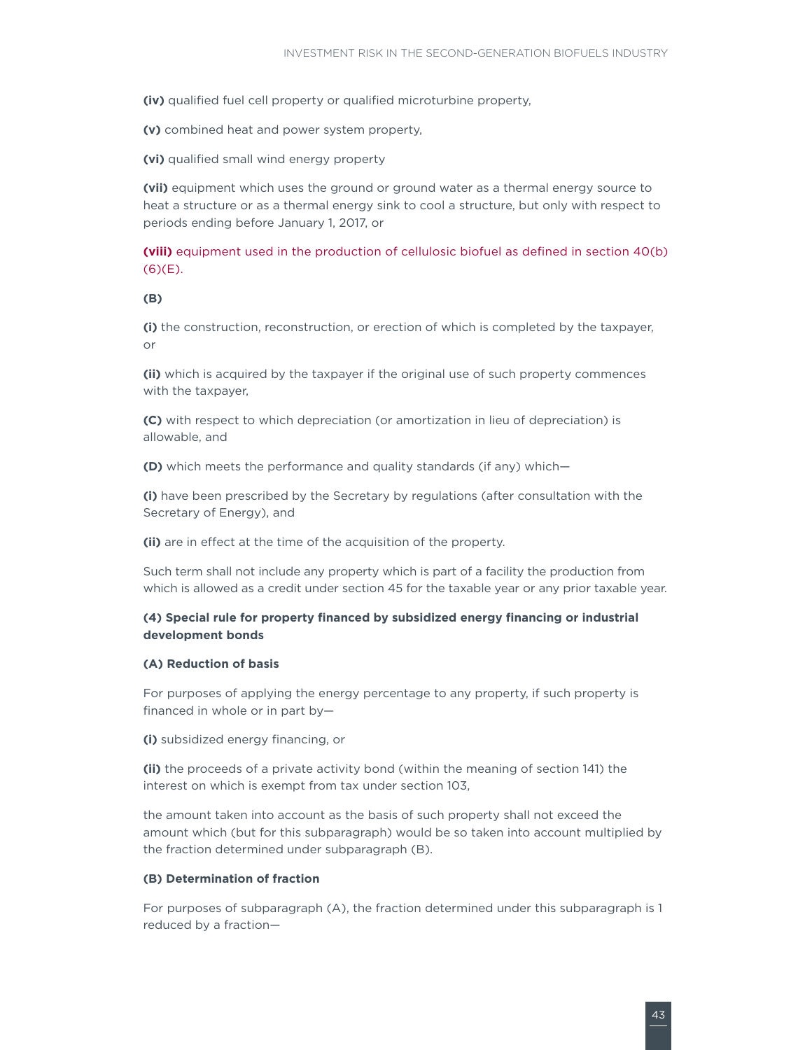**(iv)** qualified fuel cell property or qualified microturbine property,

**(v)** combined heat and power system property,

**(vi)** qualified small wind energy property

**(vii)** equipment which uses the ground or ground water as a thermal energy source to heat a structure or as a thermal energy sink to cool a structure, but only with respect to periods ending before January 1, 2017, or

**(viii)** equipment used in the production of cellulosic biofuel as defined in section 40(b)(6)(E).

**(B)**

**(i)** the construction, reconstruction, or erection of which is completed by the taxpayer, or

**(ii)** which is acquired by the taxpayer if the original use of such property commences with the taxpayer,

**(C)** with respect to which depreciation (or amortization in lieu of depreciation) is allowable, and

**(D)** which meets the performance and quality standards (if any) which—

**(i)** have been prescribed by the Secretary by regulations (after consultation with the Secretary of Energy), and

**(ii)** are in effect at the time of the acquisition of the property.

Such term shall not include any property which is part of a facility the production from which is allowed as a credit under section 45 for the taxable year or any prior taxable year.

**(4) Special rule for property financed by subsidized energy financing or industrial development bonds**

**(A) Reduction of basis**

For purposes of applying the energy percentage to any property, if such property is financed in whole or in part by—

**(i)** subsidized energy financing, or

**(ii)** the proceeds of a private activity bond (within the meaning of section 141) the interest on which is exempt from tax under section 103,

the amount taken into account as the basis of such property shall not exceed the amount which (but for this subparagraph) would be so taken into account multiplied by the fraction determined under subparagraph (B).

**(B) Determination of fraction**

For purposes of subparagraph (A), the fraction determined under this subparagraph is 1 reduced by a fraction—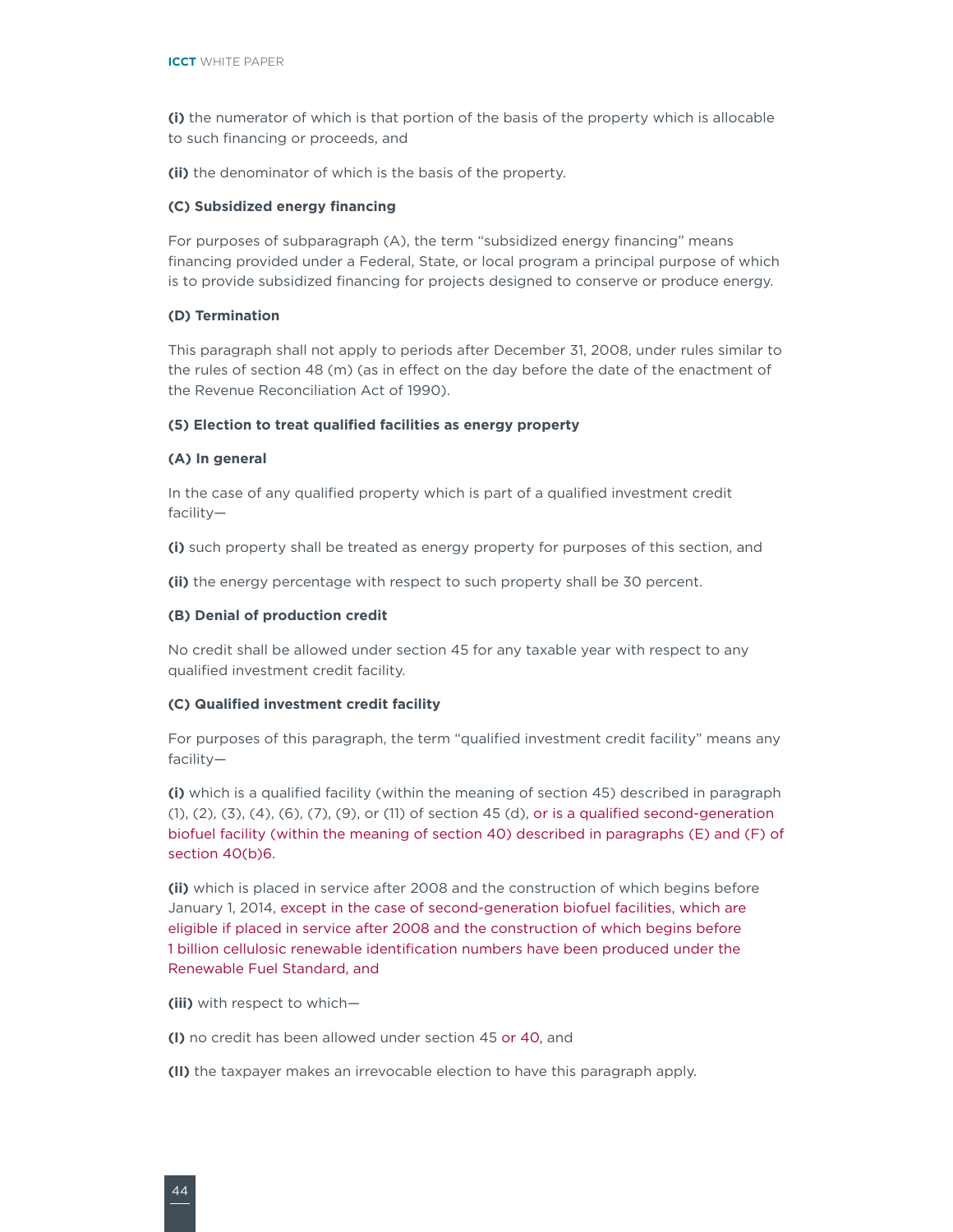**(i)** the numerator of which is that portion of the basis of the property which is allocable to such financing or proceeds, and

**(ii)** the denominator of which is the basis of the property.

**(C) Subsidized energy financing**

For purposes of subparagraph (A), the term “subsidized energy financing” means financing provided under a Federal, State, or local program a principal purpose of which is to provide subsidized financing for projects designed to conserve or produce energy.

**(D) Termination**

This paragraph shall not apply to periods after December 31, 2008, under rules similar to the rules of section 48 (m) (as in effect on the day before the date of the enactment of the Revenue Reconciliation Act of 1990).

**(5) Election to treat qualified facilities as energy property**

**(A) In general**

In the case of any qualified property which is part of a qualified investment credit facility—

**(i)** such property shall be treated as energy property for purposes of this section, and

**(ii)** the energy percentage with respect to such property shall be 30 percent.

**(B) Denial of production credit**

No credit shall be allowed under section 45 for any taxable year with respect to any qualified investment credit facility.

**(C) Qualified investment credit facility**

For purposes of this paragraph, the term “qualified investment credit facility” means any facility—

**(i)** which is a qualified facility (within the meaning of section 45) described in paragraph (1), (2), (3), (4), (6), (7), (9), or (11) of section 45 (d), or is a qualified second-generation biofuel facility (within the meaning of section 40) described in paragraphs (E) and (F) of section 40(b)6.

**(ii)** which is placed in service after 2008 and the construction of which begins before January 1, 2014, except in the case of second-generation biofuel facilities, which are eligible if placed in service after 2008 and the construction of which begins before 1 billion cellulosic renewable identification numbers have been produced under the Renewable Fuel Standard, and

**(iii)** with respect to which—

**(I)** no credit has been allowed under section 45 or 40, and

**(II)** the taxpayer makes an irrevocable election to have this paragraph apply.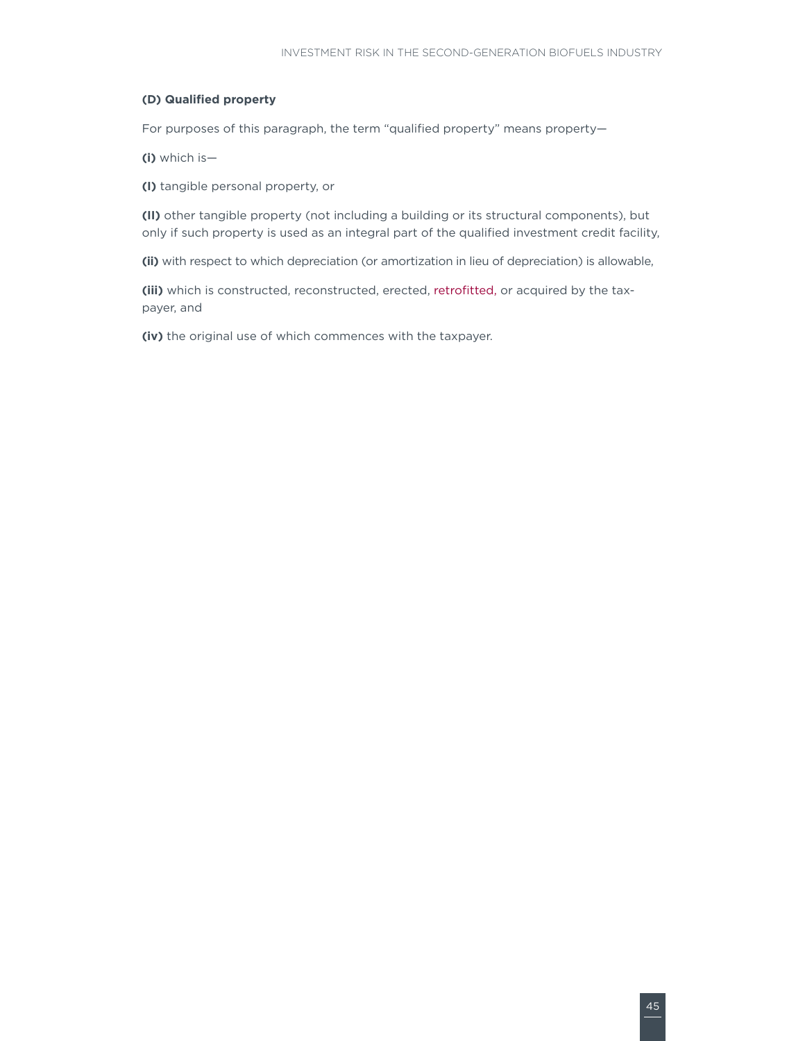**(D) Qualified property**

For purposes of this paragraph, the term "qualified property" means property—

**(i)** which is—

**(I)** tangible personal property, or

**(II)** other tangible property (not including a building or its structural components), but only if such property is used as an integral part of the qualified investment credit facility,

**(ii)** with respect to which depreciation (or amortization in lieu of depreciation) is allowable,

**(iii)** which is constructed, reconstructed, erected, retrofitted, or acquired by the taxpayer, and

**(iv)** the original use of which commences with the taxpayer.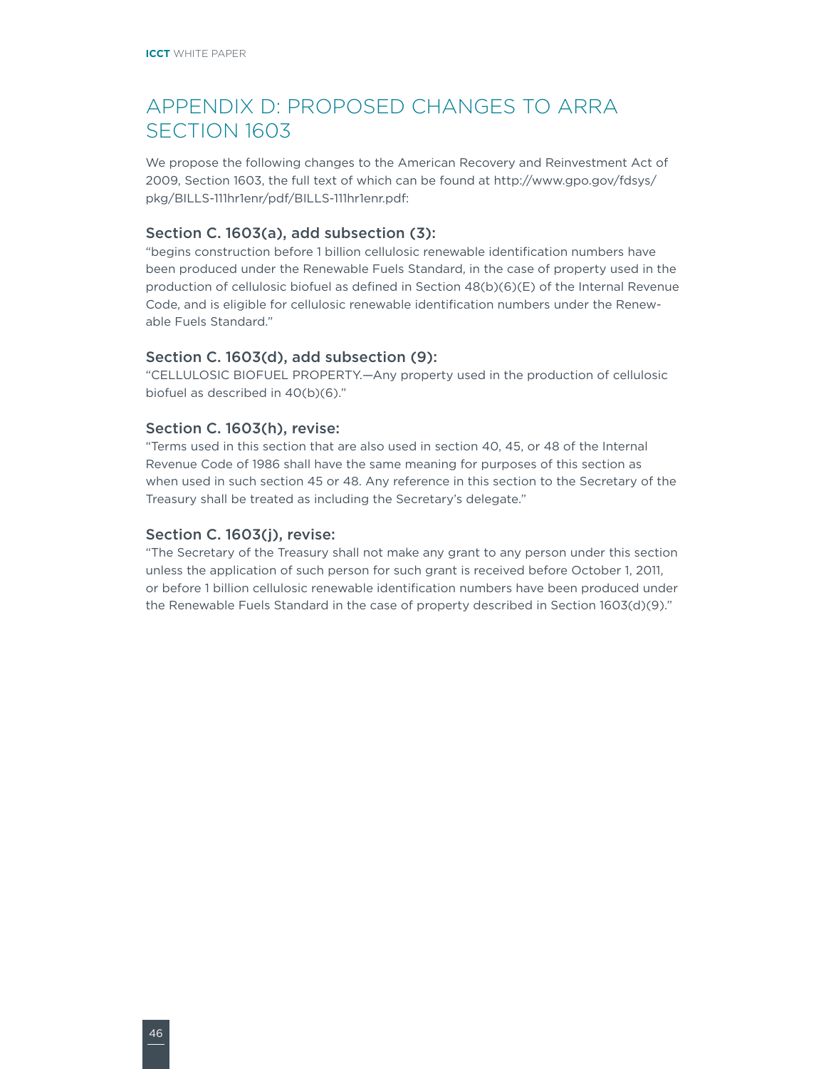# APPENDIX D: PROPOSED CHANGES TO ARRA SECTION 1603

We propose the following changes to the American Recovery and Reinvestment Act of 2009, Section 1603, the full text of which can be found at http://www.gpo.gov/fdsys/pkg/BILLS-111hr1enr/pdf/BILLS-111hr1enr.pdf:

### Section C. 1603(a), add subsection (3):

"begins construction before 1 billion cellulosic renewable identification numbers have been produced under the Renewable Fuels Standard, in the case of property used in the production of cellulosic biofuel as defined in Section 48(b)(6)(E) of the Internal Revenue Code, and is eligible for cellulosic renewable identification numbers under the Renewable Fuels Standard."

### Section C. 1603(d), add subsection (9):

"CELLULOSIC BIOFUEL PROPERTY.—Any property used in the production of cellulosic biofuel as described in 40(b)(6)."

### Section C. 1603(h), revise:

"Terms used in this section that are also used in section 40, 45, or 48 of the Internal Revenue Code of 1986 shall have the same meaning for purposes of this section as when used in such section 45 or 48. Any reference in this section to the Secretary of the Treasury shall be treated as including the Secretary's delegate."

### Section C. 1603(j), revise:

"The Secretary of the Treasury shall not make any grant to any person under this section unless the application of such person for such grant is received before October 1, 2011, or before 1 billion cellulosic renewable identification numbers have been produced under the Renewable Fuels Standard in the case of property described in Section 1603(d)(9)."